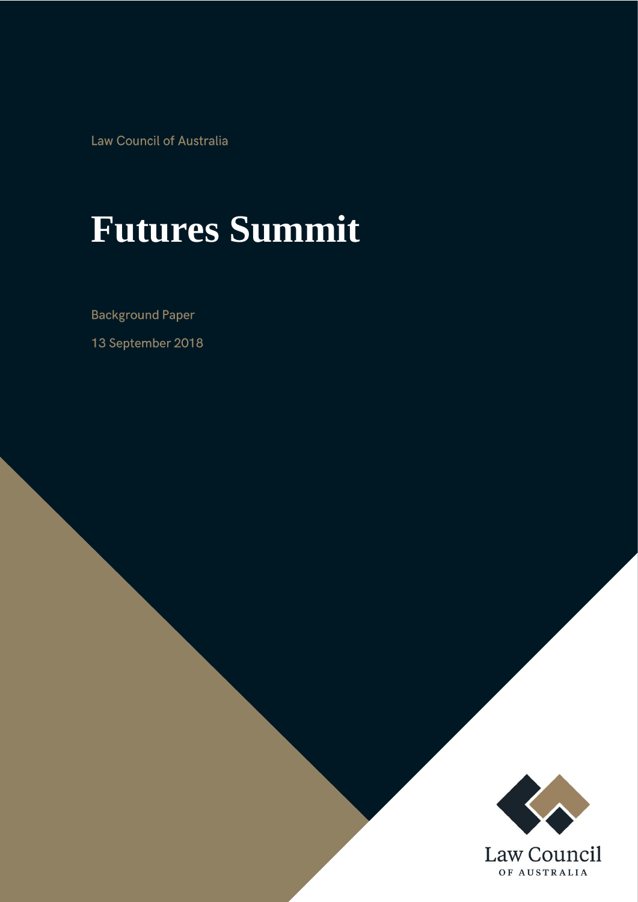Law Council of Australia

# Futures Summit

Background Paper

13 September 2018

Law Council
OF AUSTRALIA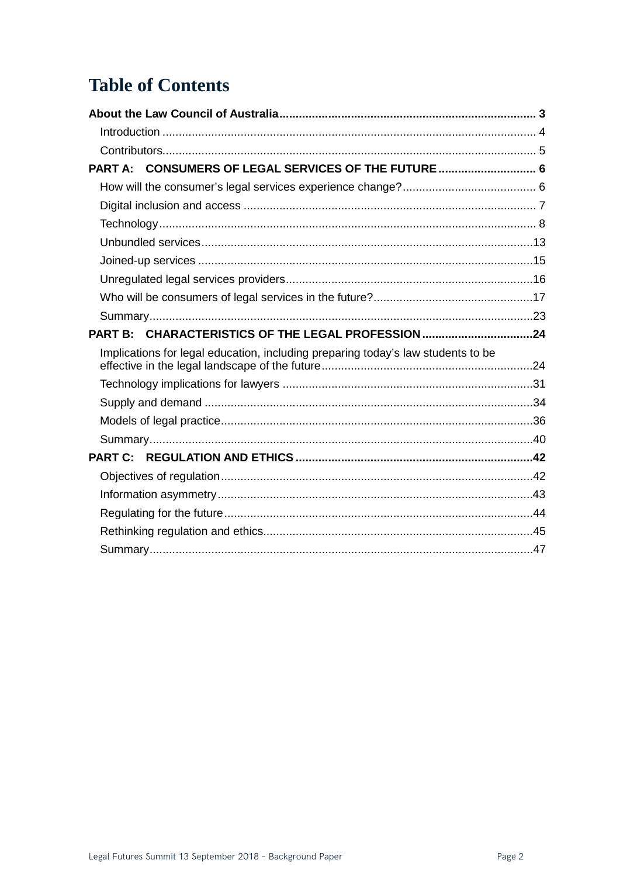# Table of Contents

**About the Law Council of Australia** .... 3

- Introduction .... 4
- Contributors .... 5

**PART A: CONSUMERS OF LEGAL SERVICES OF THE FUTURE** .... 6

- How will the consumer's legal services experience change? .... 6
- Digital inclusion and access .... 7
- Technology .... 8
- Unbundled services .... 13
- Joined-up services .... 15
- Unregulated legal services providers .... 16
- Who will be consumers of legal services in the future? .... 17
- Summary .... 23

**PART B: CHARACTERISTICS OF THE LEGAL PROFESSION** .... 24

- Implications for legal education, including preparing today's law students to be effective in the legal landscape of the future .... 24
- Technology implications for lawyers .... 31
- Supply and demand .... 34
- Models of legal practice .... 36
- Summary .... 40

**PART C: REGULATION AND ETHICS** .... 42

- Objectives of regulation .... 42
- Information asymmetry .... 43
- Regulating for the future .... 44
- Rethinking regulation and ethics .... 45
- Summary .... 47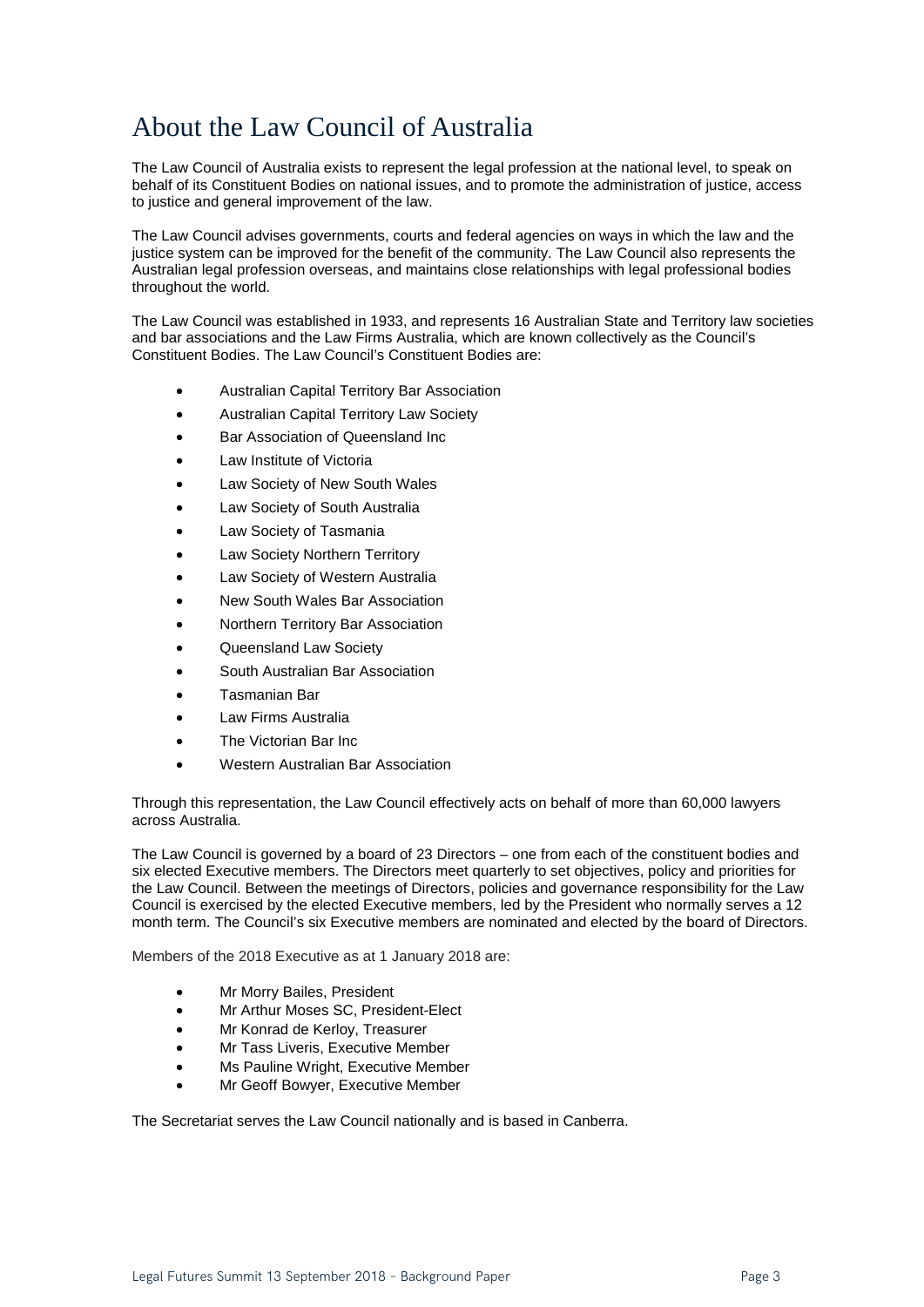# About the Law Council of Australia

The Law Council of Australia exists to represent the legal profession at the national level, to speak on behalf of its Constituent Bodies on national issues, and to promote the administration of justice, access to justice and general improvement of the law.

The Law Council advises governments, courts and federal agencies on ways in which the law and the justice system can be improved for the benefit of the community. The Law Council also represents the Australian legal profession overseas, and maintains close relationships with legal professional bodies throughout the world.

The Law Council was established in 1933, and represents 16 Australian State and Territory law societies and bar associations and the Law Firms Australia, which are known collectively as the Council's Constituent Bodies. The Law Council's Constituent Bodies are:

- Australian Capital Territory Bar Association
- Australian Capital Territory Law Society
- Bar Association of Queensland Inc
- Law Institute of Victoria
- Law Society of New South Wales
- Law Society of South Australia
- Law Society of Tasmania
- Law Society Northern Territory
- Law Society of Western Australia
- New South Wales Bar Association
- Northern Territory Bar Association
- Queensland Law Society
- South Australian Bar Association
- Tasmanian Bar
- Law Firms Australia
- The Victorian Bar Inc
- Western Australian Bar Association

Through this representation, the Law Council effectively acts on behalf of more than 60,000 lawyers across Australia.

The Law Council is governed by a board of 23 Directors – one from each of the constituent bodies and six elected Executive members. The Directors meet quarterly to set objectives, policy and priorities for the Law Council. Between the meetings of Directors, policies and governance responsibility for the Law Council is exercised by the elected Executive members, led by the President who normally serves a 12 month term. The Council's six Executive members are nominated and elected by the board of Directors.

Members of the 2018 Executive as at 1 January 2018 are:

- Mr Morry Bailes, President
- Mr Arthur Moses SC, President-Elect
- Mr Konrad de Kerloy, Treasurer
- Mr Tass Liveris, Executive Member
- Ms Pauline Wright, Executive Member
- Mr Geoff Bowyer, Executive Member

The Secretariat serves the Law Council nationally and is based in Canberra.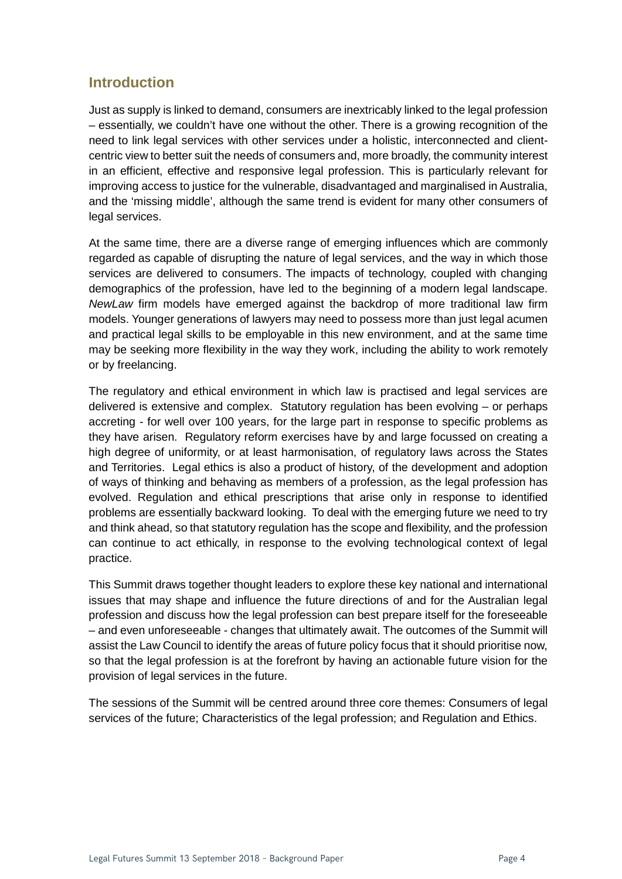## Introduction

Just as supply is linked to demand, consumers are inextricably linked to the legal profession – essentially, we couldn't have one without the other. There is a growing recognition of the need to link legal services with other services under a holistic, interconnected and client-centric view to better suit the needs of consumers and, more broadly, the community interest in an efficient, effective and responsive legal profession. This is particularly relevant for improving access to justice for the vulnerable, disadvantaged and marginalised in Australia, and the 'missing middle', although the same trend is evident for many other consumers of legal services.

At the same time, there are a diverse range of emerging influences which are commonly regarded as capable of disrupting the nature of legal services, and the way in which those services are delivered to consumers. The impacts of technology, coupled with changing demographics of the profession, have led to the beginning of a modern legal landscape. *NewLaw* firm models have emerged against the backdrop of more traditional law firm models. Younger generations of lawyers may need to possess more than just legal acumen and practical legal skills to be employable in this new environment, and at the same time may be seeking more flexibility in the way they work, including the ability to work remotely or by freelancing.

The regulatory and ethical environment in which law is practised and legal services are delivered is extensive and complex. Statutory regulation has been evolving – or perhaps accreting - for well over 100 years, for the large part in response to specific problems as they have arisen. Regulatory reform exercises have by and large focussed on creating a high degree of uniformity, or at least harmonisation, of regulatory laws across the States and Territories. Legal ethics is also a product of history, of the development and adoption of ways of thinking and behaving as members of a profession, as the legal profession has evolved. Regulation and ethical prescriptions that arise only in response to identified problems are essentially backward looking. To deal with the emerging future we need to try and think ahead, so that statutory regulation has the scope and flexibility, and the profession can continue to act ethically, in response to the evolving technological context of legal practice.

This Summit draws together thought leaders to explore these key national and international issues that may shape and influence the future directions of and for the Australian legal profession and discuss how the legal profession can best prepare itself for the foreseeable – and even unforeseeable - changes that ultimately await. The outcomes of the Summit will assist the Law Council to identify the areas of future policy focus that it should prioritise now, so that the legal profession is at the forefront by having an actionable future vision for the provision of legal services in the future.

The sessions of the Summit will be centred around three core themes: Consumers of legal services of the future; Characteristics of the legal profession; and Regulation and Ethics.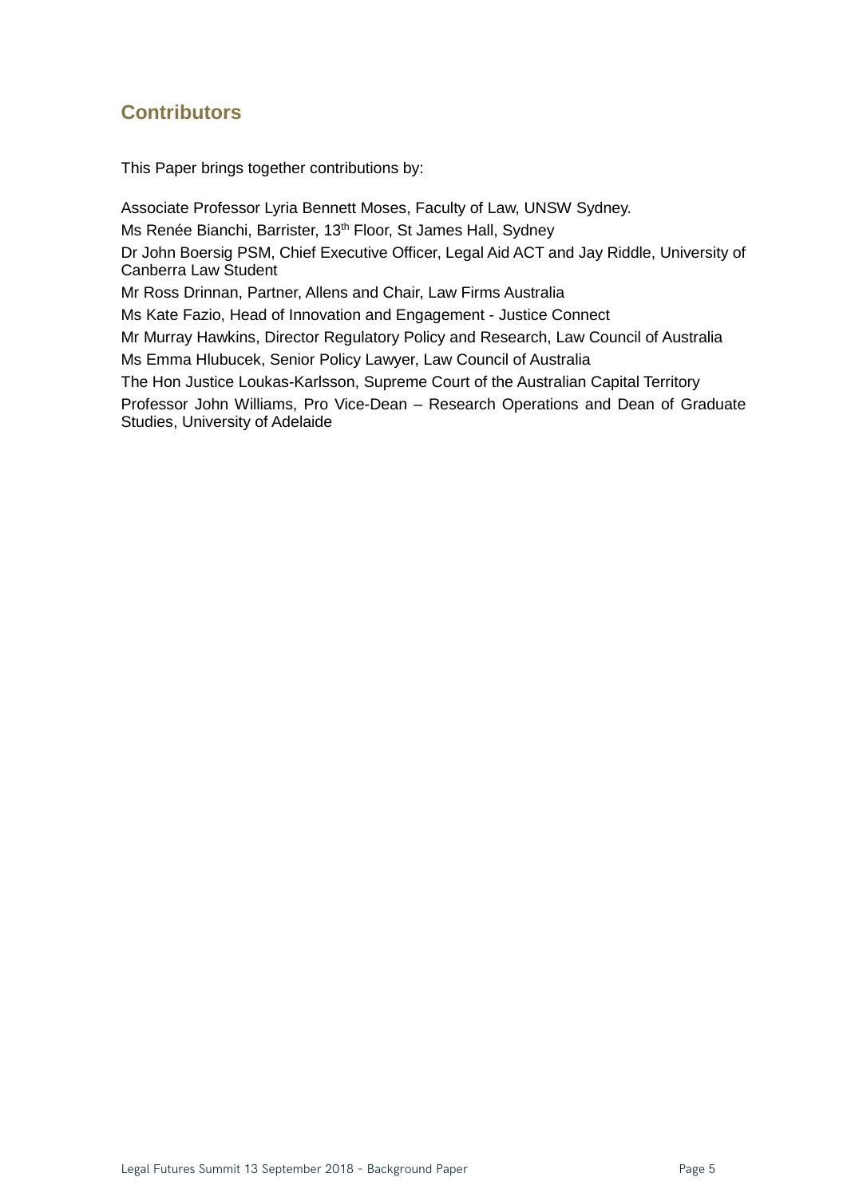## Contributors

This Paper brings together contributions by:

Associate Professor Lyria Bennett Moses, Faculty of Law, UNSW Sydney.

Ms Renée Bianchi, Barrister, 13th Floor, St James Hall, Sydney

Dr John Boersig PSM, Chief Executive Officer, Legal Aid ACT and Jay Riddle, University of Canberra Law Student

Mr Ross Drinnan, Partner, Allens and Chair, Law Firms Australia

Ms Kate Fazio, Head of Innovation and Engagement - Justice Connect

Mr Murray Hawkins, Director Regulatory Policy and Research, Law Council of Australia

Ms Emma Hlubucek, Senior Policy Lawyer, Law Council of Australia

The Hon Justice Loukas-Karlsson, Supreme Court of the Australian Capital Territory

Professor John Williams, Pro Vice-Dean – Research Operations and Dean of Graduate Studies, University of Adelaide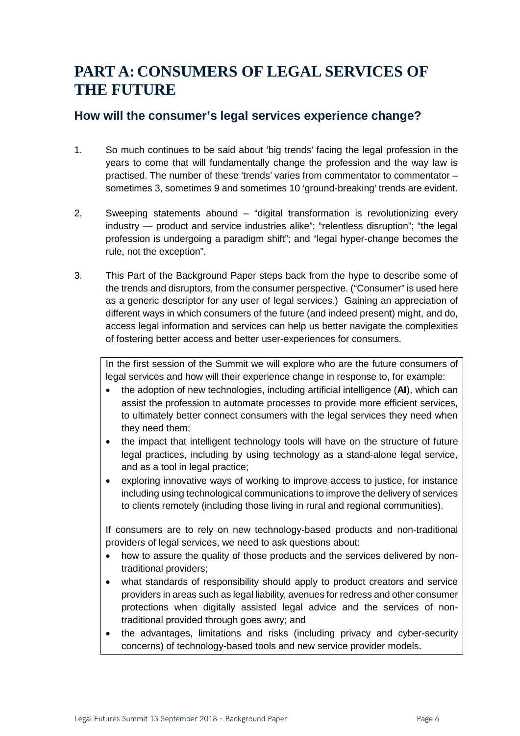# PART A: CONSUMERS OF LEGAL SERVICES OF THE FUTURE

## How will the consumer's legal services experience change?

1. So much continues to be said about 'big trends' facing the legal profession in the years to come that will fundamentally change the profession and the way law is practised. The number of these 'trends' varies from commentator to commentator – sometimes 3, sometimes 9 and sometimes 10 'ground-breaking' trends are evident.

2. Sweeping statements abound – "digital transformation is revolutionizing every industry — product and service industries alike"; "relentless disruption"; "the legal profession is undergoing a paradigm shift"; and "legal hyper-change becomes the rule, not the exception".

3. This Part of the Background Paper steps back from the hype to describe some of the trends and disruptors, from the consumer perspective. ("Consumer" is used here as a generic descriptor for any user of legal services.) Gaining an appreciation of different ways in which consumers of the future (and indeed present) might, and do, access legal information and services can help us better navigate the complexities of fostering better access and better user-experiences for consumers.

> In the first session of the Summit we will explore who are the future consumers of legal services and how will their experience change in response to, for example:
>
> - the adoption of new technologies, including artificial intelligence (**AI**), which can assist the profession to automate processes to provide more efficient services, to ultimately better connect consumers with the legal services they need when they need them;
> - the impact that intelligent technology tools will have on the structure of future legal practices, including by using technology as a stand-alone legal service, and as a tool in legal practice;
> - exploring innovative ways of working to improve access to justice, for instance including using technological communications to improve the delivery of services to clients remotely (including those living in rural and regional communities).
>
> If consumers are to rely on new technology-based products and non-traditional providers of legal services, we need to ask questions about:
>
> - how to assure the quality of those products and the services delivered by non-traditional providers;
> - what standards of responsibility should apply to product creators and service providers in areas such as legal liability, avenues for redress and other consumer protections when digitally assisted legal advice and the services of non-traditional provided through goes awry; and
> - the advantages, limitations and risks (including privacy and cyber-security concerns) of technology-based tools and new service provider models.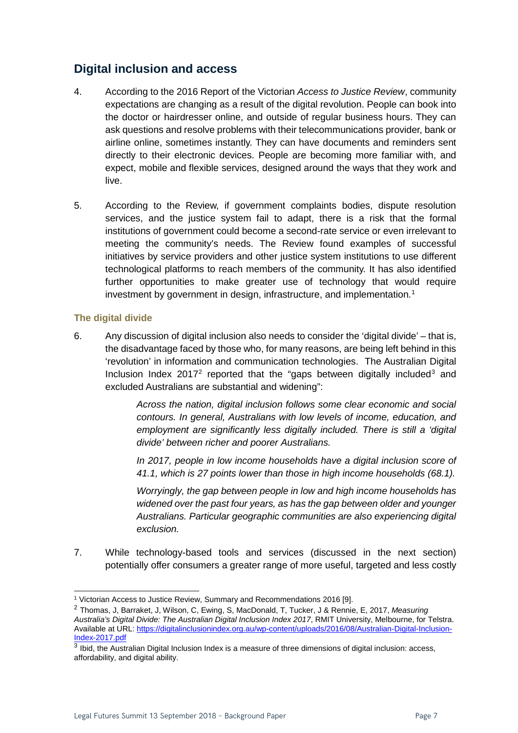## Digital inclusion and access

4. According to the 2016 Report of the Victorian *Access to Justice Review*, community expectations are changing as a result of the digital revolution. People can book into the doctor or hairdresser online, and outside of regular business hours. They can ask questions and resolve problems with their telecommunications provider, bank or airline online, sometimes instantly. They can have documents and reminders sent directly to their electronic devices. People are becoming more familiar with, and expect, mobile and flexible services, designed around the ways that they work and live.

5. According to the Review, if government complaints bodies, dispute resolution services, and the justice system fail to adapt, there is a risk that the formal institutions of government could become a second-rate service or even irrelevant to meeting the community's needs. The Review found examples of successful initiatives by service providers and other justice system institutions to use different technological platforms to reach members of the community. It has also identified further opportunities to make greater use of technology that would require investment by government in design, infrastructure, and implementation.[1]

### The digital divide

6. Any discussion of digital inclusion also needs to consider the 'digital divide' – that is, the disadvantage faced by those who, for many reasons, are being left behind in this 'revolution' in information and communication technologies. The Australian Digital Inclusion Index 2017[2] reported that the "gaps between digitally included[3] and excluded Australians are substantial and widening":

> *Across the nation, digital inclusion follows some clear economic and social contours. In general, Australians with low levels of income, education, and employment are significantly less digitally included. There is still a 'digital divide' between richer and poorer Australians.*
>
> *In 2017, people in low income households have a digital inclusion score of 41.1, which is 27 points lower than those in high income households (68.1).*
>
> *Worryingly, the gap between people in low and high income households has widened over the past four years, as has the gap between older and younger Australians. Particular geographic communities are also experiencing digital exclusion.*

7. While technology-based tools and services (discussed in the next section) potentially offer consumers a greater range of more useful, targeted and less costly

---

[1] Victorian Access to Justice Review, Summary and Recommendations 2016 [9].

[2] Thomas, J, Barraket, J, Wilson, C, Ewing, S, MacDonald, T, Tucker, J & Rennie, E, 2017, *Measuring Australia's Digital Divide: The Australian Digital Inclusion Index 2017*, RMIT University, Melbourne, for Telstra. Available at URL: https://digitalinclusionindex.org.au/wp-content/uploads/2016/08/Australian-Digital-Inclusion-Index-2017.pdf

[3] Ibid, the Australian Digital Inclusion Index is a measure of three dimensions of digital inclusion: access, affordability, and digital ability.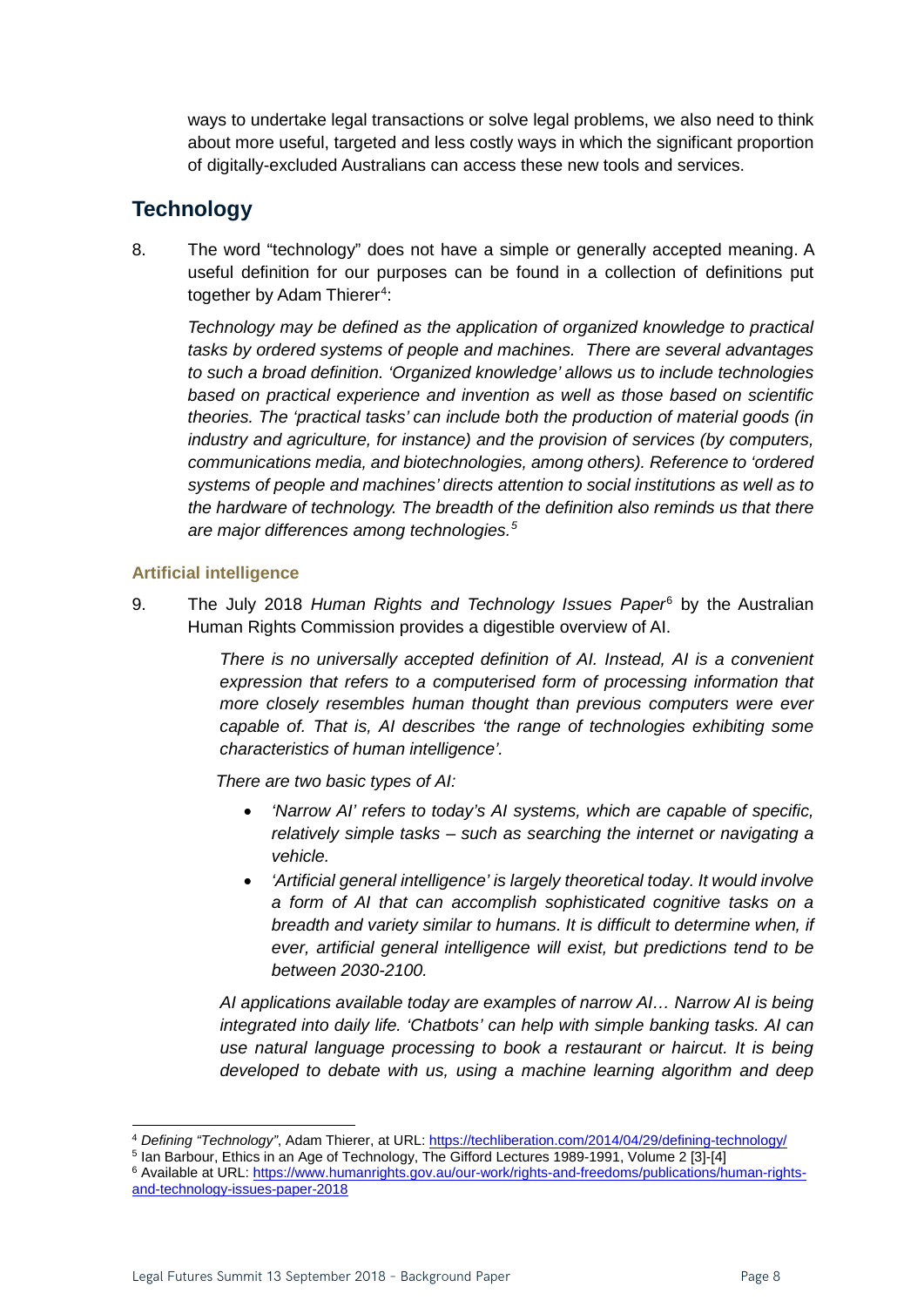ways to undertake legal transactions or solve legal problems, we also need to think about more useful, targeted and less costly ways in which the significant proportion of digitally-excluded Australians can access these new tools and services.

## Technology

8. The word "technology" does not have a simple or generally accepted meaning. A useful definition for our purposes can be found in a collection of definitions put together by Adam Thierer[4]:

> *Technology may be defined as the application of organized knowledge to practical tasks by ordered systems of people and machines. There are several advantages to such a broad definition. 'Organized knowledge' allows us to include technologies based on practical experience and invention as well as those based on scientific theories. The 'practical tasks' can include both the production of material goods (in industry and agriculture, for instance) and the provision of services (by computers, communications media, and biotechnologies, among others). Reference to 'ordered systems of people and machines' directs attention to social institutions as well as to the hardware of technology. The breadth of the definition also reminds us that there are major differences among technologies.*[5]

### Artificial intelligence

9. The July 2018 *Human Rights and Technology Issues Paper*[6] by the Australian Human Rights Commission provides a digestible overview of AI.

> *There is no universally accepted definition of AI. Instead, AI is a convenient expression that refers to a computerised form of processing information that more closely resembles human thought than previous computers were ever capable of. That is, AI describes 'the range of technologies exhibiting some characteristics of human intelligence'.*
>
> *There are two basic types of AI:*
>
> - *'Narrow AI' refers to today's AI systems, which are capable of specific, relatively simple tasks – such as searching the internet or navigating a vehicle.*
> - *'Artificial general intelligence' is largely theoretical today. It would involve a form of AI that can accomplish sophisticated cognitive tasks on a breadth and variety similar to humans. It is difficult to determine when, if ever, artificial general intelligence will exist, but predictions tend to be between 2030-2100.*
>
> *AI applications available today are examples of narrow AI… Narrow AI is being integrated into daily life. 'Chatbots' can help with simple banking tasks. AI can use natural language processing to book a restaurant or haircut. It is being developed to debate with us, using a machine learning algorithm and deep*

---

[4] *Defining "Technology"*, Adam Thierer, at URL: https://techliberation.com/2014/04/29/defining-technology/

[5] Ian Barbour, Ethics in an Age of Technology, The Gifford Lectures 1989-1991, Volume 2 [3]-[4]

[6] Available at URL: https://www.humanrights.gov.au/our-work/rights-and-freedoms/publications/human-rights-and-technology-issues-paper-2018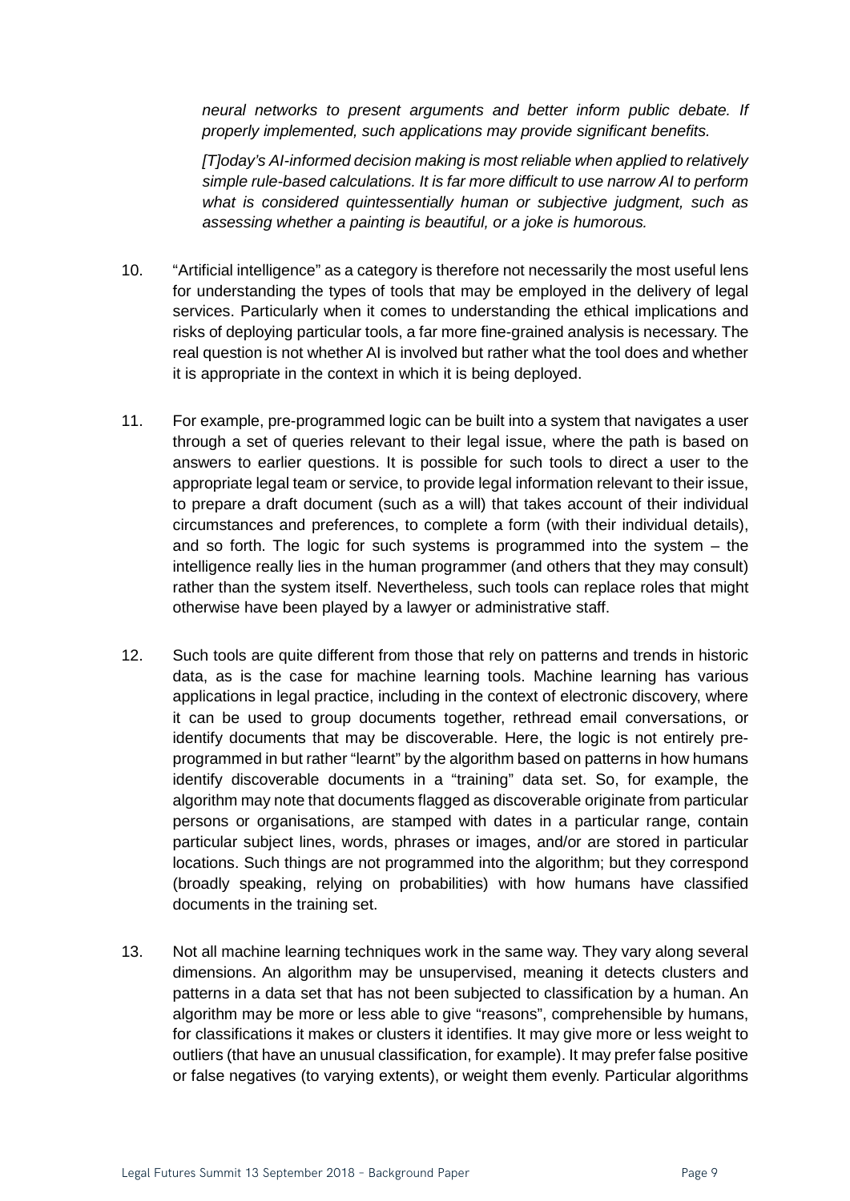> *neural networks to present arguments and better inform public debate. If properly implemented, such applications may provide significant benefits.*
>
> *[T]oday's AI-informed decision making is most reliable when applied to relatively simple rule-based calculations. It is far more difficult to use narrow AI to perform what is considered quintessentially human or subjective judgment, such as assessing whether a painting is beautiful, or a joke is humorous.*

10. "Artificial intelligence" as a category is therefore not necessarily the most useful lens for understanding the types of tools that may be employed in the delivery of legal services. Particularly when it comes to understanding the ethical implications and risks of deploying particular tools, a far more fine-grained analysis is necessary. The real question is not whether AI is involved but rather what the tool does and whether it is appropriate in the context in which it is being deployed.

11. For example, pre-programmed logic can be built into a system that navigates a user through a set of queries relevant to their legal issue, where the path is based on answers to earlier questions. It is possible for such tools to direct a user to the appropriate legal team or service, to provide legal information relevant to their issue, to prepare a draft document (such as a will) that takes account of their individual circumstances and preferences, to complete a form (with their individual details), and so forth. The logic for such systems is programmed into the system – the intelligence really lies in the human programmer (and others that they may consult) rather than the system itself. Nevertheless, such tools can replace roles that might otherwise have been played by a lawyer or administrative staff.

12. Such tools are quite different from those that rely on patterns and trends in historic data, as is the case for machine learning tools. Machine learning has various applications in legal practice, including in the context of electronic discovery, where it can be used to group documents together, rethread email conversations, or identify documents that may be discoverable. Here, the logic is not entirely pre-programmed in but rather "learnt" by the algorithm based on patterns in how humans identify discoverable documents in a "training" data set. So, for example, the algorithm may note that documents flagged as discoverable originate from particular persons or organisations, are stamped with dates in a particular range, contain particular subject lines, words, phrases or images, and/or are stored in particular locations. Such things are not programmed into the algorithm; but they correspond (broadly speaking, relying on probabilities) with how humans have classified documents in the training set.

13. Not all machine learning techniques work in the same way. They vary along several dimensions. An algorithm may be unsupervised, meaning it detects clusters and patterns in a data set that has not been subjected to classification by a human. An algorithm may be more or less able to give "reasons", comprehensible by humans, for classifications it makes or clusters it identifies. It may give more or less weight to outliers (that have an unusual classification, for example). It may prefer false positive or false negatives (to varying extents), or weight them evenly. Particular algorithms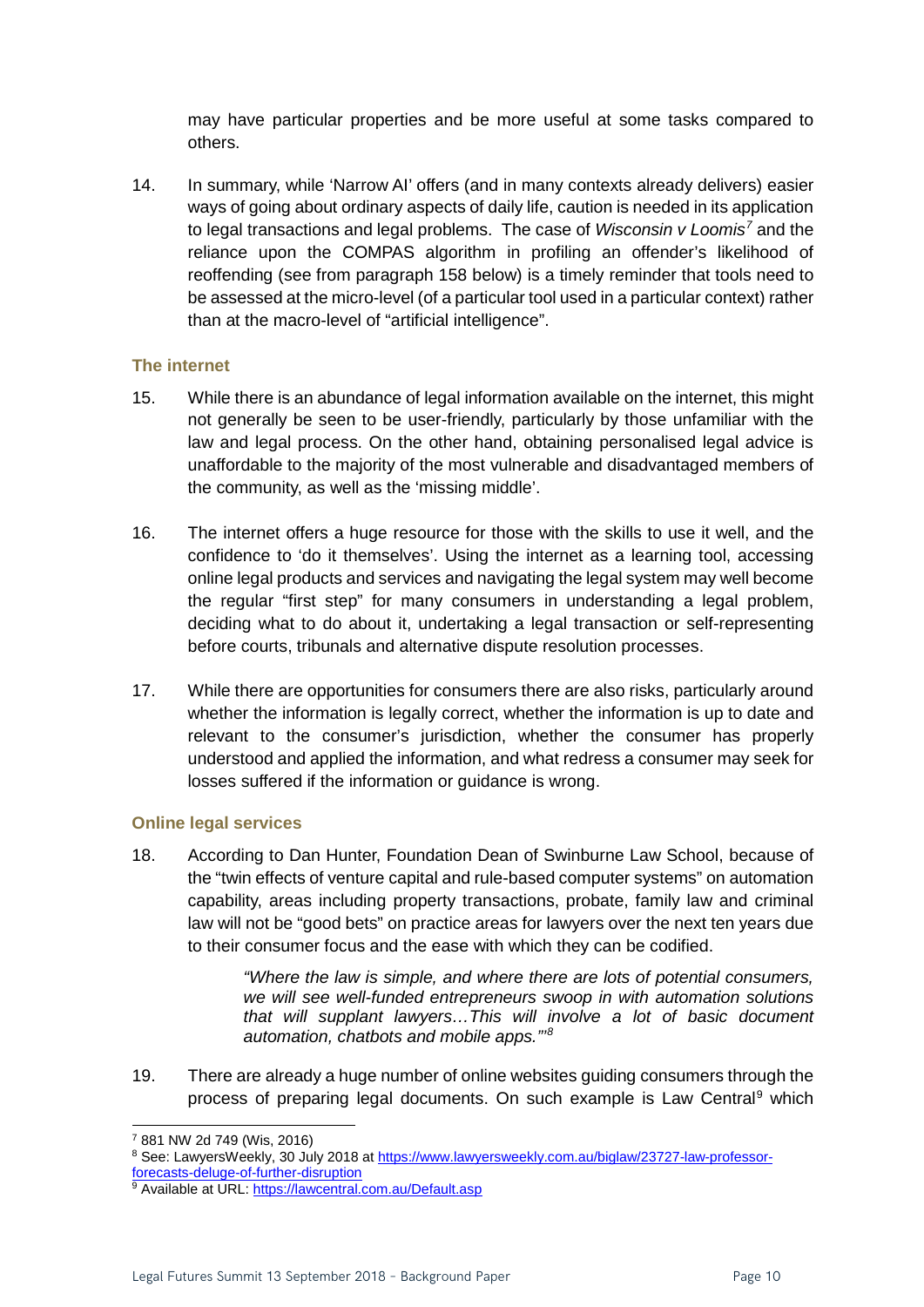may have particular properties and be more useful at some tasks compared to others.

14. In summary, while 'Narrow AI' offers (and in many contexts already delivers) easier ways of going about ordinary aspects of daily life, caution is needed in its application to legal transactions and legal problems. The case of *Wisconsin v Loomis*[7] and the reliance upon the COMPAS algorithm in profiling an offender's likelihood of reoffending (see from paragraph 158 below) is a timely reminder that tools need to be assessed at the micro-level (of a particular tool used in a particular context) rather than at the macro-level of "artificial intelligence".

### The internet

15. While there is an abundance of legal information available on the internet, this might not generally be seen to be user-friendly, particularly by those unfamiliar with the law and legal process. On the other hand, obtaining personalised legal advice is unaffordable to the majority of the most vulnerable and disadvantaged members of the community, as well as the 'missing middle'.

16. The internet offers a huge resource for those with the skills to use it well, and the confidence to 'do it themselves'. Using the internet as a learning tool, accessing online legal products and services and navigating the legal system may well become the regular "first step" for many consumers in understanding a legal problem, deciding what to do about it, undertaking a legal transaction or self-representing before courts, tribunals and alternative dispute resolution processes.

17. While there are opportunities for consumers there are also risks, particularly around whether the information is legally correct, whether the information is up to date and relevant to the consumer's jurisdiction, whether the consumer has properly understood and applied the information, and what redress a consumer may seek for losses suffered if the information or guidance is wrong.

### Online legal services

18. According to Dan Hunter, Foundation Dean of Swinburne Law School, because of the "twin effects of venture capital and rule-based computer systems" on automation capability, areas including property transactions, probate, family law and criminal law will not be "good bets" on practice areas for lawyers over the next ten years due to their consumer focus and the ease with which they can be codified.

> *"Where the law is simple, and where there are lots of potential consumers, we will see well-funded entrepreneurs swoop in with automation solutions that will supplant lawyers…This will involve a lot of basic document automation, chatbots and mobile apps."'*[8]

19. There are already a huge number of online websites guiding consumers through the process of preparing legal documents. On such example is Law Central[9] which

---

[7] 881 NW 2d 749 (Wis, 2016)

[8] See: LawyersWeekly, 30 July 2018 at https://www.lawyersweekly.com.au/biglaw/23727-law-professor-forecasts-deluge-of-further-disruption

[9] Available at URL: https://lawcentral.com.au/Default.asp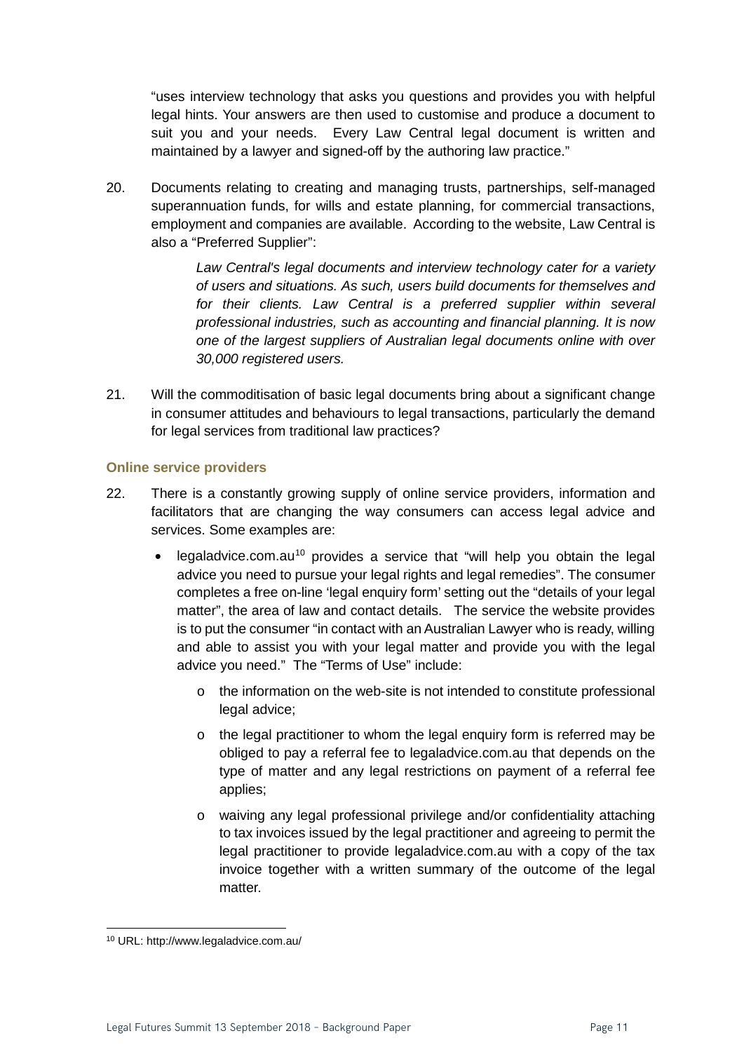"uses interview technology that asks you questions and provides you with helpful legal hints. Your answers are then used to customise and produce a document to suit you and your needs. Every Law Central legal document is written and maintained by a lawyer and signed-off by the authoring law practice."

20. Documents relating to creating and managing trusts, partnerships, self-managed superannuation funds, for wills and estate planning, for commercial transactions, employment and companies are available. According to the website, Law Central is also a "Preferred Supplier":

> *Law Central's legal documents and interview technology cater for a variety of users and situations. As such, users build documents for themselves and for their clients. Law Central is a preferred supplier within several professional industries, such as accounting and financial planning. It is now one of the largest suppliers of Australian legal documents online with over 30,000 registered users.*

21. Will the commoditisation of basic legal documents bring about a significant change in consumer attitudes and behaviours to legal transactions, particularly the demand for legal services from traditional law practices?

### Online service providers

22. There is a constantly growing supply of online service providers, information and facilitators that are changing the way consumers can access legal advice and services. Some examples are:

- legaladvice.com.au[10] provides a service that "will help you obtain the legal advice you need to pursue your legal rights and legal remedies". The consumer completes a free on-line 'legal enquiry form' setting out the "details of your legal matter", the area of law and contact details. The service the website provides is to put the consumer "in contact with an Australian Lawyer who is ready, willing and able to assist you with your legal matter and provide you with the legal advice you need." The "Terms of Use" include:
  - the information on the web-site is not intended to constitute professional legal advice;
  - the legal practitioner to whom the legal enquiry form is referred may be obliged to pay a referral fee to legaladvice.com.au that depends on the type of matter and any legal restrictions on payment of a referral fee applies;
  - waiving any legal professional privilege and/or confidentiality attaching to tax invoices issued by the legal practitioner and agreeing to permit the legal practitioner to provide legaladvice.com.au with a copy of the tax invoice together with a written summary of the outcome of the legal matter.

---

[10] URL: http://www.legaladvice.com.au/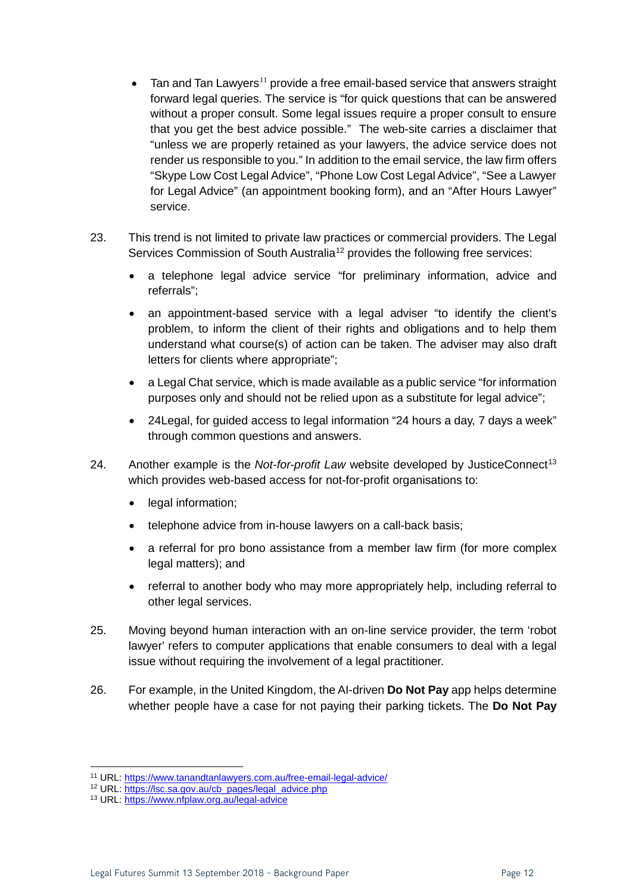- Tan and Tan Lawyers[11] provide a free email-based service that answers straight forward legal queries. The service is "for quick questions that can be answered without a proper consult. Some legal issues require a proper consult to ensure that you get the best advice possible." The web-site carries a disclaimer that "unless we are properly retained as your lawyers, the advice service does not render us responsible to you." In addition to the email service, the law firm offers "Skype Low Cost Legal Advice", "Phone Low Cost Legal Advice", "See a Lawyer for Legal Advice" (an appointment booking form), and an "After Hours Lawyer" service.

23. This trend is not limited to private law practices or commercial providers. The Legal Services Commission of South Australia[12] provides the following free services:

    - a telephone legal advice service "for preliminary information, advice and referrals";
    - an appointment-based service with a legal adviser "to identify the client's problem, to inform the client of their rights and obligations and to help them understand what course(s) of action can be taken. The adviser may also draft letters for clients where appropriate";
    - a Legal Chat service, which is made available as a public service "for information purposes only and should not be relied upon as a substitute for legal advice";
    - 24Legal, for guided access to legal information "24 hours a day, 7 days a week" through common questions and answers.

24. Another example is the *Not-for-profit Law* website developed by JusticeConnect[13] which provides web-based access for not-for-profit organisations to:

    - legal information;
    - telephone advice from in-house lawyers on a call-back basis;
    - a referral for pro bono assistance from a member law firm (for more complex legal matters); and
    - referral to another body who may more appropriately help, including referral to other legal services.

25. Moving beyond human interaction with an on-line service provider, the term 'robot lawyer' refers to computer applications that enable consumers to deal with a legal issue without requiring the involvement of a legal practitioner.

26. For example, in the United Kingdom, the AI-driven **Do Not Pay** app helps determine whether people have a case for not paying their parking tickets. The **Do Not Pay**

---

[11] URL: https://www.tanandtanlawyers.com.au/free-email-legal-advice/

[12] URL: https://lsc.sa.gov.au/cb_pages/legal_advice.php

[13] URL: https://www.nfplaw.org.au/legal-advice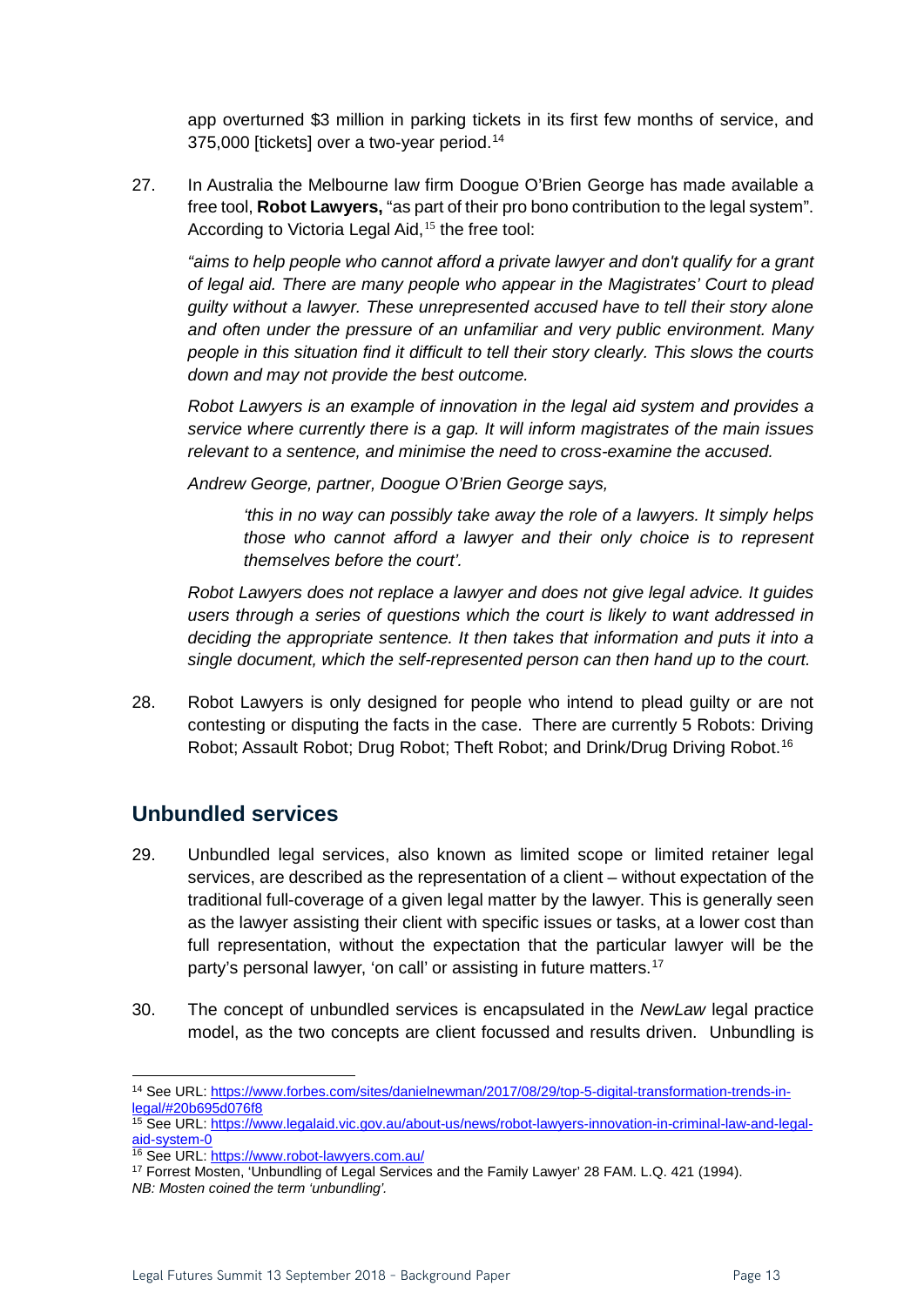app overturned $3 million in parking tickets in its first few months of service, and 375,000 [tickets] over a two-year period.[14]

27. In Australia the Melbourne law firm Doogue O'Brien George has made available a free tool, **Robot Lawyers,** "as part of their pro bono contribution to the legal system". According to Victoria Legal Aid,[15] the free tool:

> *"aims to help people who cannot afford a private lawyer and don't qualify for a grant of legal aid. There are many people who appear in the Magistrates' Court to plead guilty without a lawyer. These unrepresented accused have to tell their story alone and often under the pressure of an unfamiliar and very public environment. Many people in this situation find it difficult to tell their story clearly. This slows the courts down and may not provide the best outcome.*
>
> *Robot Lawyers is an example of innovation in the legal aid system and provides a service where currently there is a gap. It will inform magistrates of the main issues relevant to a sentence, and minimise the need to cross-examine the accused.*
>
> *Andrew George, partner, Doogue O'Brien George says,*
>
> > *'this in no way can possibly take away the role of a lawyers. It simply helps those who cannot afford a lawyer and their only choice is to represent themselves before the court'.*
>
> *Robot Lawyers does not replace a lawyer and does not give legal advice. It guides users through a series of questions which the court is likely to want addressed in deciding the appropriate sentence. It then takes that information and puts it into a single document, which the self-represented person can then hand up to the court.*

28. Robot Lawyers is only designed for people who intend to plead guilty or are not contesting or disputing the facts in the case. There are currently 5 Robots: Driving Robot; Assault Robot; Drug Robot; Theft Robot; and Drink/Drug Driving Robot.[16]

## Unbundled services

29. Unbundled legal services, also known as limited scope or limited retainer legal services, are described as the representation of a client – without expectation of the traditional full-coverage of a given legal matter by the lawyer. This is generally seen as the lawyer assisting their client with specific issues or tasks, at a lower cost than full representation, without the expectation that the particular lawyer will be the party's personal lawyer, 'on call' or assisting in future matters.[17]

30. The concept of unbundled services is encapsulated in the *NewLaw* legal practice model, as the two concepts are client focussed and results driven. Unbundling is

---

[14] See URL: https://www.forbes.com/sites/danielnewman/2017/08/29/top-5-digital-transformation-trends-in-legal/#20b695d076f8

[15] See URL: https://www.legalaid.vic.gov.au/about-us/news/robot-lawyers-innovation-in-criminal-law-and-legal-aid-system-0

[16] See URL: https://www.robot-lawyers.com.au/

[17] Forrest Mosten, 'Unbundling of Legal Services and the Family Lawyer' 28 FAM. L.Q. 421 (1994).
*NB: Mosten coined the term 'unbundling'.*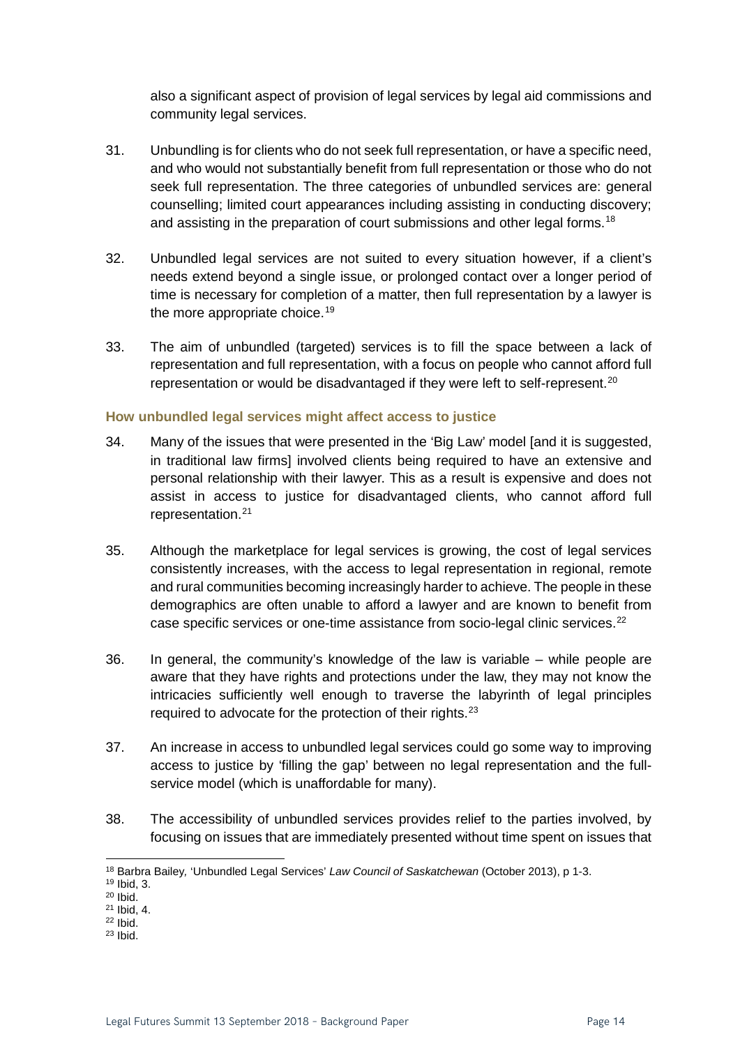also a significant aspect of provision of legal services by legal aid commissions and community legal services.

31. Unbundling is for clients who do not seek full representation, or have a specific need, and who would not substantially benefit from full representation or those who do not seek full representation. The three categories of unbundled services are: general counselling; limited court appearances including assisting in conducting discovery; and assisting in the preparation of court submissions and other legal forms.[18]

32. Unbundled legal services are not suited to every situation however, if a client's needs extend beyond a single issue, or prolonged contact over a longer period of time is necessary for completion of a matter, then full representation by a lawyer is the more appropriate choice.[19]

33. The aim of unbundled (targeted) services is to fill the space between a lack of representation and full representation, with a focus on people who cannot afford full representation or would be disadvantaged if they were left to self-represent.[20]

### How unbundled legal services might affect access to justice

34. Many of the issues that were presented in the 'Big Law' model [and it is suggested, in traditional law firms] involved clients being required to have an extensive and personal relationship with their lawyer. This as a result is expensive and does not assist in access to justice for disadvantaged clients, who cannot afford full representation.[21]

35. Although the marketplace for legal services is growing, the cost of legal services consistently increases, with the access to legal representation in regional, remote and rural communities becoming increasingly harder to achieve. The people in these demographics are often unable to afford a lawyer and are known to benefit from case specific services or one-time assistance from socio-legal clinic services.[22]

36. In general, the community's knowledge of the law is variable – while people are aware that they have rights and protections under the law, they may not know the intricacies sufficiently well enough to traverse the labyrinth of legal principles required to advocate for the protection of their rights.[23]

37. An increase in access to unbundled legal services could go some way to improving access to justice by 'filling the gap' between no legal representation and the full-service model (which is unaffordable for many).

38. The accessibility of unbundled services provides relief to the parties involved, by focusing on issues that are immediately presented without time spent on issues that

---

[18] Barbra Bailey, 'Unbundled Legal Services' *Law Council of Saskatchewan* (October 2013), p 1-3.
[19] Ibid, 3.
[20] Ibid.
[21] Ibid, 4.
[22] Ibid.
[23] Ibid.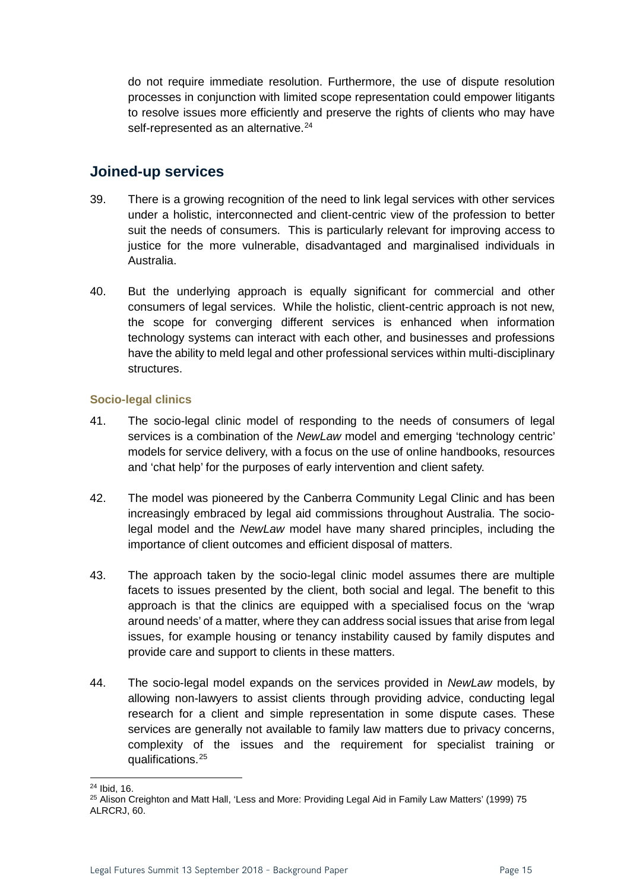do not require immediate resolution. Furthermore, the use of dispute resolution processes in conjunction with limited scope representation could empower litigants to resolve issues more efficiently and preserve the rights of clients who may have self-represented as an alternative.[24]

## Joined-up services

39. There is a growing recognition of the need to link legal services with other services under a holistic, interconnected and client-centric view of the profession to better suit the needs of consumers. This is particularly relevant for improving access to justice for the more vulnerable, disadvantaged and marginalised individuals in Australia.

40. But the underlying approach is equally significant for commercial and other consumers of legal services. While the holistic, client-centric approach is not new, the scope for converging different services is enhanced when information technology systems can interact with each other, and businesses and professions have the ability to meld legal and other professional services within multi-disciplinary structures.

### Socio-legal clinics

41. The socio-legal clinic model of responding to the needs of consumers of legal services is a combination of the *NewLaw* model and emerging 'technology centric' models for service delivery, with a focus on the use of online handbooks, resources and 'chat help' for the purposes of early intervention and client safety.

42. The model was pioneered by the Canberra Community Legal Clinic and has been increasingly embraced by legal aid commissions throughout Australia. The socio-legal model and the *NewLaw* model have many shared principles, including the importance of client outcomes and efficient disposal of matters.

43. The approach taken by the socio-legal clinic model assumes there are multiple facets to issues presented by the client, both social and legal. The benefit to this approach is that the clinics are equipped with a specialised focus on the 'wrap around needs' of a matter, where they can address social issues that arise from legal issues, for example housing or tenancy instability caused by family disputes and provide care and support to clients in these matters.

44. The socio-legal model expands on the services provided in *NewLaw* models, by allowing non-lawyers to assist clients through providing advice, conducting legal research for a client and simple representation in some dispute cases. These services are generally not available to family law matters due to privacy concerns, complexity of the issues and the requirement for specialist training or qualifications.[25]

---

[24] Ibid, 16.

[25] Alison Creighton and Matt Hall, 'Less and More: Providing Legal Aid in Family Law Matters' (1999) 75 ALRCRJ, 60.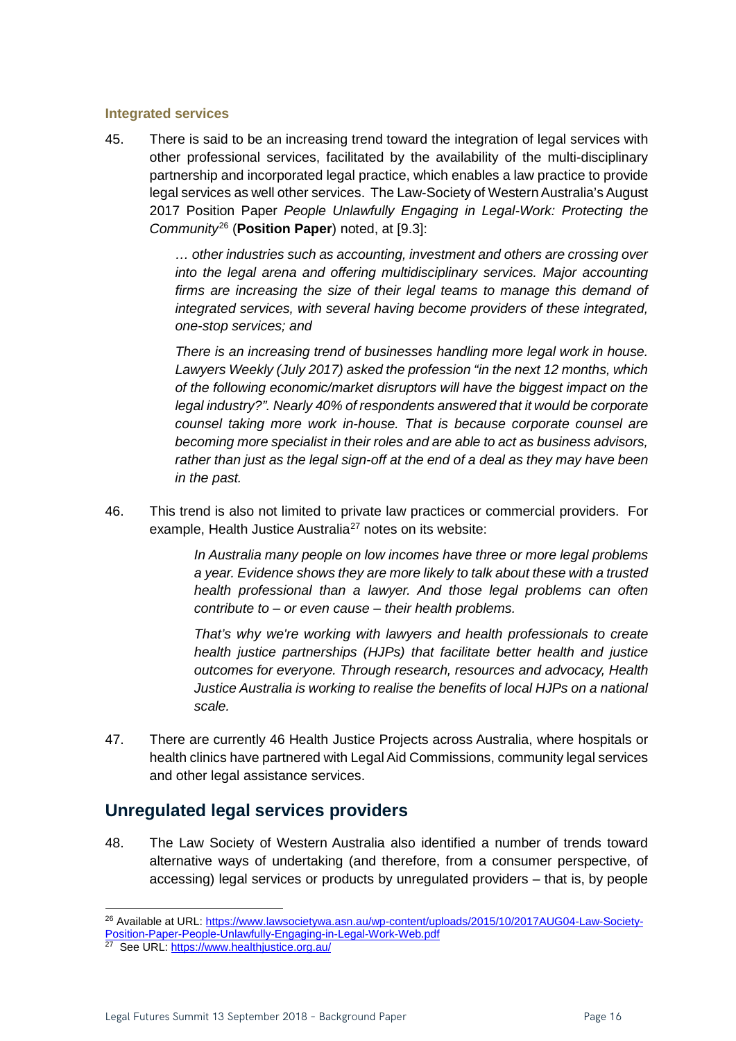### Integrated services

45. There is said to be an increasing trend toward the integration of legal services with other professional services, facilitated by the availability of the multi-disciplinary partnership and incorporated legal practice, which enables a law practice to provide legal services as well other services. The Law-Society of Western Australia's August 2017 Position Paper *People Unlawfully Engaging in Legal-Work: Protecting the Community*[26] (**Position Paper**) noted, at [9.3]:

> *… other industries such as accounting, investment and others are crossing over into the legal arena and offering multidisciplinary services. Major accounting firms are increasing the size of their legal teams to manage this demand of integrated services, with several having become providers of these integrated, one-stop services; and*
>
> *There is an increasing trend of businesses handling more legal work in house. Lawyers Weekly (July 2017) asked the profession "in the next 12 months, which of the following economic/market disruptors will have the biggest impact on the legal industry?". Nearly 40% of respondents answered that it would be corporate counsel taking more work in-house. That is because corporate counsel are becoming more specialist in their roles and are able to act as business advisors, rather than just as the legal sign-off at the end of a deal as they may have been in the past.*

46. This trend is also not limited to private law practices or commercial providers. For example, Health Justice Australia[27] notes on its website:

> *In Australia many people on low incomes have three or more legal problems a year. Evidence shows they are more likely to talk about these with a trusted health professional than a lawyer. And those legal problems can often contribute to – or even cause – their health problems.*
>
> *That's why we're working with lawyers and health professionals to create health justice partnerships (HJPs) that facilitate better health and justice outcomes for everyone. Through research, resources and advocacy, Health Justice Australia is working to realise the benefits of local HJPs on a national scale.*

47. There are currently 46 Health Justice Projects across Australia, where hospitals or health clinics have partnered with Legal Aid Commissions, community legal services and other legal assistance services.

## Unregulated legal services providers

48. The Law Society of Western Australia also identified a number of trends toward alternative ways of undertaking (and therefore, from a consumer perspective, of accessing) legal services or products by unregulated providers – that is, by people

---

[26] Available at URL: https://www.lawsocietywa.asn.au/wp-content/uploads/2015/10/2017AUG04-Law-Society-Position-Paper-People-Unlawfully-Engaging-in-Legal-Work-Web.pdf

[27] See URL: https://www.healthjustice.org.au/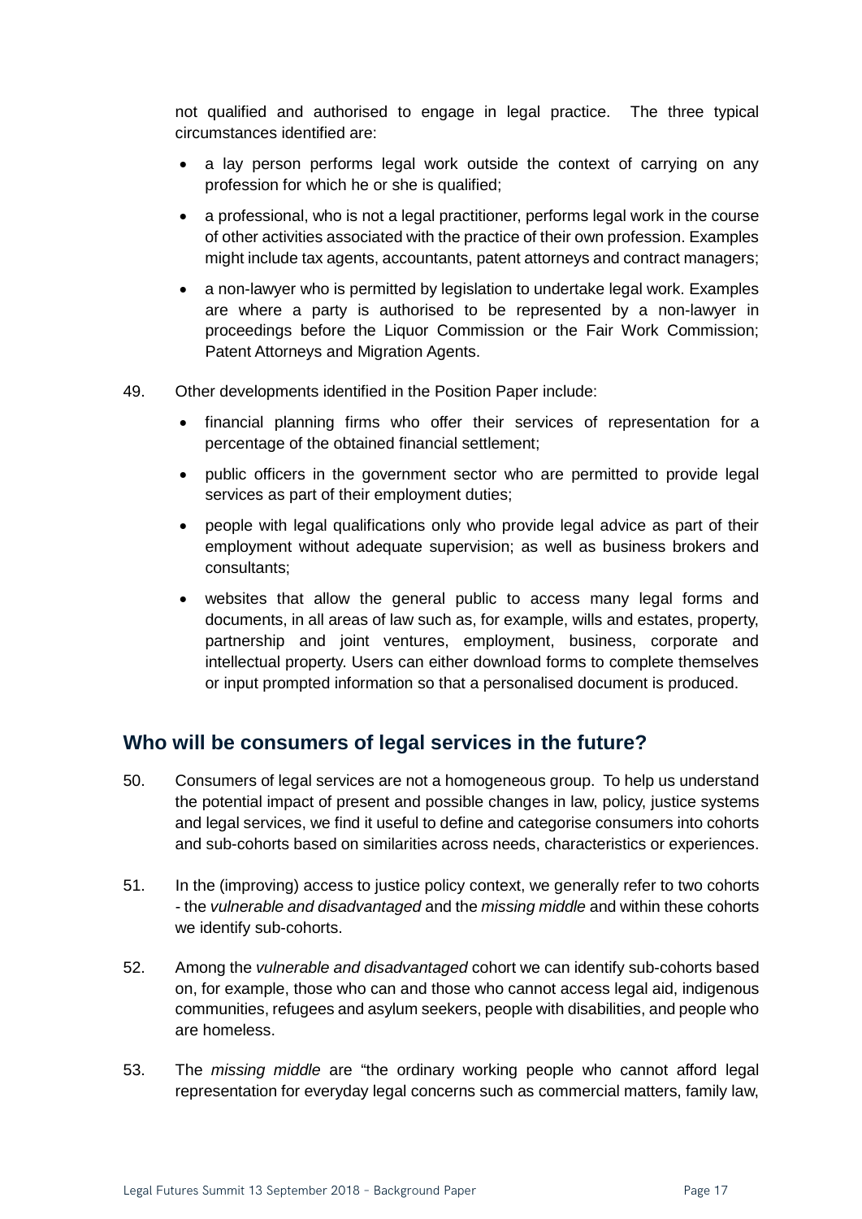not qualified and authorised to engage in legal practice. The three typical circumstances identified are:

- a lay person performs legal work outside the context of carrying on any profession for which he or she is qualified;
- a professional, who is not a legal practitioner, performs legal work in the course of other activities associated with the practice of their own profession. Examples might include tax agents, accountants, patent attorneys and contract managers;
- a non-lawyer who is permitted by legislation to undertake legal work. Examples are where a party is authorised to be represented by a non-lawyer in proceedings before the Liquor Commission or the Fair Work Commission; Patent Attorneys and Migration Agents.

49. Other developments identified in the Position Paper include:

- financial planning firms who offer their services of representation for a percentage of the obtained financial settlement;
- public officers in the government sector who are permitted to provide legal services as part of their employment duties;
- people with legal qualifications only who provide legal advice as part of their employment without adequate supervision; as well as business brokers and consultants;
- websites that allow the general public to access many legal forms and documents, in all areas of law such as, for example, wills and estates, property, partnership and joint ventures, employment, business, corporate and intellectual property. Users can either download forms to complete themselves or input prompted information so that a personalised document is produced.

## Who will be consumers of legal services in the future?

50. Consumers of legal services are not a homogeneous group. To help us understand the potential impact of present and possible changes in law, policy, justice systems and legal services, we find it useful to define and categorise consumers into cohorts and sub-cohorts based on similarities across needs, characteristics or experiences.

51. In the (improving) access to justice policy context, we generally refer to two cohorts - the *vulnerable and disadvantaged* and the *missing middle* and within these cohorts we identify sub-cohorts.

52. Among the *vulnerable and disadvantaged* cohort we can identify sub-cohorts based on, for example, those who can and those who cannot access legal aid, indigenous communities, refugees and asylum seekers, people with disabilities, and people who are homeless.

53. The *missing middle* are "the ordinary working people who cannot afford legal representation for everyday legal concerns such as commercial matters, family law,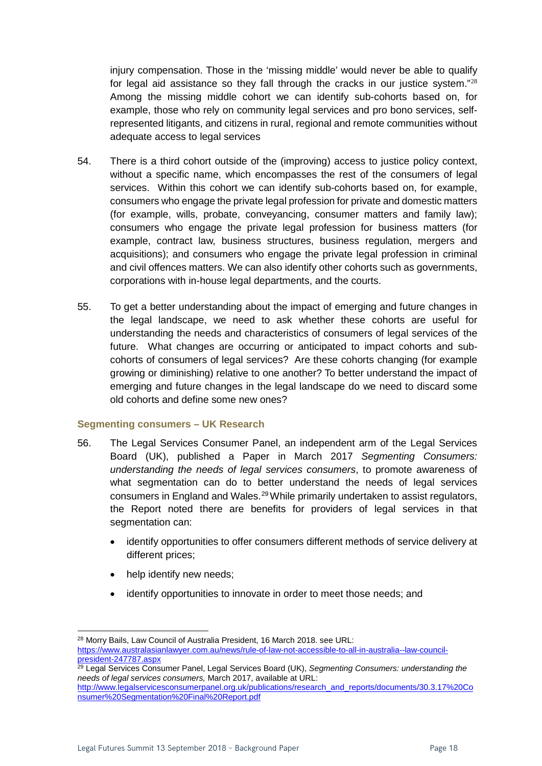injury compensation. Those in the 'missing middle' would never be able to qualify for legal aid assistance so they fall through the cracks in our justice system."[28] Among the missing middle cohort we can identify sub-cohorts based on, for example, those who rely on community legal services and pro bono services, self-represented litigants, and citizens in rural, regional and remote communities without adequate access to legal services

54. There is a third cohort outside of the (improving) access to justice policy context, without a specific name, which encompasses the rest of the consumers of legal services. Within this cohort we can identify sub-cohorts based on, for example, consumers who engage the private legal profession for private and domestic matters (for example, wills, probate, conveyancing, consumer matters and family law); consumers who engage the private legal profession for business matters (for example, contract law, business structures, business regulation, mergers and acquisitions); and consumers who engage the private legal profession in criminal and civil offences matters. We can also identify other cohorts such as governments, corporations with in-house legal departments, and the courts.

55. To get a better understanding about the impact of emerging and future changes in the legal landscape, we need to ask whether these cohorts are useful for understanding the needs and characteristics of consumers of legal services of the future. What changes are occurring or anticipated to impact cohorts and sub-cohorts of consumers of legal services? Are these cohorts changing (for example growing or diminishing) relative to one another? To better understand the impact of emerging and future changes in the legal landscape do we need to discard some old cohorts and define some new ones?

### Segmenting consumers – UK Research

56. The Legal Services Consumer Panel, an independent arm of the Legal Services Board (UK), published a Paper in March 2017 *Segmenting Consumers: understanding the needs of legal services consumers*, to promote awareness of what segmentation can do to better understand the needs of legal services consumers in England and Wales.[29] While primarily undertaken to assist regulators, the Report noted there are benefits for providers of legal services in that segmentation can:

- identify opportunities to offer consumers different methods of service delivery at different prices;
- help identify new needs;
- identify opportunities to innovate in order to meet those needs; and

---

[28] Morry Bails, Law Council of Australia President, 16 March 2018. see URL: https://www.australasianlawyer.com.au/news/rule-of-law-not-accessible-to-all-in-australia--law-council-president-247787.aspx

[29] Legal Services Consumer Panel, Legal Services Board (UK), *Segmenting Consumers: understanding the needs of legal services consumers,* March 2017, available at URL: http://www.legalservicesconsumerpanel.org.uk/publications/research_and_reports/documents/30.3.17%20Consumer%20Segmentation%20Final%20Report.pdf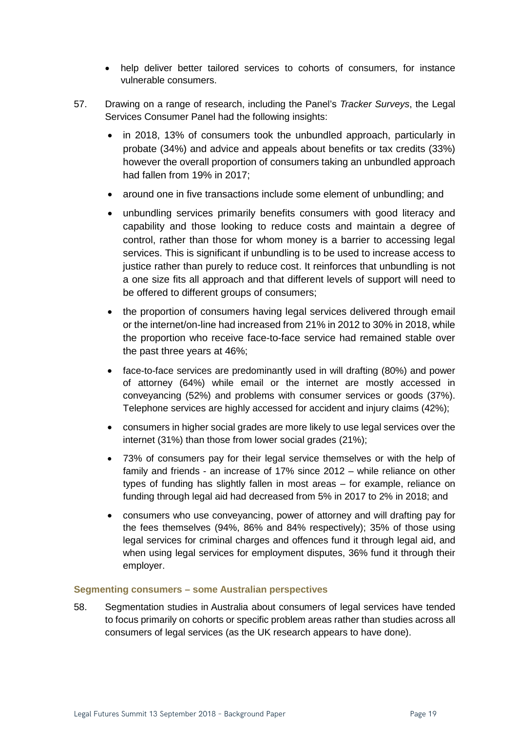- help deliver better tailored services to cohorts of consumers, for instance vulnerable consumers.

57. Drawing on a range of research, including the Panel's *Tracker Surveys*, the Legal Services Consumer Panel had the following insights:

    - in 2018, 13% of consumers took the unbundled approach, particularly in probate (34%) and advice and appeals about benefits or tax credits (33%) however the overall proportion of consumers taking an unbundled approach had fallen from 19% in 2017;
    - around one in five transactions include some element of unbundling; and
    - unbundling services primarily benefits consumers with good literacy and capability and those looking to reduce costs and maintain a degree of control, rather than those for whom money is a barrier to accessing legal services. This is significant if unbundling is to be used to increase access to justice rather than purely to reduce cost. It reinforces that unbundling is not a one size fits all approach and that different levels of support will need to be offered to different groups of consumers;
    - the proportion of consumers having legal services delivered through email or the internet/on-line had increased from 21% in 2012 to 30% in 2018, while the proportion who receive face-to-face service had remained stable over the past three years at 46%;
    - face-to-face services are predominantly used in will drafting (80%) and power of attorney (64%) while email or the internet are mostly accessed in conveyancing (52%) and problems with consumer services or goods (37%). Telephone services are highly accessed for accident and injury claims (42%);
    - consumers in higher social grades are more likely to use legal services over the internet (31%) than those from lower social grades (21%);
    - 73% of consumers pay for their legal service themselves or with the help of family and friends - an increase of 17% since 2012 – while reliance on other types of funding has slightly fallen in most areas – for example, reliance on funding through legal aid had decreased from 5% in 2017 to 2% in 2018; and
    - consumers who use conveyancing, power of attorney and will drafting pay for the fees themselves (94%, 86% and 84% respectively); 35% of those using legal services for criminal charges and offences fund it through legal aid, and when using legal services for employment disputes, 36% fund it through their employer.

### Segmenting consumers – some Australian perspectives

58. Segmentation studies in Australia about consumers of legal services have tended to focus primarily on cohorts or specific problem areas rather than studies across all consumers of legal services (as the UK research appears to have done).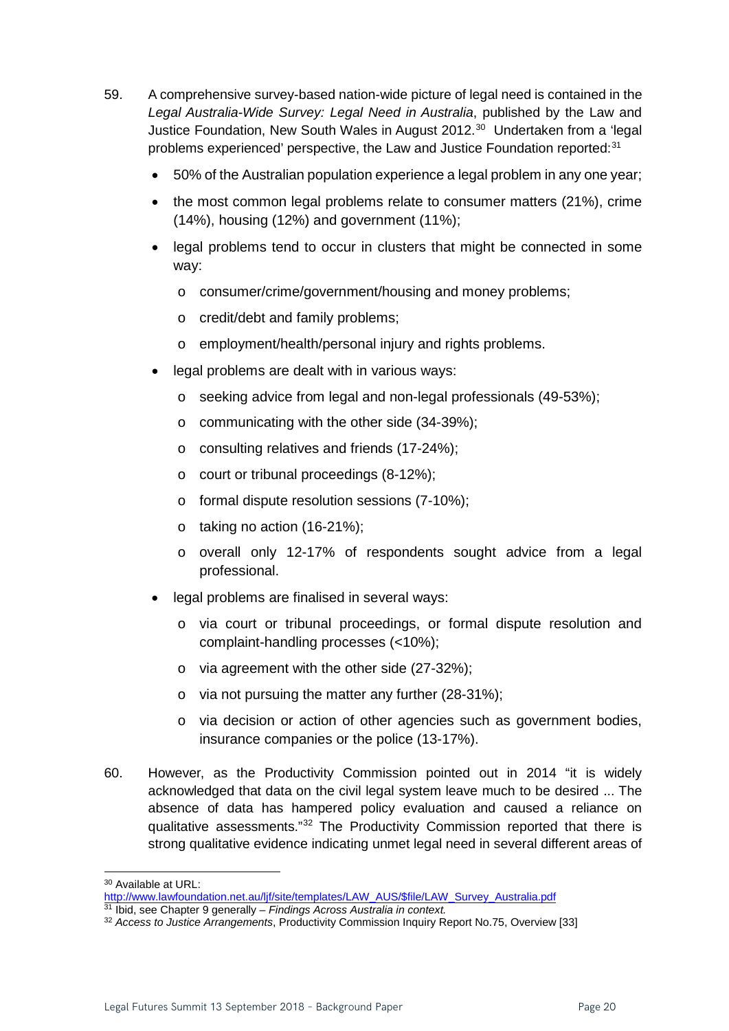59. A comprehensive survey-based nation-wide picture of legal need is contained in the *Legal Australia-Wide Survey: Legal Need in Australia*, published by the Law and Justice Foundation, New South Wales in August 2012.[30] Undertaken from a 'legal problems experienced' perspective, the Law and Justice Foundation reported:[31]

   - 50% of the Australian population experience a legal problem in any one year;
   - the most common legal problems relate to consumer matters (21%), crime (14%), housing (12%) and government (11%);
   - legal problems tend to occur in clusters that might be connected in some way:
     - consumer/crime/government/housing and money problems;
     - credit/debt and family problems;
     - employment/health/personal injury and rights problems.
   - legal problems are dealt with in various ways:
     - seeking advice from legal and non-legal professionals (49-53%);
     - communicating with the other side (34-39%);
     - consulting relatives and friends (17-24%);
     - court or tribunal proceedings (8-12%);
     - formal dispute resolution sessions (7-10%);
     - taking no action (16-21%);
     - overall only 12-17% of respondents sought advice from a legal professional.
   - legal problems are finalised in several ways:
     - via court or tribunal proceedings, or formal dispute resolution and complaint-handling processes (<10%);
     - via agreement with the other side (27-32%);
     - via not pursuing the matter any further (28-31%);
     - via decision or action of other agencies such as government bodies, insurance companies or the police (13-17%).

60. However, as the Productivity Commission pointed out in 2014 "it is widely acknowledged that data on the civil legal system leave much to be desired ... The absence of data has hampered policy evaluation and caused a reliance on qualitative assessments."[32] The Productivity Commission reported that there is strong qualitative evidence indicating unmet legal need in several different areas of

---

[30] Available at URL: http://www.lawfoundation.net.au/ljf/site/templates/LAW_AUS/$file/LAW_Survey_Australia.pdf

[31] Ibid, see Chapter 9 generally – *Findings Across Australia in context.*

[32] *Access to Justice Arrangements*, Productivity Commission Inquiry Report No.75, Overview [33]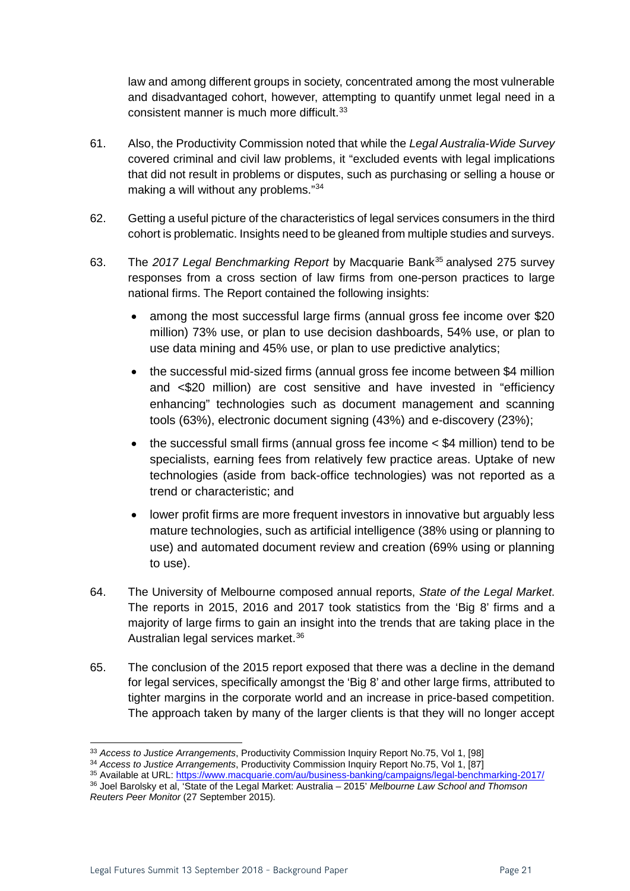law and among different groups in society, concentrated among the most vulnerable and disadvantaged cohort, however, attempting to quantify unmet legal need in a consistent manner is much more difficult.[33]

61. Also, the Productivity Commission noted that while the *Legal Australia-Wide Survey* covered criminal and civil law problems, it "excluded events with legal implications that did not result in problems or disputes, such as purchasing or selling a house or making a will without any problems."[34]

62. Getting a useful picture of the characteristics of legal services consumers in the third cohort is problematic. Insights need to be gleaned from multiple studies and surveys.

63. The *2017 Legal Benchmarking Report* by Macquarie Bank[35] analysed 275 survey responses from a cross section of law firms from one-person practices to large national firms. The Report contained the following insights:

   - among the most successful large firms (annual gross fee income over $20 million) 73% use, or plan to use decision dashboards, 54% use, or plan to use data mining and 45% use, or plan to use predictive analytics;
   - the successful mid-sized firms (annual gross fee income between $4 million and <$20 million) are cost sensitive and have invested in "efficiency enhancing" technologies such as document management and scanning tools (63%), electronic document signing (43%) and e-discovery (23%);
   - the successful small firms (annual gross fee income < $4 million) tend to be specialists, earning fees from relatively few practice areas. Uptake of new technologies (aside from back-office technologies) was not reported as a trend or characteristic; and
   - lower profit firms are more frequent investors in innovative but arguably less mature technologies, such as artificial intelligence (38% using or planning to use) and automated document review and creation (69% using or planning to use).

64. The University of Melbourne composed annual reports, *State of the Legal Market*. The reports in 2015, 2016 and 2017 took statistics from the 'Big 8' firms and a majority of large firms to gain an insight into the trends that are taking place in the Australian legal services market.[36]

65. The conclusion of the 2015 report exposed that there was a decline in the demand for legal services, specifically amongst the 'Big 8' and other large firms, attributed to tighter margins in the corporate world and an increase in price-based competition. The approach taken by many of the larger clients is that they will no longer accept

---

[33] *Access to Justice Arrangements*, Productivity Commission Inquiry Report No.75, Vol 1, [98]

[34] *Access to Justice Arrangements*, Productivity Commission Inquiry Report No.75, Vol 1, [87]

[35] Available at URL: https://www.macquarie.com/au/business-banking/campaigns/legal-benchmarking-2017/

[36] Joel Barolsky et al, 'State of the Legal Market: Australia – 2015' *Melbourne Law School and Thomson Reuters Peer Monitor* (27 September 2015).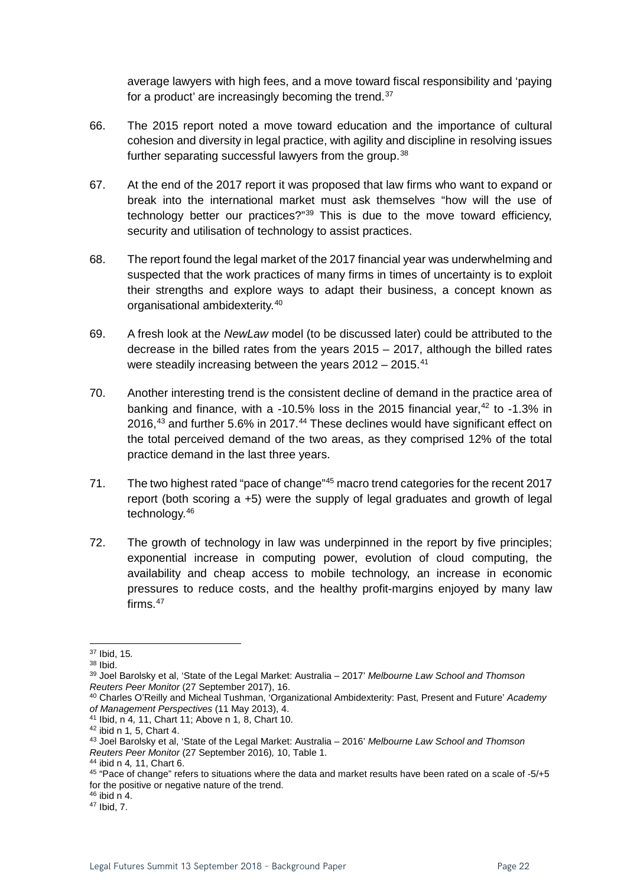average lawyers with high fees, and a move toward fiscal responsibility and 'paying for a product' are increasingly becoming the trend.[37]

66. The 2015 report noted a move toward education and the importance of cultural cohesion and diversity in legal practice, with agility and discipline in resolving issues further separating successful lawyers from the group.[38]

67. At the end of the 2017 report it was proposed that law firms who want to expand or break into the international market must ask themselves "how will the use of technology better our practices?"[39] This is due to the move toward efficiency, security and utilisation of technology to assist practices.

68. The report found the legal market of the 2017 financial year was underwhelming and suspected that the work practices of many firms in times of uncertainty is to exploit their strengths and explore ways to adapt their business, a concept known as organisational ambidexterity.[40]

69. A fresh look at the *NewLaw* model (to be discussed later) could be attributed to the decrease in the billed rates from the years 2015 – 2017, although the billed rates were steadily increasing between the years 2012 – 2015.[41]

70. Another interesting trend is the consistent decline of demand in the practice area of banking and finance, with a -10.5% loss in the 2015 financial year,[42] to -1.3% in 2016,[43] and further 5.6% in 2017.[44] These declines would have significant effect on the total perceived demand of the two areas, as they comprised 12% of the total practice demand in the last three years.

71. The two highest rated "pace of change"[45] macro trend categories for the recent 2017 report (both scoring a +5) were the supply of legal graduates and growth of legal technology.[46]

72. The growth of technology in law was underpinned in the report by five principles; exponential increase in computing power, evolution of cloud computing, the availability and cheap access to mobile technology, an increase in economic pressures to reduce costs, and the healthy profit-margins enjoyed by many law firms.[47]

---

[37] Ibid, 15.
[38] Ibid.
[39] Joel Barolsky et al, 'State of the Legal Market: Australia – 2017' *Melbourne Law School and Thomson Reuters Peer Monitor* (27 September 2017), 16.
[40] Charles O'Reilly and Micheal Tushman, 'Organizational Ambidexterity: Past, Present and Future' *Academy of Management Perspectives* (11 May 2013), 4.
[41] Ibid, n 4, 11, Chart 11; Above n 1, 8, Chart 10.
[42] ibid n 1, 5, Chart 4.
[43] Joel Barolsky et al, 'State of the Legal Market: Australia – 2016' *Melbourne Law School and Thomson Reuters Peer Monitor* (27 September 2016), 10, Table 1.
[44] ibid n 4, 11, Chart 6.
[45] "Pace of change" refers to situations where the data and market results have been rated on a scale of -5/+5 for the positive or negative nature of the trend.
[46] ibid n 4.
[47] Ibid, 7.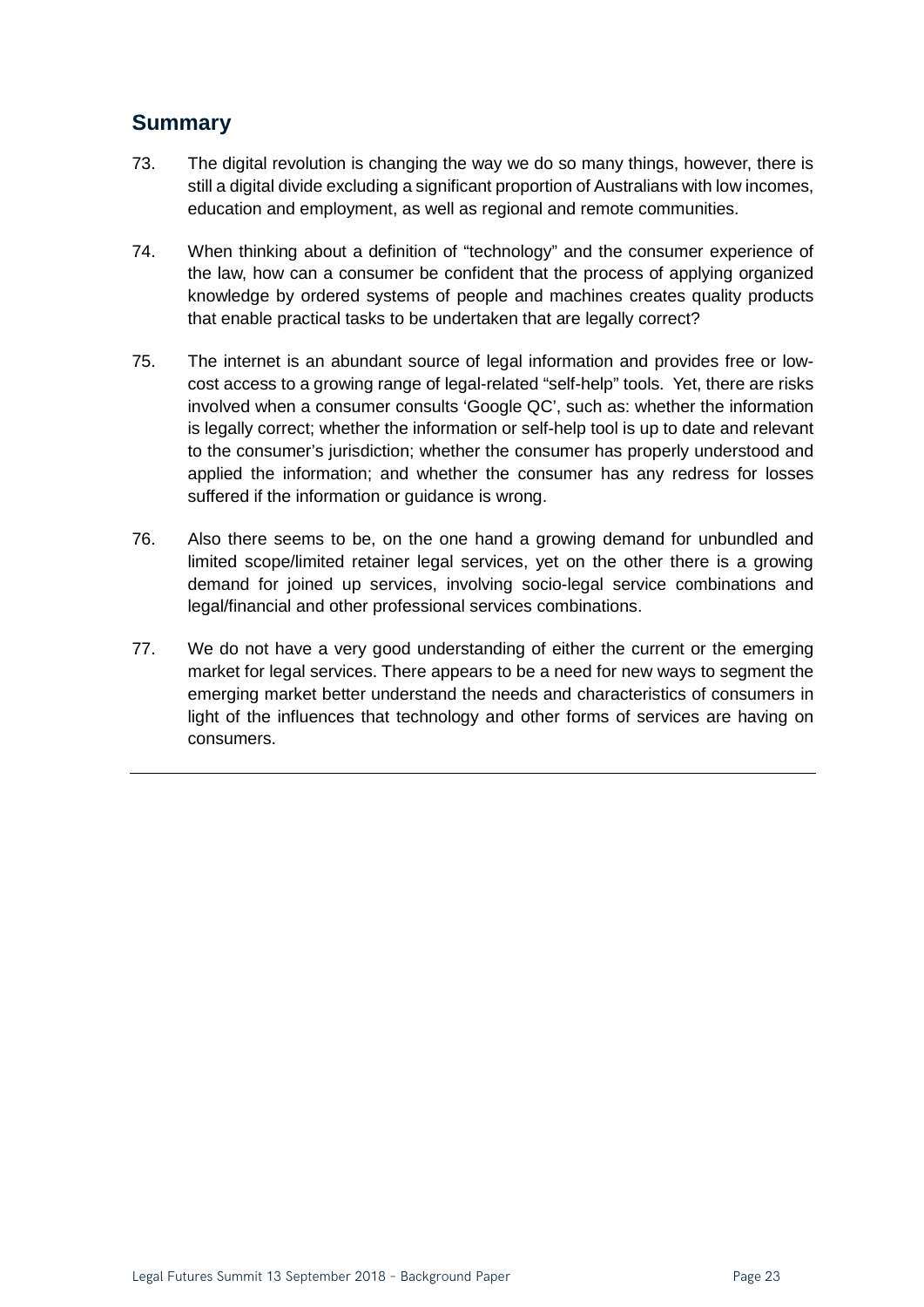## Summary

73. The digital revolution is changing the way we do so many things, however, there is still a digital divide excluding a significant proportion of Australians with low incomes, education and employment, as well as regional and remote communities.

74. When thinking about a definition of "technology" and the consumer experience of the law, how can a consumer be confident that the process of applying organized knowledge by ordered systems of people and machines creates quality products that enable practical tasks to be undertaken that are legally correct?

75. The internet is an abundant source of legal information and provides free or low-cost access to a growing range of legal-related "self-help" tools. Yet, there are risks involved when a consumer consults 'Google QC', such as: whether the information is legally correct; whether the information or self-help tool is up to date and relevant to the consumer's jurisdiction; whether the consumer has properly understood and applied the information; and whether the consumer has any redress for losses suffered if the information or guidance is wrong.

76. Also there seems to be, on the one hand a growing demand for unbundled and limited scope/limited retainer legal services, yet on the other there is a growing demand for joined up services, involving socio-legal service combinations and legal/financial and other professional services combinations.

77. We do not have a very good understanding of either the current or the emerging market for legal services. There appears to be a need for new ways to segment the emerging market better understand the needs and characteristics of consumers in light of the influences that technology and other forms of services are having on consumers.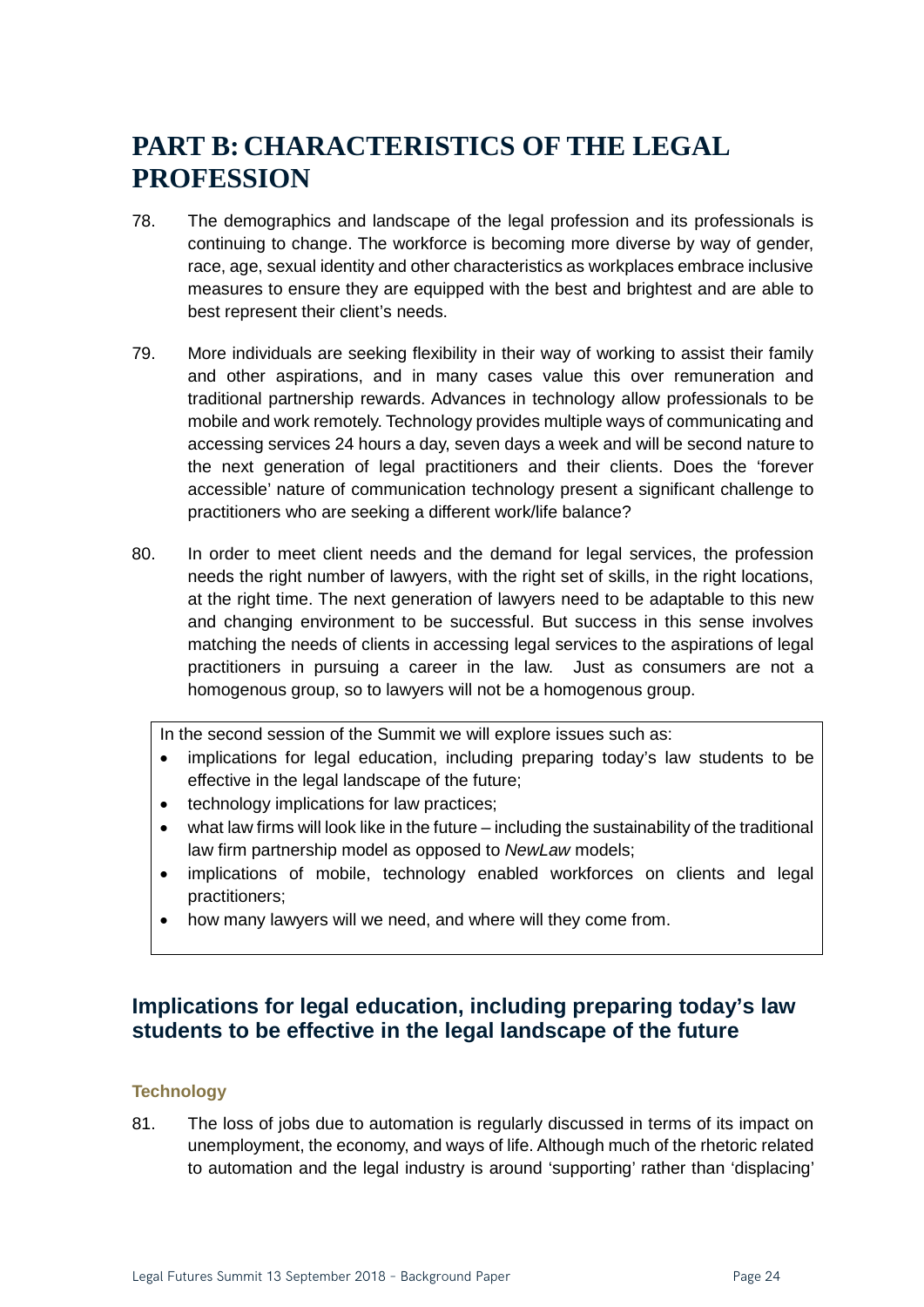# PART B: CHARACTERISTICS OF THE LEGAL PROFESSION

78. The demographics and landscape of the legal profession and its professionals is continuing to change. The workforce is becoming more diverse by way of gender, race, age, sexual identity and other characteristics as workplaces embrace inclusive measures to ensure they are equipped with the best and brightest and are able to best represent their client's needs.

79. More individuals are seeking flexibility in their way of working to assist their family and other aspirations, and in many cases value this over remuneration and traditional partnership rewards. Advances in technology allow professionals to be mobile and work remotely. Technology provides multiple ways of communicating and accessing services 24 hours a day, seven days a week and will be second nature to the next generation of legal practitioners and their clients. Does the 'forever accessible' nature of communication technology present a significant challenge to practitioners who are seeking a different work/life balance?

80. In order to meet client needs and the demand for legal services, the profession needs the right number of lawyers, with the right set of skills, in the right locations, at the right time. The next generation of lawyers need to be adaptable to this new and changing environment to be successful. But success in this sense involves matching the needs of clients in accessing legal services to the aspirations of legal practitioners in pursuing a career in the law. Just as consumers are not a homogenous group, so to lawyers will not be a homogenous group.

In the second session of the Summit we will explore issues such as:

- implications for legal education, including preparing today's law students to be effective in the legal landscape of the future;
- technology implications for law practices;
- what law firms will look like in the future – including the sustainability of the traditional law firm partnership model as opposed to *NewLaw* models;
- implications of mobile, technology enabled workforces on clients and legal practitioners;
- how many lawyers will we need, and where will they come from.

## Implications for legal education, including preparing today's law students to be effective in the legal landscape of the future

### Technology

81. The loss of jobs due to automation is regularly discussed in terms of its impact on unemployment, the economy, and ways of life. Although much of the rhetoric related to automation and the legal industry is around 'supporting' rather than 'displacing'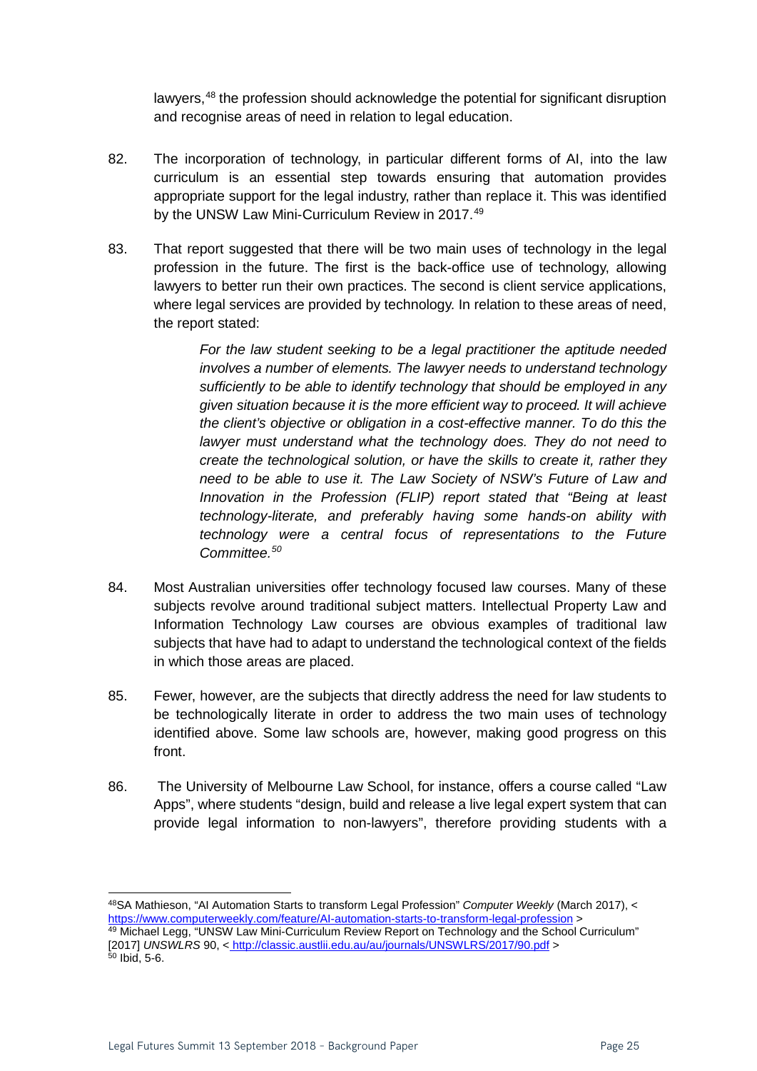lawyers,[48] the profession should acknowledge the potential for significant disruption and recognise areas of need in relation to legal education.

82. The incorporation of technology, in particular different forms of AI, into the law curriculum is an essential step towards ensuring that automation provides appropriate support for the legal industry, rather than replace it. This was identified by the UNSW Law Mini-Curriculum Review in 2017.[49]

83. That report suggested that there will be two main uses of technology in the legal profession in the future. The first is the back-office use of technology, allowing lawyers to better run their own practices. The second is client service applications, where legal services are provided by technology. In relation to these areas of need, the report stated:

> *For the law student seeking to be a legal practitioner the aptitude needed involves a number of elements. The lawyer needs to understand technology sufficiently to be able to identify technology that should be employed in any given situation because it is the more efficient way to proceed. It will achieve the client's objective or obligation in a cost-effective manner. To do this the lawyer must understand what the technology does. They do not need to create the technological solution, or have the skills to create it, rather they need to be able to use it. The Law Society of NSW's Future of Law and Innovation in the Profession (FLIP) report stated that "Being at least technology-literate, and preferably having some hands-on ability with technology were a central focus of representations to the Future Committee.*[50]

84. Most Australian universities offer technology focused law courses. Many of these subjects revolve around traditional subject matters. Intellectual Property Law and Information Technology Law courses are obvious examples of traditional law subjects that have had to adapt to understand the technological context of the fields in which those areas are placed.

85. Fewer, however, are the subjects that directly address the need for law students to be technologically literate in order to address the two main uses of technology identified above. Some law schools are, however, making good progress on this front.

86. The University of Melbourne Law School, for instance, offers a course called "Law Apps", where students "design, build and release a live legal expert system that can provide legal information to non-lawyers", therefore providing students with a

---

[48] SA Mathieson, "AI Automation Starts to transform Legal Profession" *Computer Weekly* (March 2017), < https://www.computerweekly.com/feature/AI-automation-starts-to-transform-legal-profession >

[49] Michael Legg, "UNSW Law Mini-Curriculum Review Report on Technology and the School Curriculum" [2017] *UNSWLRS* 90, < http://classic.austlii.edu.au/au/journals/UNSWLRS/2017/90.pdf >

[50] Ibid, 5-6.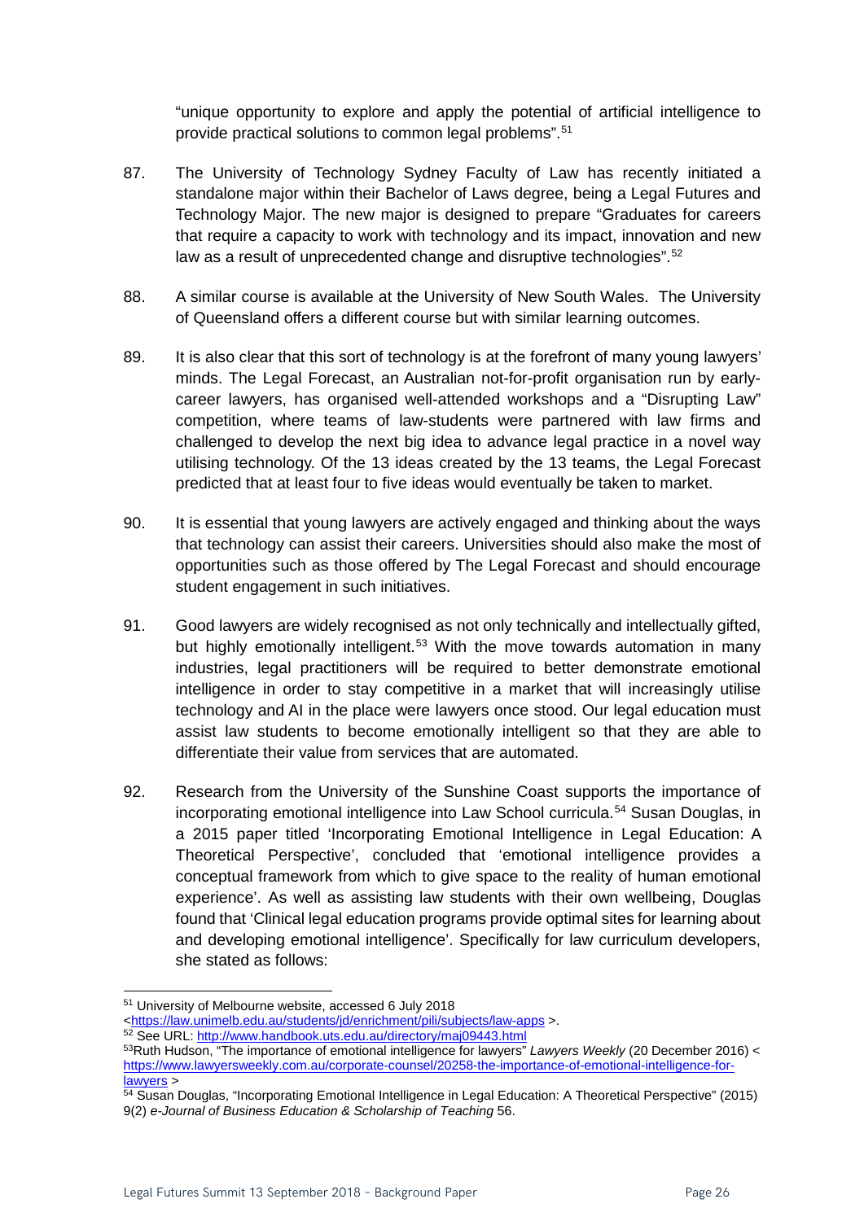"unique opportunity to explore and apply the potential of artificial intelligence to provide practical solutions to common legal problems".[51]

87. The University of Technology Sydney Faculty of Law has recently initiated a standalone major within their Bachelor of Laws degree, being a Legal Futures and Technology Major. The new major is designed to prepare "Graduates for careers that require a capacity to work with technology and its impact, innovation and new law as a result of unprecedented change and disruptive technologies".[52]

88. A similar course is available at the University of New South Wales. The University of Queensland offers a different course but with similar learning outcomes.

89. It is also clear that this sort of technology is at the forefront of many young lawyers' minds. The Legal Forecast, an Australian not-for-profit organisation run by early-career lawyers, has organised well-attended workshops and a "Disrupting Law" competition, where teams of law-students were partnered with law firms and challenged to develop the next big idea to advance legal practice in a novel way utilising technology. Of the 13 ideas created by the 13 teams, the Legal Forecast predicted that at least four to five ideas would eventually be taken to market.

90. It is essential that young lawyers are actively engaged and thinking about the ways that technology can assist their careers. Universities should also make the most of opportunities such as those offered by The Legal Forecast and should encourage student engagement in such initiatives.

91. Good lawyers are widely recognised as not only technically and intellectually gifted, but highly emotionally intelligent.[53] With the move towards automation in many industries, legal practitioners will be required to better demonstrate emotional intelligence in order to stay competitive in a market that will increasingly utilise technology and AI in the place were lawyers once stood. Our legal education must assist law students to become emotionally intelligent so that they are able to differentiate their value from services that are automated.

92. Research from the University of the Sunshine Coast supports the importance of incorporating emotional intelligence into Law School curricula.[54] Susan Douglas, in a 2015 paper titled 'Incorporating Emotional Intelligence in Legal Education: A Theoretical Perspective', concluded that 'emotional intelligence provides a conceptual framework from which to give space to the reality of human emotional experience'. As well as assisting law students with their own wellbeing, Douglas found that 'Clinical legal education programs provide optimal sites for learning about and developing emotional intelligence'. Specifically for law curriculum developers, she stated as follows:

---

[51] University of Melbourne website, accessed 6 July 2018 <https://law.unimelb.edu.au/students/jd/enrichment/pili/subjects/law-apps >.

[52] See URL: http://www.handbook.uts.edu.au/directory/maj09443.html

[53] Ruth Hudson, "The importance of emotional intelligence for lawyers" *Lawyers Weekly* (20 December 2016) < https://www.lawyersweekly.com.au/corporate-counsel/20258-the-importance-of-emotional-intelligence-for-lawyers >

[54] Susan Douglas, "Incorporating Emotional Intelligence in Legal Education: A Theoretical Perspective" (2015) 9(2) *e-Journal of Business Education & Scholarship of Teaching* 56.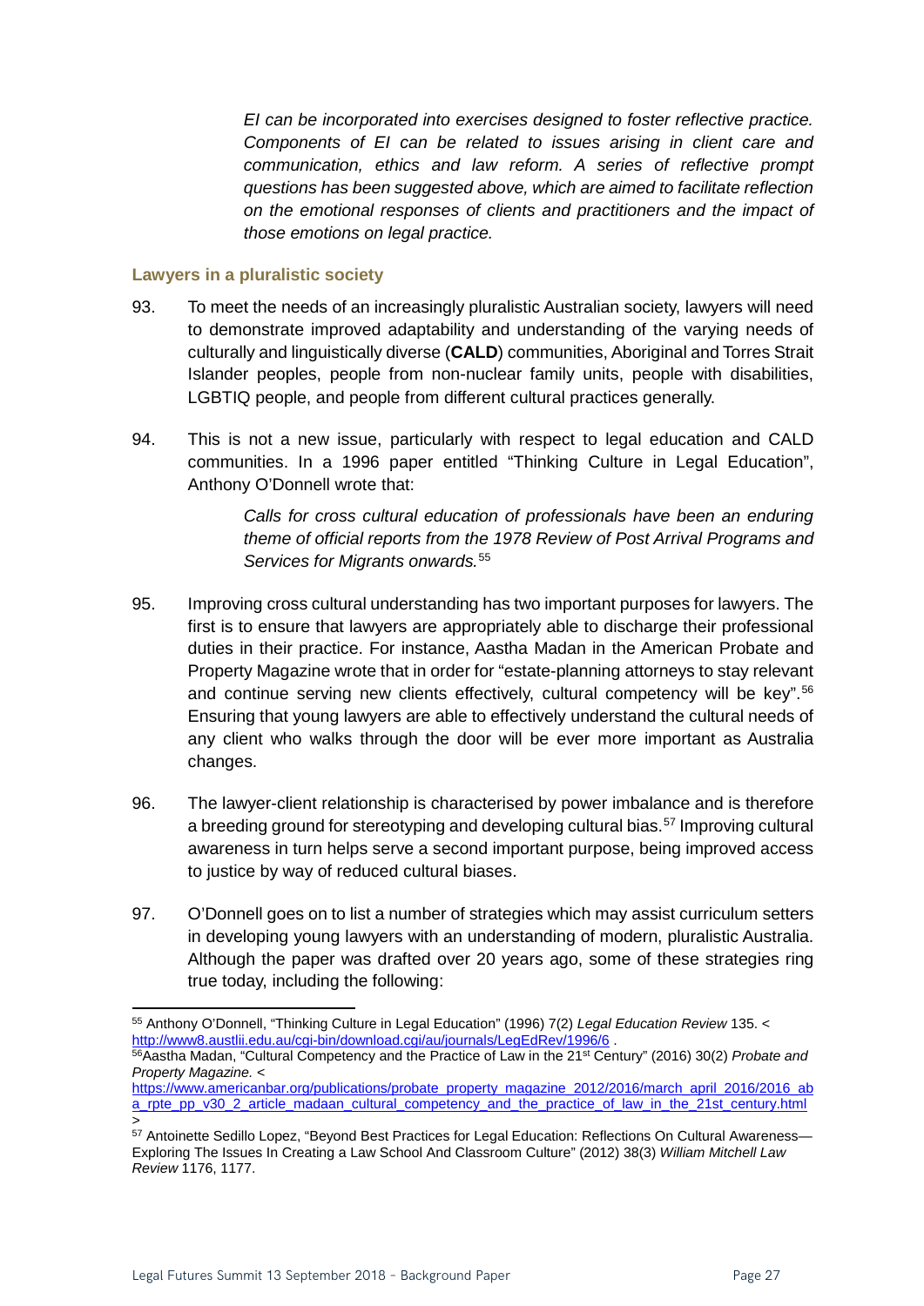*EI can be incorporated into exercises designed to foster reflective practice. Components of EI can be related to issues arising in client care and communication, ethics and law reform. A series of reflective prompt questions has been suggested above, which are aimed to facilitate reflection on the emotional responses of clients and practitioners and the impact of those emotions on legal practice.*

### Lawyers in a pluralistic society

93. To meet the needs of an increasingly pluralistic Australian society, lawyers will need to demonstrate improved adaptability and understanding of the varying needs of culturally and linguistically diverse (**CALD**) communities, Aboriginal and Torres Strait Islander peoples, people from non-nuclear family units, people with disabilities, LGBTIQ people, and people from different cultural practices generally.

94. This is not a new issue, particularly with respect to legal education and CALD communities. In a 1996 paper entitled "Thinking Culture in Legal Education", Anthony O'Donnell wrote that:

> *Calls for cross cultural education of professionals have been an enduring theme of official reports from the 1978 Review of Post Arrival Programs and Services for Migrants onwards.*[55]

95. Improving cross cultural understanding has two important purposes for lawyers. The first is to ensure that lawyers are appropriately able to discharge their professional duties in their practice. For instance, Aastha Madan in the American Probate and Property Magazine wrote that in order for "estate-planning attorneys to stay relevant and continue serving new clients effectively, cultural competency will be key".[56] Ensuring that young lawyers are able to effectively understand the cultural needs of any client who walks through the door will be ever more important as Australia changes.

96. The lawyer-client relationship is characterised by power imbalance and is therefore a breeding ground for stereotyping and developing cultural bias.[57] Improving cultural awareness in turn helps serve a second important purpose, being improved access to justice by way of reduced cultural biases.

97. O'Donnell goes on to list a number of strategies which may assist curriculum setters in developing young lawyers with an understanding of modern, pluralistic Australia. Although the paper was drafted over 20 years ago, some of these strategies ring true today, including the following:

---

[55] Anthony O'Donnell, "Thinking Culture in Legal Education" (1996) 7(2) *Legal Education Review* 135. < http://www8.austlii.edu.au/cgi-bin/download.cgi/au/journals/LegEdRev/1996/6 .

[56] Aastha Madan, "Cultural Competency and the Practice of Law in the 21st Century" (2016) 30(2) *Probate and Property Magazine.* < https://www.americanbar.org/publications/probate_property_magazine_2012/2016/march_april_2016/2016_aba_rpte_pp_v30_2_article_madaan_cultural_competency_and_the_practice_of_law_in_the_21st_century.html >

[57] Antoinette Sedillo Lopez, "Beyond Best Practices for Legal Education: Reflections On Cultural Awareness—Exploring The Issues In Creating a Law School And Classroom Culture" (2012) 38(3) *William Mitchell Law Review* 1176, 1177.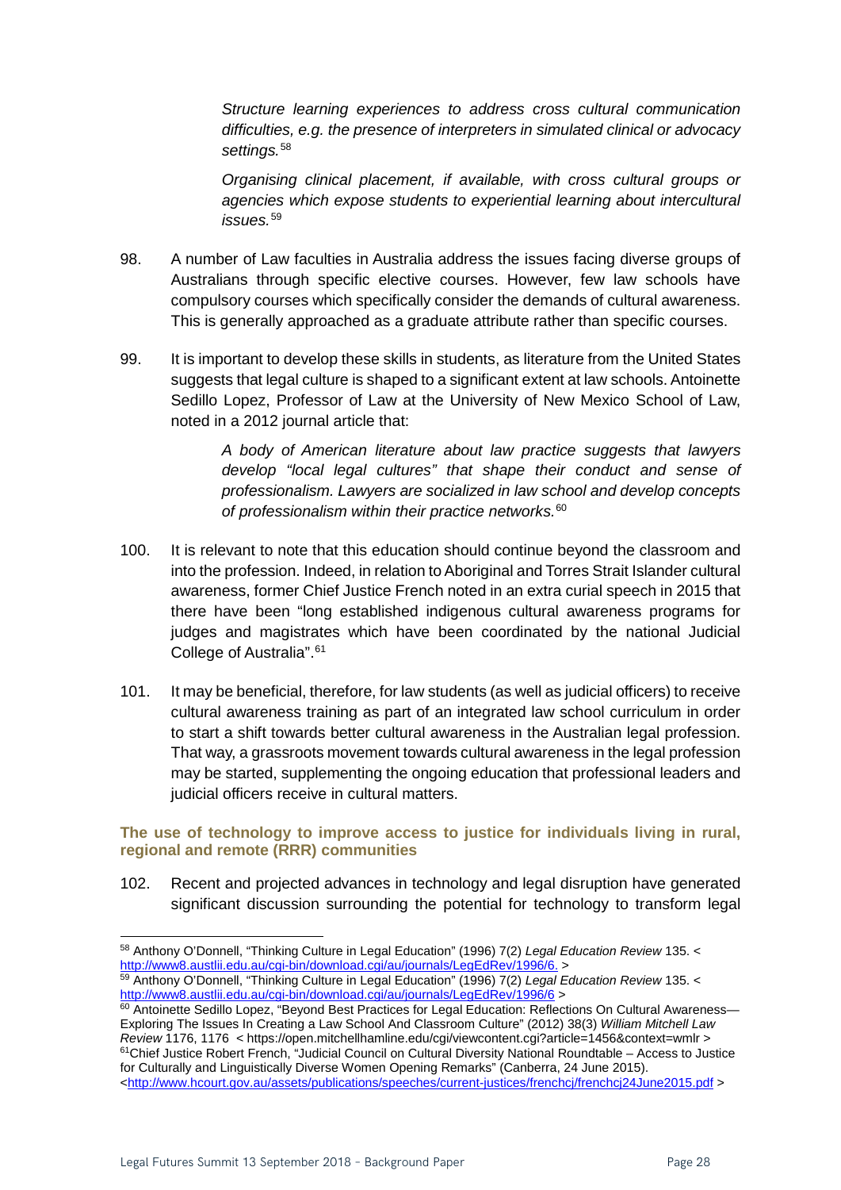*Structure learning experiences to address cross cultural communication difficulties, e.g. the presence of interpreters in simulated clinical or advocacy settings.*[58]

*Organising clinical placement, if available, with cross cultural groups or agencies which expose students to experiential learning about intercultural issues.*[59]

98. A number of Law faculties in Australia address the issues facing diverse groups of Australians through specific elective courses. However, few law schools have compulsory courses which specifically consider the demands of cultural awareness. This is generally approached as a graduate attribute rather than specific courses.

99. It is important to develop these skills in students, as literature from the United States suggests that legal culture is shaped to a significant extent at law schools. Antoinette Sedillo Lopez, Professor of Law at the University of New Mexico School of Law, noted in a 2012 journal article that:

> *A body of American literature about law practice suggests that lawyers develop "local legal cultures" that shape their conduct and sense of professionalism. Lawyers are socialized in law school and develop concepts of professionalism within their practice networks.*[60]

100. It is relevant to note that this education should continue beyond the classroom and into the profession. Indeed, in relation to Aboriginal and Torres Strait Islander cultural awareness, former Chief Justice French noted in an extra curial speech in 2015 that there have been "long established indigenous cultural awareness programs for judges and magistrates which have been coordinated by the national Judicial College of Australia".[61]

101. It may be beneficial, therefore, for law students (as well as judicial officers) to receive cultural awareness training as part of an integrated law school curriculum in order to start a shift towards better cultural awareness in the Australian legal profession. That way, a grassroots movement towards cultural awareness in the legal profession may be started, supplementing the ongoing education that professional leaders and judicial officers receive in cultural matters.

### The use of technology to improve access to justice for individuals living in rural, regional and remote (RRR) communities

102. Recent and projected advances in technology and legal disruption have generated significant discussion surrounding the potential for technology to transform legal

---

[58] Anthony O'Donnell, "Thinking Culture in Legal Education" (1996) 7(2) *Legal Education Review* 135. < http://www8.austlii.edu.au/cgi-bin/download.cgi/au/journals/LegEdRev/1996/6. >

[59] Anthony O'Donnell, "Thinking Culture in Legal Education" (1996) 7(2) *Legal Education Review* 135. < http://www8.austlii.edu.au/cgi-bin/download.cgi/au/journals/LegEdRev/1996/6 >

[60] Antoinette Sedillo Lopez, "Beyond Best Practices for Legal Education: Reflections On Cultural Awareness—Exploring The Issues In Creating a Law School And Classroom Culture" (2012) 38(3) *William Mitchell Law Review* 1176, 1176 < https://open.mitchellhamline.edu/cgi/viewcontent.cgi?article=1456&context=wmlr >

[61] Chief Justice Robert French, "Judicial Council on Cultural Diversity National Roundtable – Access to Justice for Culturally and Linguistically Diverse Women Opening Remarks" (Canberra, 24 June 2015). <http://www.hcourt.gov.au/assets/publications/speeches/current-justices/frenchcj/frenchcj24June2015.pdf >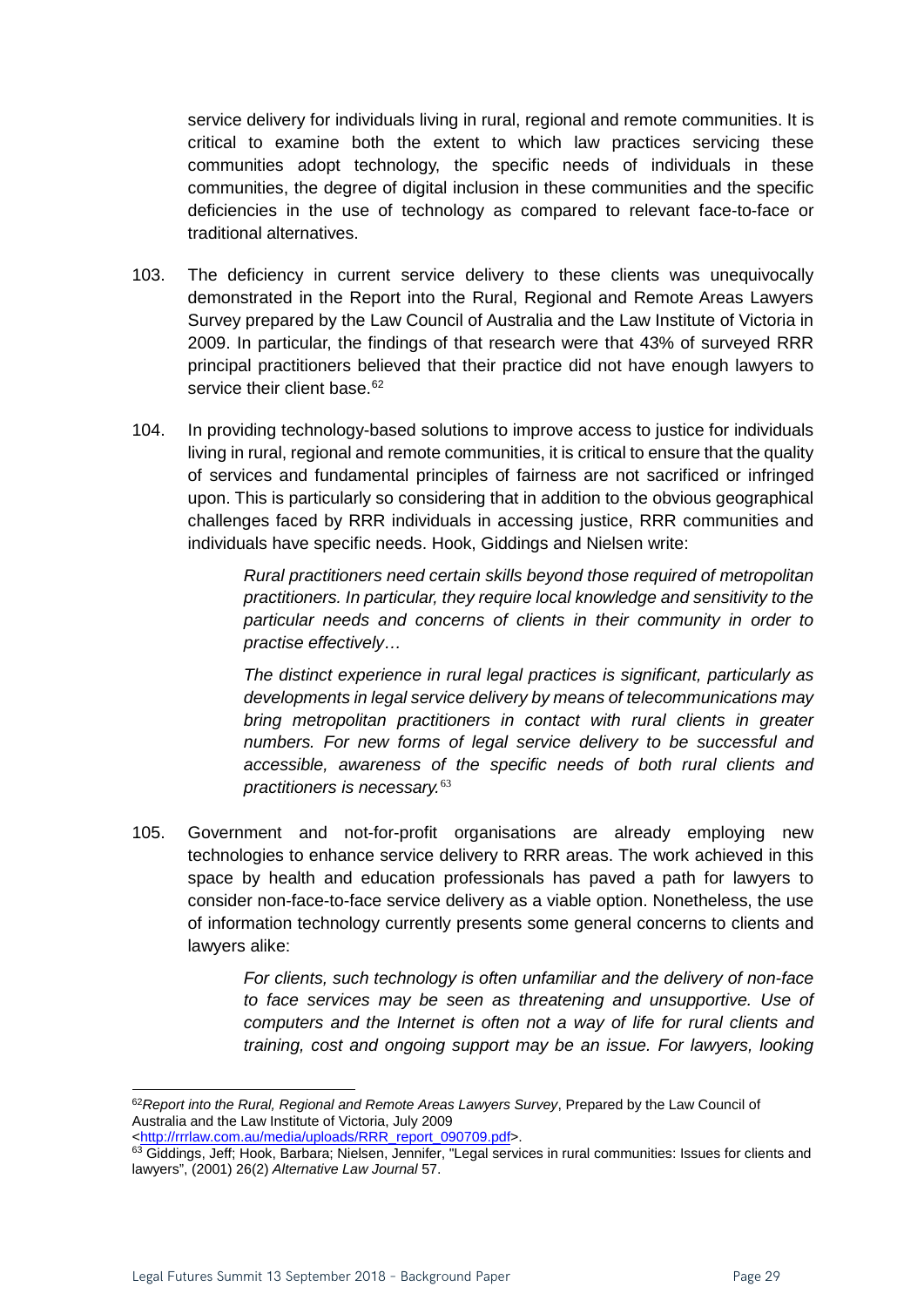service delivery for individuals living in rural, regional and remote communities. It is critical to examine both the extent to which law practices servicing these communities adopt technology, the specific needs of individuals in these communities, the degree of digital inclusion in these communities and the specific deficiencies in the use of technology as compared to relevant face-to-face or traditional alternatives.

103. The deficiency in current service delivery to these clients was unequivocally demonstrated in the Report into the Rural, Regional and Remote Areas Lawyers Survey prepared by the Law Council of Australia and the Law Institute of Victoria in 2009. In particular, the findings of that research were that 43% of surveyed RRR principal practitioners believed that their practice did not have enough lawyers to service their client base.[62]

104. In providing technology-based solutions to improve access to justice for individuals living in rural, regional and remote communities, it is critical to ensure that the quality of services and fundamental principles of fairness are not sacrificed or infringed upon. This is particularly so considering that in addition to the obvious geographical challenges faced by RRR individuals in accessing justice, RRR communities and individuals have specific needs. Hook, Giddings and Nielsen write:

> *Rural practitioners need certain skills beyond those required of metropolitan practitioners. In particular, they require local knowledge and sensitivity to the particular needs and concerns of clients in their community in order to practise effectively…*
>
> *The distinct experience in rural legal practices is significant, particularly as developments in legal service delivery by means of telecommunications may bring metropolitan practitioners in contact with rural clients in greater numbers. For new forms of legal service delivery to be successful and accessible, awareness of the specific needs of both rural clients and practitioners is necessary.*[63]

105. Government and not-for-profit organisations are already employing new technologies to enhance service delivery to RRR areas. The work achieved in this space by health and education professionals has paved a path for lawyers to consider non-face-to-face service delivery as a viable option. Nonetheless, the use of information technology currently presents some general concerns to clients and lawyers alike:

> *For clients, such technology is often unfamiliar and the delivery of non-face to face services may be seen as threatening and unsupportive. Use of computers and the Internet is often not a way of life for rural clients and training, cost and ongoing support may be an issue. For lawyers, looking*

---

[62] *Report into the Rural, Regional and Remote Areas Lawyers Survey*, Prepared by the Law Council of Australia and the Law Institute of Victoria, July 2009 <http://rrrlaw.com.au/media/uploads/RRR_report_090709.pdf>.

[63] Giddings, Jeff; Hook, Barbara; Nielsen, Jennifer, "Legal services in rural communities: Issues for clients and lawyers", (2001) 26(2) *Alternative Law Journal* 57.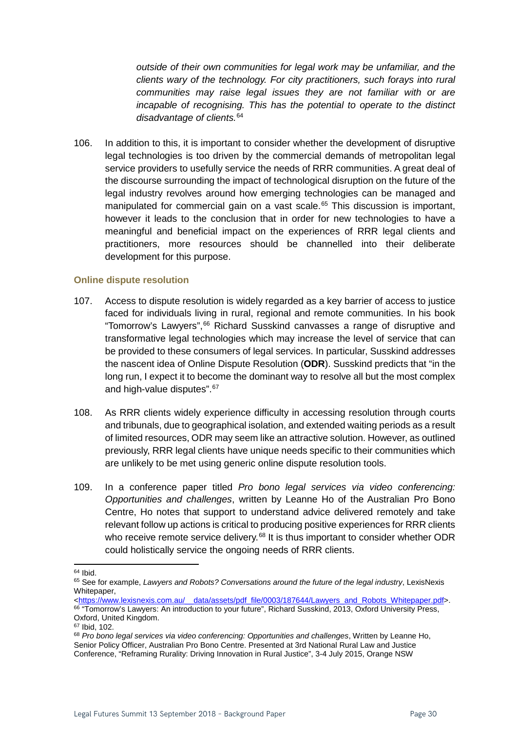*outside of their own communities for legal work may be unfamiliar, and the clients wary of the technology. For city practitioners, such forays into rural communities may raise legal issues they are not familiar with or are incapable of recognising. This has the potential to operate to the distinct disadvantage of clients.*[64]

106. In addition to this, it is important to consider whether the development of disruptive legal technologies is too driven by the commercial demands of metropolitan legal service providers to usefully service the needs of RRR communities. A great deal of the discourse surrounding the impact of technological disruption on the future of the legal industry revolves around how emerging technologies can be managed and manipulated for commercial gain on a vast scale.[65] This discussion is important, however it leads to the conclusion that in order for new technologies to have a meaningful and beneficial impact on the experiences of RRR legal clients and practitioners, more resources should be channelled into their deliberate development for this purpose.

### Online dispute resolution

107. Access to dispute resolution is widely regarded as a key barrier of access to justice faced for individuals living in rural, regional and remote communities. In his book "Tomorrow's Lawyers",[66] Richard Susskind canvasses a range of disruptive and transformative legal technologies which may increase the level of service that can be provided to these consumers of legal services. In particular, Susskind addresses the nascent idea of Online Dispute Resolution (**ODR**). Susskind predicts that "in the long run, I expect it to become the dominant way to resolve all but the most complex and high-value disputes".[67]

108. As RRR clients widely experience difficulty in accessing resolution through courts and tribunals, due to geographical isolation, and extended waiting periods as a result of limited resources, ODR may seem like an attractive solution. However, as outlined previously, RRR legal clients have unique needs specific to their communities which are unlikely to be met using generic online dispute resolution tools.

109. In a conference paper titled *Pro bono legal services via video conferencing: Opportunities and challenges*, written by Leanne Ho of the Australian Pro Bono Centre, Ho notes that support to understand advice delivered remotely and take relevant follow up actions is critical to producing positive experiences for RRR clients who receive remote service delivery.[68] It is thus important to consider whether ODR could holistically service the ongoing needs of RRR clients.

---

[64] Ibid.

[65] See for example, *Lawyers and Robots? Conversations around the future of the legal industry*, LexisNexis Whitepaper, <https://www.lexisnexis.com.au/__data/assets/pdf_file/0003/187644/Lawyers_and_Robots_Whitepaper.pdf>.

[66] "Tomorrow's Lawyers: An introduction to your future", Richard Susskind, 2013, Oxford University Press, Oxford, United Kingdom.

[67] Ibid, 102.

[68] *Pro bono legal services via video conferencing: Opportunities and challenges*, Written by Leanne Ho, Senior Policy Officer, Australian Pro Bono Centre. Presented at 3rd National Rural Law and Justice Conference, "Reframing Rurality: Driving Innovation in Rural Justice", 3-4 July 2015, Orange NSW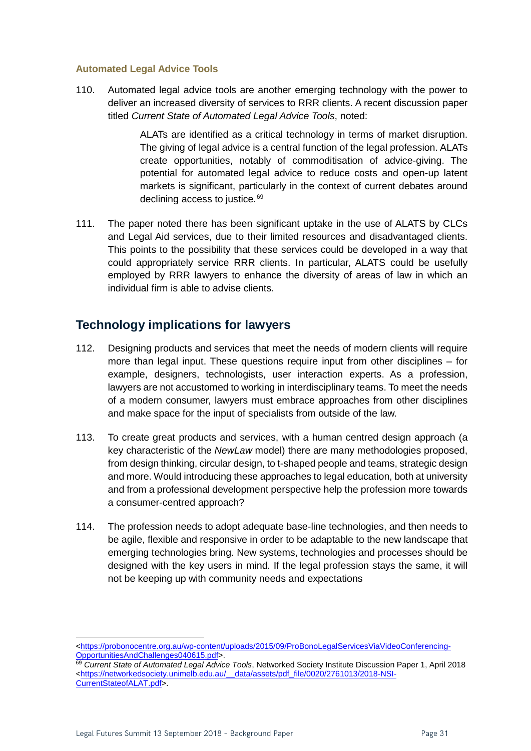### Automated Legal Advice Tools

110. Automated legal advice tools are another emerging technology with the power to deliver an increased diversity of services to RRR clients. A recent discussion paper titled *Current State of Automated Legal Advice Tools*, noted:

> ALATs are identified as a critical technology in terms of market disruption. The giving of legal advice is a central function of the legal profession. ALATs create opportunities, notably of commoditisation of advice-giving. The potential for automated legal advice to reduce costs and open-up latent markets is significant, particularly in the context of current debates around declining access to justice.[69]

111. The paper noted there has been significant uptake in the use of ALATS by CLCs and Legal Aid services, due to their limited resources and disadvantaged clients. This points to the possibility that these services could be developed in a way that could appropriately service RRR clients. In particular, ALATS could be usefully employed by RRR lawyers to enhance the diversity of areas of law in which an individual firm is able to advise clients.

## Technology implications for lawyers

112. Designing products and services that meet the needs of modern clients will require more than legal input. These questions require input from other disciplines – for example, designers, technologists, user interaction experts. As a profession, lawyers are not accustomed to working in interdisciplinary teams. To meet the needs of a modern consumer, lawyers must embrace approaches from other disciplines and make space for the input of specialists from outside of the law.

113. To create great products and services, with a human centred design approach (a key characteristic of the *NewLaw* model) there are many methodologies proposed, from design thinking, circular design, to t-shaped people and teams, strategic design and more. Would introducing these approaches to legal education, both at university and from a professional development perspective help the profession more towards a consumer-centred approach?

114. The profession needs to adopt adequate base-line technologies, and then needs to be agile, flexible and responsive in order to be adaptable to the new landscape that emerging technologies bring. New systems, technologies and processes should be designed with the key users in mind. If the legal profession stays the same, it will not be keeping up with community needs and expectations

---

<https://probonocentre.org.au/wp-content/uploads/2015/09/ProBonoLegalServicesViaVideoConferencing-OpportunitiesAndChallenges040615.pdf>.

[69] *Current State of Automated Legal Advice Tools*, Networked Society Institute Discussion Paper 1, April 2018 <https://networkedsociety.unimelb.edu.au/__data/assets/pdf_file/0020/2761013/2018-NSI-CurrentStateofALAT.pdf>.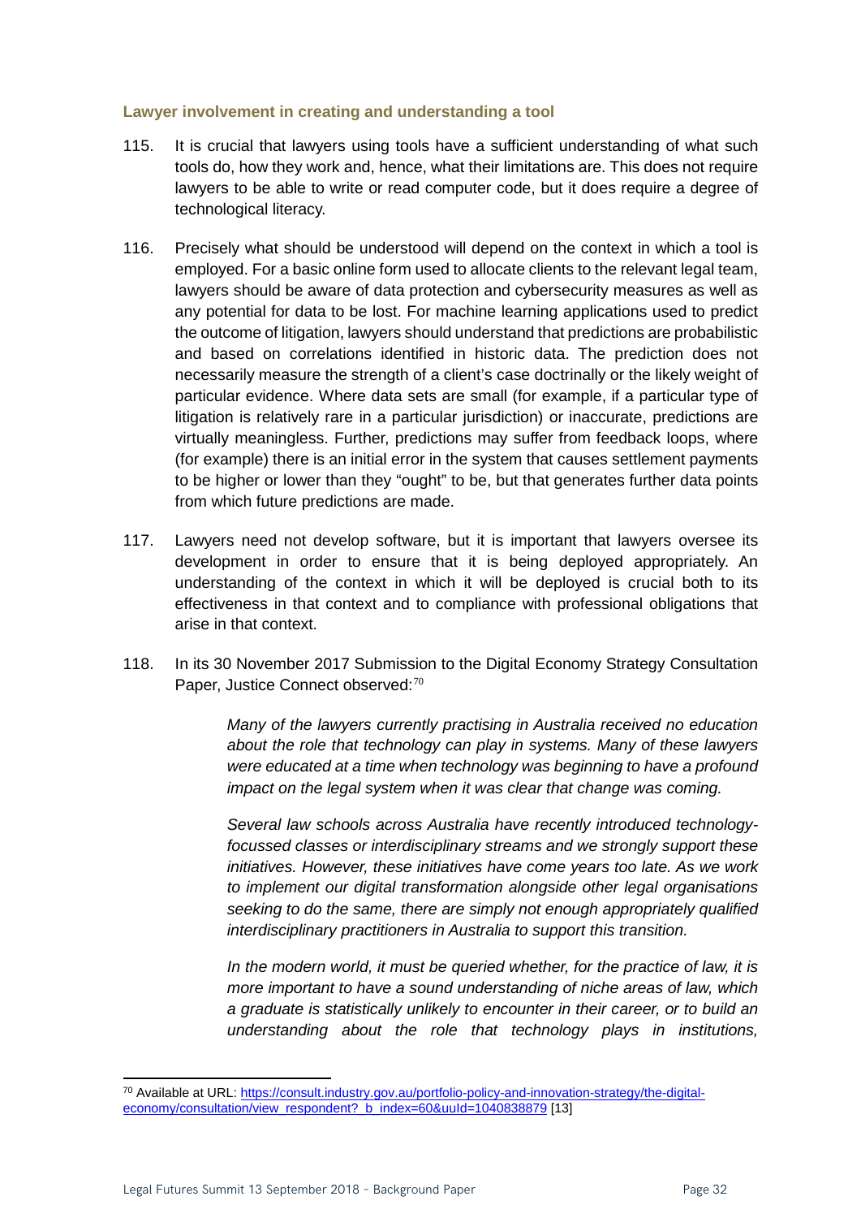### Lawyer involvement in creating and understanding a tool

115. It is crucial that lawyers using tools have a sufficient understanding of what such tools do, how they work and, hence, what their limitations are. This does not require lawyers to be able to write or read computer code, but it does require a degree of technological literacy.

116. Precisely what should be understood will depend on the context in which a tool is employed. For a basic online form used to allocate clients to the relevant legal team, lawyers should be aware of data protection and cybersecurity measures as well as any potential for data to be lost. For machine learning applications used to predict the outcome of litigation, lawyers should understand that predictions are probabilistic and based on correlations identified in historic data. The prediction does not necessarily measure the strength of a client's case doctrinally or the likely weight of particular evidence. Where data sets are small (for example, if a particular type of litigation is relatively rare in a particular jurisdiction) or inaccurate, predictions are virtually meaningless. Further, predictions may suffer from feedback loops, where (for example) there is an initial error in the system that causes settlement payments to be higher or lower than they "ought" to be, but that generates further data points from which future predictions are made.

117. Lawyers need not develop software, but it is important that lawyers oversee its development in order to ensure that it is being deployed appropriately. An understanding of the context in which it will be deployed is crucial both to its effectiveness in that context and to compliance with professional obligations that arise in that context.

118. In its 30 November 2017 Submission to the Digital Economy Strategy Consultation Paper, Justice Connect observed:[70]

> *Many of the lawyers currently practising in Australia received no education about the role that technology can play in systems. Many of these lawyers were educated at a time when technology was beginning to have a profound impact on the legal system when it was clear that change was coming.*
>
> *Several law schools across Australia have recently introduced technology-focussed classes or interdisciplinary streams and we strongly support these initiatives. However, these initiatives have come years too late. As we work to implement our digital transformation alongside other legal organisations seeking to do the same, there are simply not enough appropriately qualified interdisciplinary practitioners in Australia to support this transition.*
>
> *In the modern world, it must be queried whether, for the practice of law, it is more important to have a sound understanding of niche areas of law, which a graduate is statistically unlikely to encounter in their career, or to build an understanding about the role that technology plays in institutions,*

---

[70] Available at URL: https://consult.industry.gov.au/portfolio-policy-and-innovation-strategy/the-digital-economy/consultation/view_respondent?_b_index=60&uuId=1040838879 [13]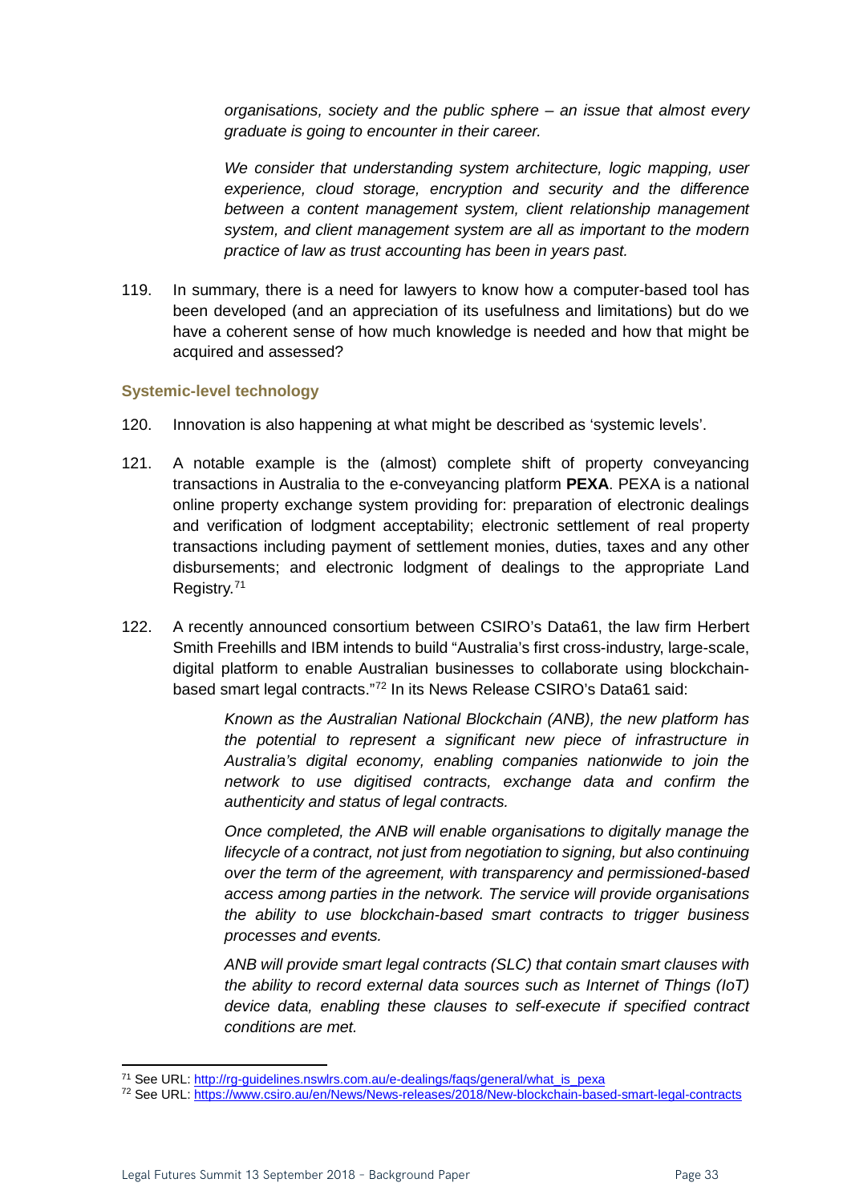*organisations, society and the public sphere – an issue that almost every graduate is going to encounter in their career.*

*We consider that understanding system architecture, logic mapping, user experience, cloud storage, encryption and security and the difference between a content management system, client relationship management system, and client management system are all as important to the modern practice of law as trust accounting has been in years past.*

119. In summary, there is a need for lawyers to know how a computer-based tool has been developed (and an appreciation of its usefulness and limitations) but do we have a coherent sense of how much knowledge is needed and how that might be acquired and assessed?

### Systemic-level technology

120. Innovation is also happening at what might be described as 'systemic levels'.

121. A notable example is the (almost) complete shift of property conveyancing transactions in Australia to the e-conveyancing platform **PEXA**. PEXA is a national online property exchange system providing for: preparation of electronic dealings and verification of lodgment acceptability; electronic settlement of real property transactions including payment of settlement monies, duties, taxes and any other disbursements; and electronic lodgment of dealings to the appropriate Land Registry.[71]

122. A recently announced consortium between CSIRO's Data61, the law firm Herbert Smith Freehills and IBM intends to build "Australia's first cross-industry, large-scale, digital platform to enable Australian businesses to collaborate using blockchain-based smart legal contracts."[72] In its News Release CSIRO's Data61 said:

> *Known as the Australian National Blockchain (ANB), the new platform has the potential to represent a significant new piece of infrastructure in Australia's digital economy, enabling companies nationwide to join the network to use digitised contracts, exchange data and confirm the authenticity and status of legal contracts.*
>
> *Once completed, the ANB will enable organisations to digitally manage the lifecycle of a contract, not just from negotiation to signing, but also continuing over the term of the agreement, with transparency and permissioned-based access among parties in the network. The service will provide organisations the ability to use blockchain-based smart contracts to trigger business processes and events.*
>
> *ANB will provide smart legal contracts (SLC) that contain smart clauses with the ability to record external data sources such as Internet of Things (IoT) device data, enabling these clauses to self-execute if specified contract conditions are met.*

---

[71] See URL: http://rg-guidelines.nswlrs.com.au/e-dealings/faqs/general/what_is_pexa

[72] See URL: https://www.csiro.au/en/News/News-releases/2018/New-blockchain-based-smart-legal-contracts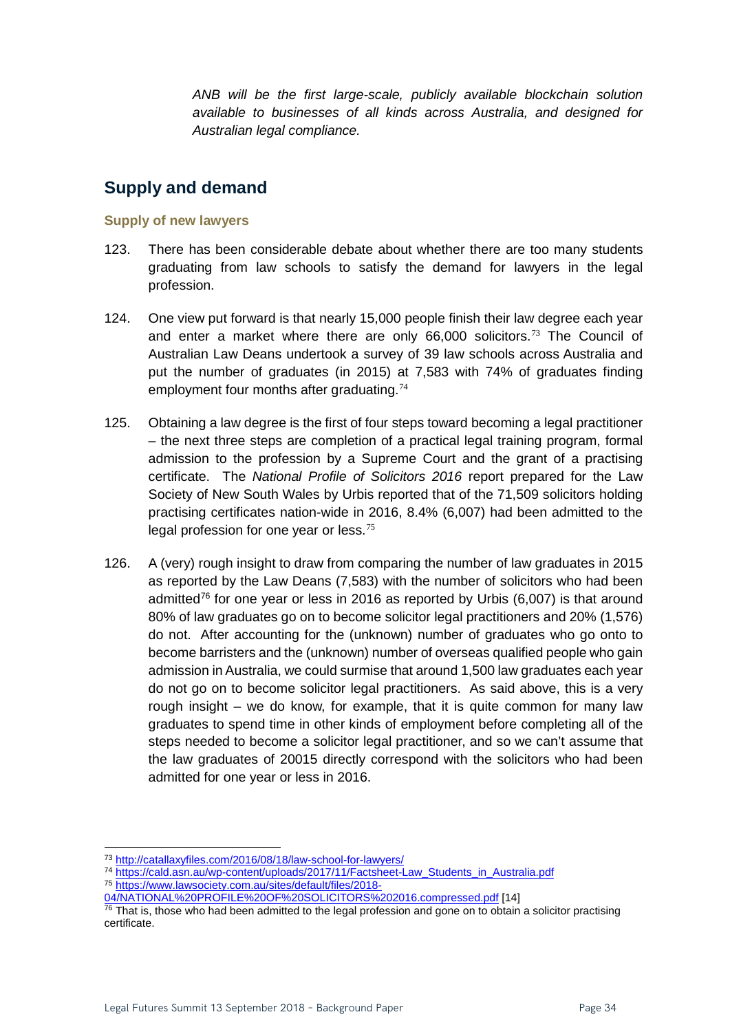*ANB will be the first large-scale, publicly available blockchain solution available to businesses of all kinds across Australia, and designed for Australian legal compliance.*

## Supply and demand

### Supply of new lawyers

123. There has been considerable debate about whether there are too many students graduating from law schools to satisfy the demand for lawyers in the legal profession.

124. One view put forward is that nearly 15,000 people finish their law degree each year and enter a market where there are only 66,000 solicitors.[73] The Council of Australian Law Deans undertook a survey of 39 law schools across Australia and put the number of graduates (in 2015) at 7,583 with 74% of graduates finding employment four months after graduating.[74]

125. Obtaining a law degree is the first of four steps toward becoming a legal practitioner – the next three steps are completion of a practical legal training program, formal admission to the profession by a Supreme Court and the grant of a practising certificate. The *National Profile of Solicitors 2016* report prepared for the Law Society of New South Wales by Urbis reported that of the 71,509 solicitors holding practising certificates nation-wide in 2016, 8.4% (6,007) had been admitted to the legal profession for one year or less.[75]

126. A (very) rough insight to draw from comparing the number of law graduates in 2015 as reported by the Law Deans (7,583) with the number of solicitors who had been admitted[76] for one year or less in 2016 as reported by Urbis (6,007) is that around 80% of law graduates go on to become solicitor legal practitioners and 20% (1,576) do not. After accounting for the (unknown) number of graduates who go onto to become barristers and the (unknown) number of overseas qualified people who gain admission in Australia, we could surmise that around 1,500 law graduates each year do not go on to become solicitor legal practitioners. As said above, this is a very rough insight – we do know, for example, that it is quite common for many law graduates to spend time in other kinds of employment before completing all of the steps needed to become a solicitor legal practitioner, and so we can't assume that the law graduates of 20015 directly correspond with the solicitors who had been admitted for one year or less in 2016.

---

[73] http://catallaxyfiles.com/2016/08/18/law-school-for-lawyers/

[74] https://cald.asn.au/wp-content/uploads/2017/11/Factsheet-Law_Students_in_Australia.pdf

[75] https://www.lawsociety.com.au/sites/default/files/2018-04/NATIONAL%20PROFILE%20OF%20SOLICITORS%202016.compressed.pdf [14]

[76] That is, those who had been admitted to the legal profession and gone on to obtain a solicitor practising certificate.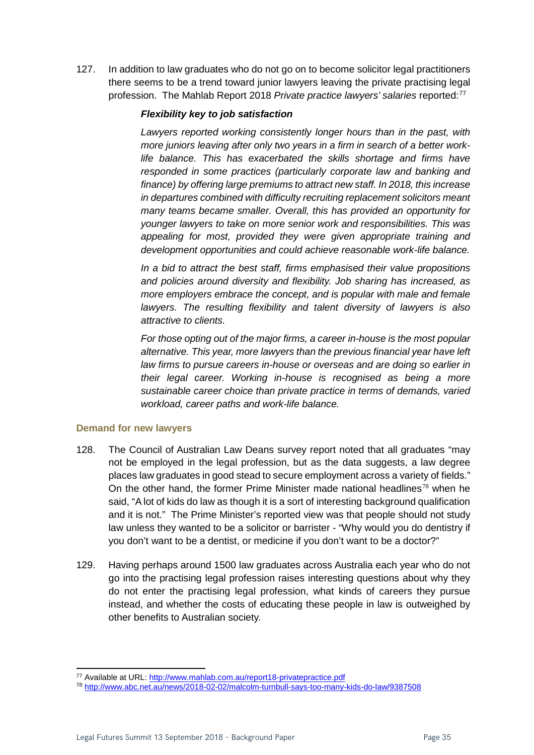127. In addition to law graduates who do not go on to become solicitor legal practitioners there seems to be a trend toward junior lawyers leaving the private practising legal profession. The Mahlab Report 2018 *Private practice lawyers' salaries* reported:[77]

> ***Flexibility key to job satisfaction***
>
> *Lawyers reported working consistently longer hours than in the past, with more juniors leaving after only two years in a firm in search of a better work-life balance. This has exacerbated the skills shortage and firms have responded in some practices (particularly corporate law and banking and finance) by offering large premiums to attract new staff. In 2018, this increase in departures combined with difficulty recruiting replacement solicitors meant many teams became smaller. Overall, this has provided an opportunity for younger lawyers to take on more senior work and responsibilities. This was appealing for most, provided they were given appropriate training and development opportunities and could achieve reasonable work-life balance.*
>
> *In a bid to attract the best staff, firms emphasised their value propositions and policies around diversity and flexibility. Job sharing has increased, as more employers embrace the concept, and is popular with male and female lawyers. The resulting flexibility and talent diversity of lawyers is also attractive to clients.*
>
> *For those opting out of the major firms, a career in-house is the most popular alternative. This year, more lawyers than the previous financial year have left law firms to pursue careers in-house or overseas and are doing so earlier in their legal career. Working in-house is recognised as being a more sustainable career choice than private practice in terms of demands, varied workload, career paths and work-life balance.*

### Demand for new lawyers

128. The Council of Australian Law Deans survey report noted that all graduates "may not be employed in the legal profession, but as the data suggests, a law degree places law graduates in good stead to secure employment across a variety of fields." On the other hand, the former Prime Minister made national headlines[78] when he said, "A lot of kids do law as though it is a sort of interesting background qualification and it is not." The Prime Minister's reported view was that people should not study law unless they wanted to be a solicitor or barrister - "Why would you do dentistry if you don't want to be a dentist, or medicine if you don't want to be a doctor?"

129. Having perhaps around 1500 law graduates across Australia each year who do not go into the practising legal profession raises interesting questions about why they do not enter the practising legal profession, what kinds of careers they pursue instead, and whether the costs of educating these people in law is outweighed by other benefits to Australian society.

---

[77] Available at URL: http://www.mahlab.com.au/report18-privatepractice.pdf

[78] http://www.abc.net.au/news/2018-02-02/malcolm-turnbull-says-too-many-kids-do-law/9387508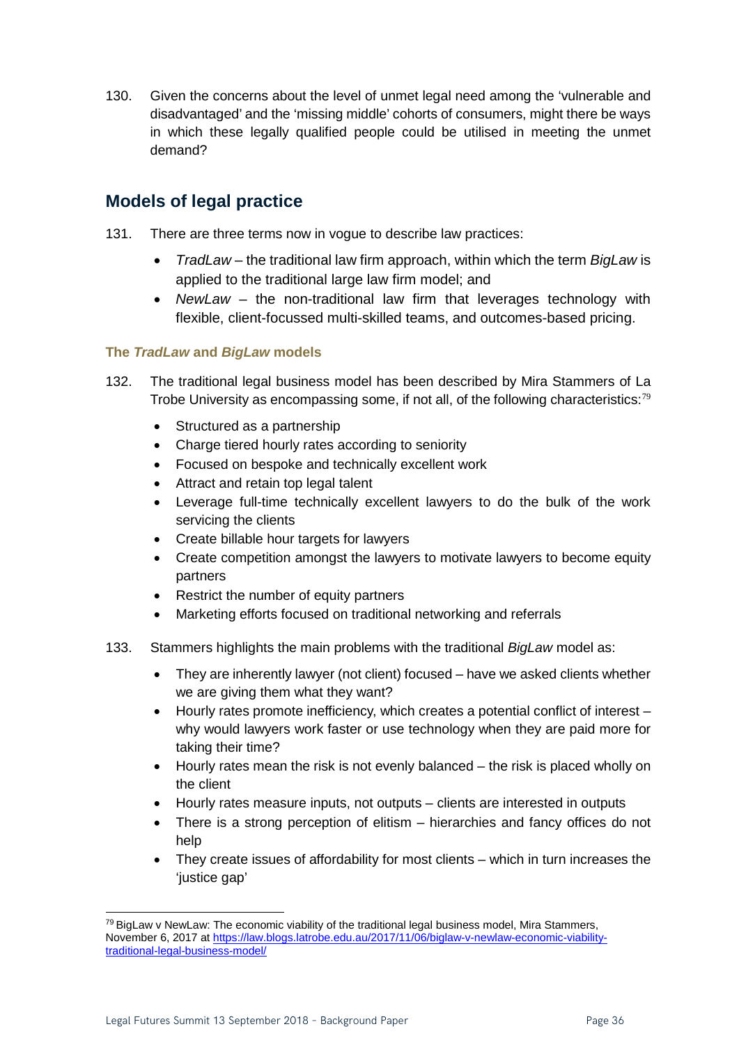130. Given the concerns about the level of unmet legal need among the 'vulnerable and disadvantaged' and the 'missing middle' cohorts of consumers, might there be ways in which these legally qualified people could be utilised in meeting the unmet demand?

## Models of legal practice

131. There are three terms now in vogue to describe law practices:

- *TradLaw* – the traditional law firm approach, within which the term *BigLaw* is applied to the traditional large law firm model; and
- *NewLaw* – the non-traditional law firm that leverages technology with flexible, client-focussed multi-skilled teams, and outcomes-based pricing.

### The *TradLaw* and *BigLaw* models

132. The traditional legal business model has been described by Mira Stammers of La Trobe University as encompassing some, if not all, of the following characteristics:[79]

- Structured as a partnership
- Charge tiered hourly rates according to seniority
- Focused on bespoke and technically excellent work
- Attract and retain top legal talent
- Leverage full-time technically excellent lawyers to do the bulk of the work servicing the clients
- Create billable hour targets for lawyers
- Create competition amongst the lawyers to motivate lawyers to become equity partners
- Restrict the number of equity partners
- Marketing efforts focused on traditional networking and referrals

133. Stammers highlights the main problems with the traditional *BigLaw* model as:

- They are inherently lawyer (not client) focused – have we asked clients whether we are giving them what they want?
- Hourly rates promote inefficiency, which creates a potential conflict of interest – why would lawyers work faster or use technology when they are paid more for taking their time?
- Hourly rates mean the risk is not evenly balanced – the risk is placed wholly on the client
- Hourly rates measure inputs, not outputs – clients are interested in outputs
- There is a strong perception of elitism – hierarchies and fancy offices do not help
- They create issues of affordability for most clients – which in turn increases the 'justice gap'

---

[79] BigLaw v NewLaw: The economic viability of the traditional legal business model, Mira Stammers, November 6, 2017 at https://law.blogs.latrobe.edu.au/2017/11/06/biglaw-v-newlaw-economic-viability-traditional-legal-business-model/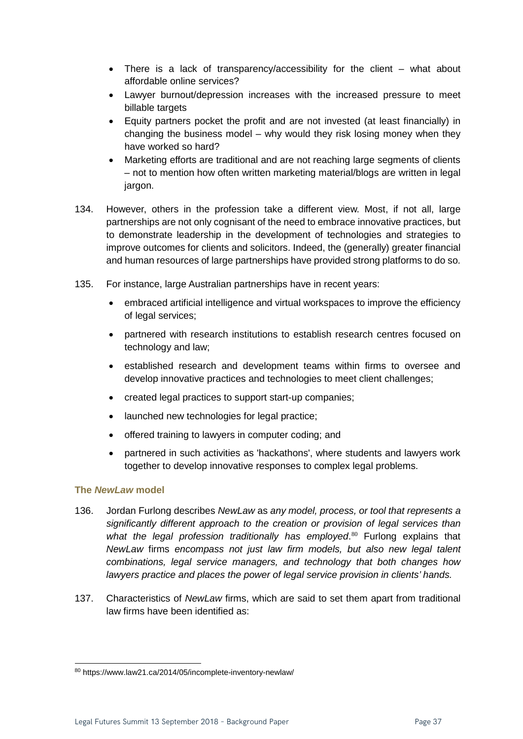- There is a lack of transparency/accessibility for the client – what about affordable online services?
- Lawyer burnout/depression increases with the increased pressure to meet billable targets
- Equity partners pocket the profit and are not invested (at least financially) in changing the business model – why would they risk losing money when they have worked so hard?
- Marketing efforts are traditional and are not reaching large segments of clients – not to mention how often written marketing material/blogs are written in legal jargon.

134. However, others in the profession take a different view. Most, if not all, large partnerships are not only cognisant of the need to embrace innovative practices, but to demonstrate leadership in the development of technologies and strategies to improve outcomes for clients and solicitors. Indeed, the (generally) greater financial and human resources of large partnerships have provided strong platforms to do so.

135. For instance, large Australian partnerships have in recent years:

- embraced artificial intelligence and virtual workspaces to improve the efficiency of legal services;
- partnered with research institutions to establish research centres focused on technology and law;
- established research and development teams within firms to oversee and develop innovative practices and technologies to meet client challenges;
- created legal practices to support start-up companies;
- launched new technologies for legal practice;
- offered training to lawyers in computer coding; and
- partnered in such activities as 'hackathons', where students and lawyers work together to develop innovative responses to complex legal problems.

### The *NewLaw* model

136. Jordan Furlong describes *NewLaw* as *any model, process, or tool that represents a significantly different approach to the creation or provision of legal services than what the legal profession traditionally has employed*.[80] Furlong explains that *NewLaw* firms *encompass not just law firm models, but also new legal talent combinations, legal service managers, and technology that both changes how lawyers practice and places the power of legal service provision in clients' hands.*

137. Characteristics of *NewLaw* firms, which are said to set them apart from traditional law firms have been identified as:

[80] https://www.law21.ca/2014/05/incomplete-inventory-newlaw/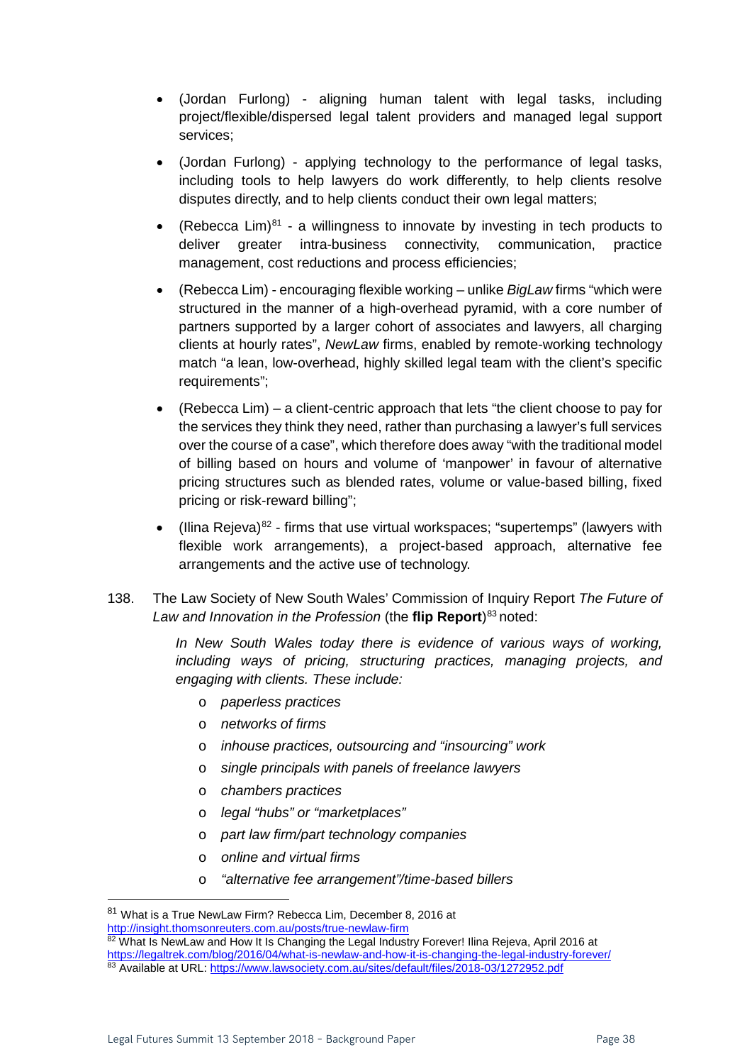- (Jordan Furlong) - aligning human talent with legal tasks, including project/flexible/dispersed legal talent providers and managed legal support services;
- (Jordan Furlong) - applying technology to the performance of legal tasks, including tools to help lawyers do work differently, to help clients resolve disputes directly, and to help clients conduct their own legal matters;
- (Rebecca Lim)[81] - a willingness to innovate by investing in tech products to deliver greater intra-business connectivity, communication, practice management, cost reductions and process efficiencies;
- (Rebecca Lim) - encouraging flexible working – unlike *BigLaw* firms "which were structured in the manner of a high-overhead pyramid, with a core number of partners supported by a larger cohort of associates and lawyers, all charging clients at hourly rates", *NewLaw* firms, enabled by remote-working technology match "a lean, low-overhead, highly skilled legal team with the client's specific requirements";
- (Rebecca Lim) – a client-centric approach that lets "the client choose to pay for the services they think they need, rather than purchasing a lawyer's full services over the course of a case", which therefore does away "with the traditional model of billing based on hours and volume of 'manpower' in favour of alternative pricing structures such as blended rates, volume or value-based billing, fixed pricing or risk-reward billing";
- (Ilina Rejeva)[82] - firms that use virtual workspaces; "supertemps" (lawyers with flexible work arrangements), a project-based approach, alternative fee arrangements and the active use of technology.

138. The Law Society of New South Wales' Commission of Inquiry Report *The Future of Law and Innovation in the Profession* (the **flip Report**)[83] noted:

> *In New South Wales today there is evidence of various ways of working, including ways of pricing, structuring practices, managing projects, and engaging with clients. These include:*
>
> - *paperless practices*
> - *networks of firms*
> - *inhouse practices, outsourcing and "insourcing" work*
> - *single principals with panels of freelance lawyers*
> - *chambers practices*
> - *legal "hubs" or "marketplaces"*
> - *part law firm/part technology companies*
> - *online and virtual firms*
> - *"alternative fee arrangement"/time-based billers*

---

[81] What is a True NewLaw Firm? Rebecca Lim, December 8, 2016 at http://insight.thomsonreuters.com.au/posts/true-newlaw-firm

[82] What Is NewLaw and How It Is Changing the Legal Industry Forever! Ilina Rejeva, April 2016 at https://legaltrek.com/blog/2016/04/what-is-newlaw-and-how-it-is-changing-the-legal-industry-forever/

[83] Available at URL: https://www.lawsociety.com.au/sites/default/files/2018-03/1272952.pdf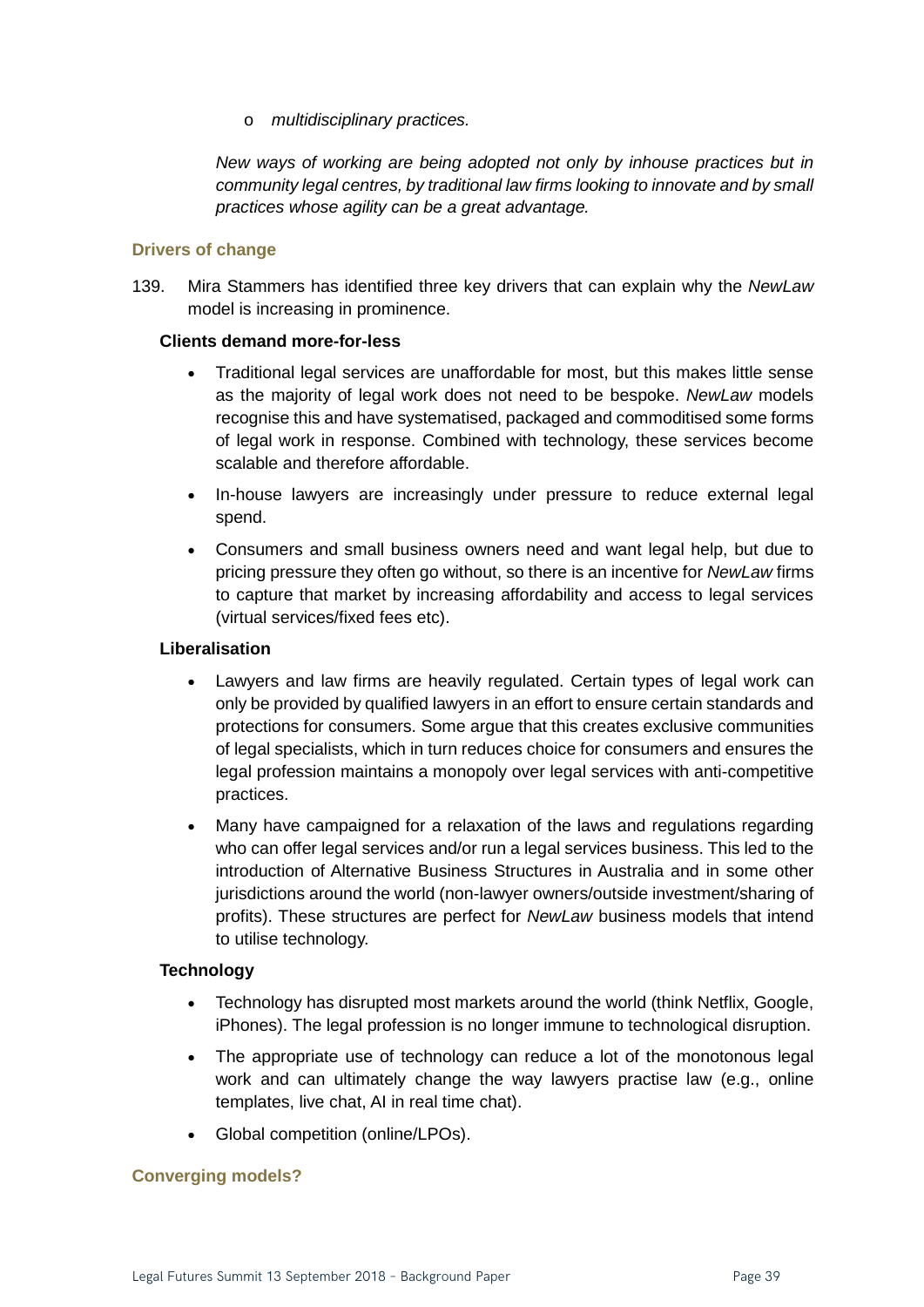- *multidisciplinary practices.*

*New ways of working are being adopted not only by inhouse practices but in community legal centres, by traditional law firms looking to innovate and by small practices whose agility can be a great advantage.*

### Drivers of change

139. Mira Stammers has identified three key drivers that can explain why the *NewLaw* model is increasing in prominence.

#### Clients demand more-for-less

- Traditional legal services are unaffordable for most, but this makes little sense as the majority of legal work does not need to be bespoke. *NewLaw* models recognise this and have systematised, packaged and commoditised some forms of legal work in response. Combined with technology, these services become scalable and therefore affordable.
- In-house lawyers are increasingly under pressure to reduce external legal spend.
- Consumers and small business owners need and want legal help, but due to pricing pressure they often go without, so there is an incentive for *NewLaw* firms to capture that market by increasing affordability and access to legal services (virtual services/fixed fees etc).

#### Liberalisation

- Lawyers and law firms are heavily regulated. Certain types of legal work can only be provided by qualified lawyers in an effort to ensure certain standards and protections for consumers. Some argue that this creates exclusive communities of legal specialists, which in turn reduces choice for consumers and ensures the legal profession maintains a monopoly over legal services with anti-competitive practices.
- Many have campaigned for a relaxation of the laws and regulations regarding who can offer legal services and/or run a legal services business. This led to the introduction of Alternative Business Structures in Australia and in some other jurisdictions around the world (non-lawyer owners/outside investment/sharing of profits). These structures are perfect for *NewLaw* business models that intend to utilise technology.

#### Technology

- Technology has disrupted most markets around the world (think Netflix, Google, iPhones). The legal profession is no longer immune to technological disruption.
- The appropriate use of technology can reduce a lot of the monotonous legal work and can ultimately change the way lawyers practise law (e.g., online templates, live chat, AI in real time chat).
- Global competition (online/LPOs).

### Converging models?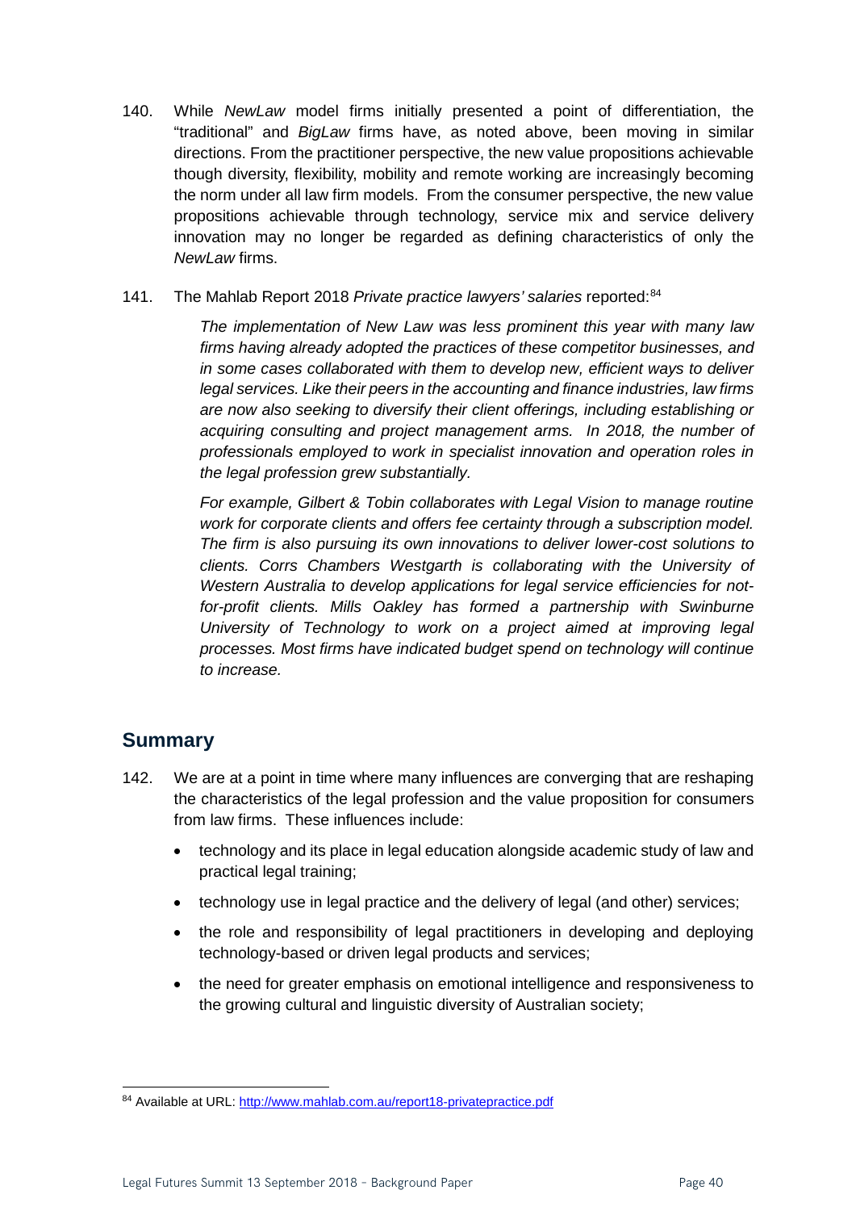140. While *NewLaw* model firms initially presented a point of differentiation, the "traditional" and *BigLaw* firms have, as noted above, been moving in similar directions. From the practitioner perspective, the new value propositions achievable though diversity, flexibility, mobility and remote working are increasingly becoming the norm under all law firm models. From the consumer perspective, the new value propositions achievable through technology, service mix and service delivery innovation may no longer be regarded as defining characteristics of only the *NewLaw* firms.

141. The Mahlab Report 2018 *Private practice lawyers' salaries* reported:[84]

> *The implementation of New Law was less prominent this year with many law firms having already adopted the practices of these competitor businesses, and in some cases collaborated with them to develop new, efficient ways to deliver legal services. Like their peers in the accounting and finance industries, law firms are now also seeking to diversify their client offerings, including establishing or acquiring consulting and project management arms. In 2018, the number of professionals employed to work in specialist innovation and operation roles in the legal profession grew substantially.*
>
> *For example, Gilbert & Tobin collaborates with Legal Vision to manage routine work for corporate clients and offers fee certainty through a subscription model. The firm is also pursuing its own innovations to deliver lower-cost solutions to clients. Corrs Chambers Westgarth is collaborating with the University of Western Australia to develop applications for legal service efficiencies for not-for-profit clients. Mills Oakley has formed a partnership with Swinburne University of Technology to work on a project aimed at improving legal processes. Most firms have indicated budget spend on technology will continue to increase.*

## Summary

142. We are at a point in time where many influences are converging that are reshaping the characteristics of the legal profession and the value proposition for consumers from law firms. These influences include:

- technology and its place in legal education alongside academic study of law and practical legal training;
- technology use in legal practice and the delivery of legal (and other) services;
- the role and responsibility of legal practitioners in developing and deploying technology-based or driven legal products and services;
- the need for greater emphasis on emotional intelligence and responsiveness to the growing cultural and linguistic diversity of Australian society;

---

[84] Available at URL: http://www.mahlab.com.au/report18-privatepractice.pdf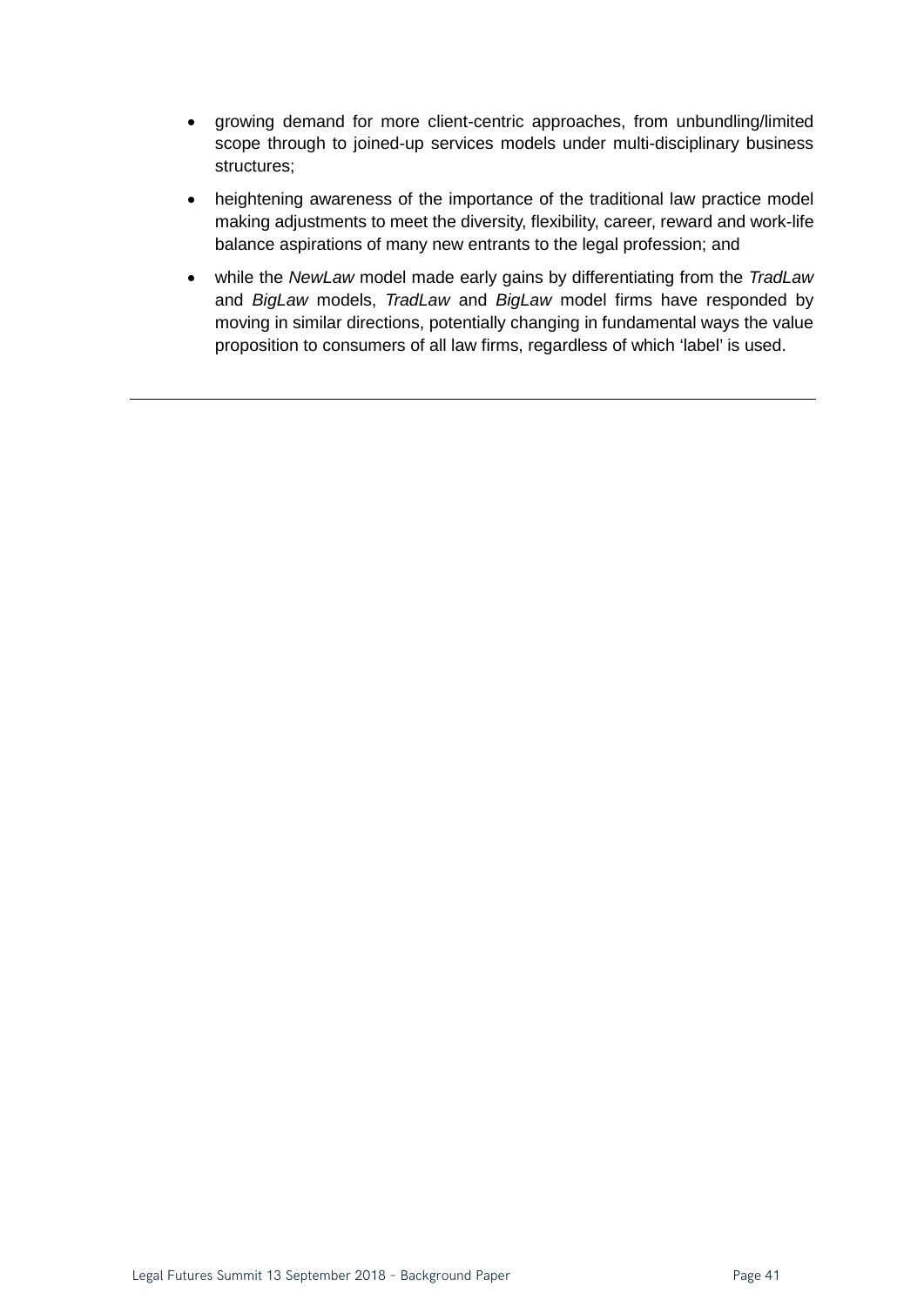- growing demand for more client-centric approaches, from unbundling/limited scope through to joined-up services models under multi-disciplinary business structures;
- heightening awareness of the importance of the traditional law practice model making adjustments to meet the diversity, flexibility, career, reward and work-life balance aspirations of many new entrants to the legal profession; and
- while the *NewLaw* model made early gains by differentiating from the *TradLaw* and *BigLaw* models, *TradLaw* and *BigLaw* model firms have responded by moving in similar directions, potentially changing in fundamental ways the value proposition to consumers of all law firms, regardless of which 'label' is used.

---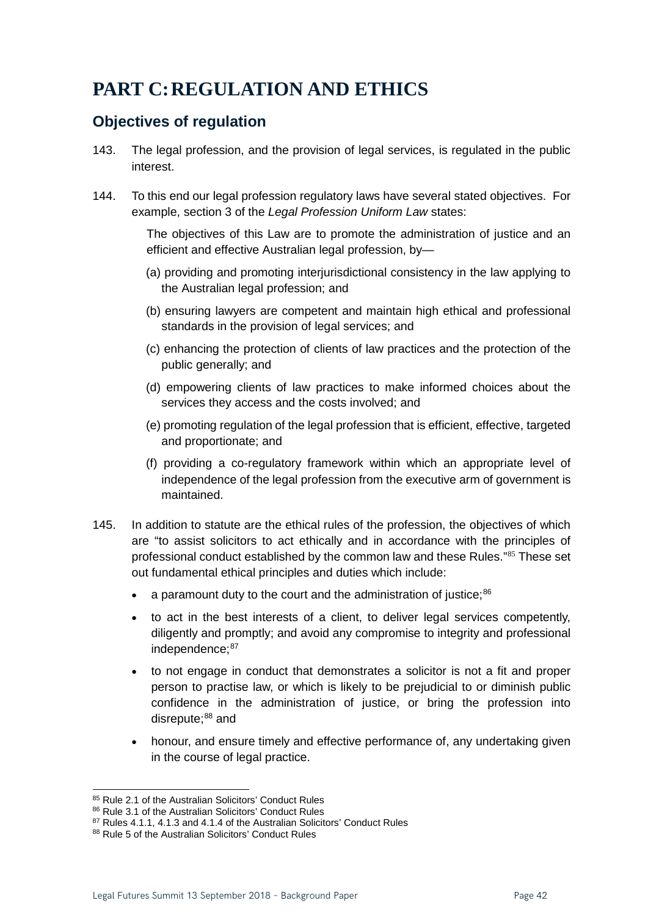# PART C: REGULATION AND ETHICS

## Objectives of regulation

143. The legal profession, and the provision of legal services, is regulated in the public interest.

144. To this end our legal profession regulatory laws have several stated objectives. For example, section 3 of the *Legal Profession Uniform Law* states:

> The objectives of this Law are to promote the administration of justice and an efficient and effective Australian legal profession, by—
>
> (a) providing and promoting interjurisdictional consistency in the law applying to the Australian legal profession; and
>
> (b) ensuring lawyers are competent and maintain high ethical and professional standards in the provision of legal services; and
>
> (c) enhancing the protection of clients of law practices and the protection of the public generally; and
>
> (d) empowering clients of law practices to make informed choices about the services they access and the costs involved; and
>
> (e) promoting regulation of the legal profession that is efficient, effective, targeted and proportionate; and
>
> (f) providing a co-regulatory framework within which an appropriate level of independence of the legal profession from the executive arm of government is maintained.

145. In addition to statute are the ethical rules of the profession, the objectives of which are "to assist solicitors to act ethically and in accordance with the principles of professional conduct established by the common law and these Rules."[85] These set out fundamental ethical principles and duties which include:

- a paramount duty to the court and the administration of justice;[86]
- to act in the best interests of a client, to deliver legal services competently, diligently and promptly; and avoid any compromise to integrity and professional independence;[87]
- to not engage in conduct that demonstrates a solicitor is not a fit and proper person to practise law, or which is likely to be prejudicial to or diminish public confidence in the administration of justice, or bring the profession into disrepute;[88] and
- honour, and ensure timely and effective performance of, any undertaking given in the course of legal practice.

[85] Rule 2.1 of the Australian Solicitors' Conduct Rules
[86] Rule 3.1 of the Australian Solicitors' Conduct Rules
[87] Rules 4.1.1, 4.1.3 and 4.1.4 of the Australian Solicitors' Conduct Rules
[88] Rule 5 of the Australian Solicitors' Conduct Rules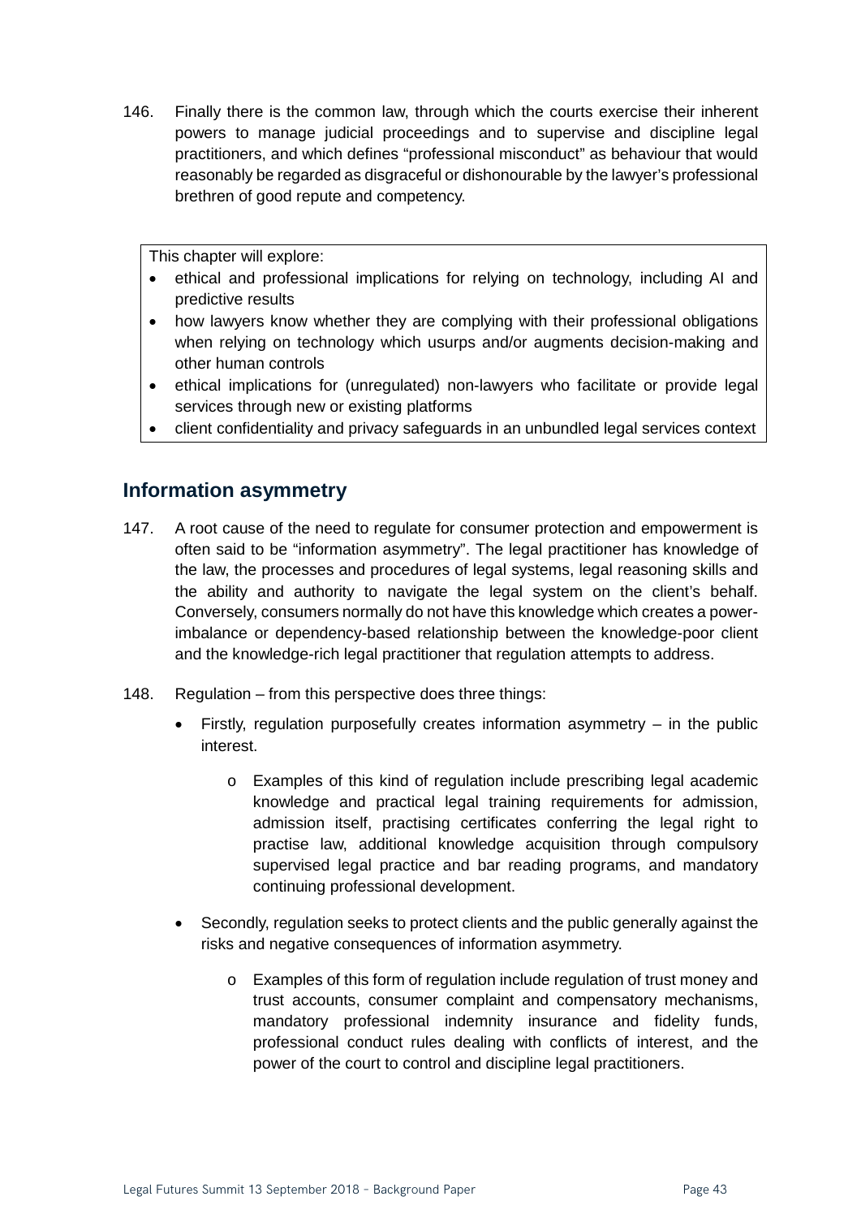146. Finally there is the common law, through which the courts exercise their inherent powers to manage judicial proceedings and to supervise and discipline legal practitioners, and which defines "professional misconduct" as behaviour that would reasonably be regarded as disgraceful or dishonourable by the lawyer's professional brethren of good repute and competency.

This chapter will explore:

- ethical and professional implications for relying on technology, including AI and predictive results
- how lawyers know whether they are complying with their professional obligations when relying on technology which usurps and/or augments decision-making and other human controls
- ethical implications for (unregulated) non-lawyers who facilitate or provide legal services through new or existing platforms
- client confidentiality and privacy safeguards in an unbundled legal services context

## Information asymmetry

147. A root cause of the need to regulate for consumer protection and empowerment is often said to be "information asymmetry". The legal practitioner has knowledge of the law, the processes and procedures of legal systems, legal reasoning skills and the ability and authority to navigate the legal system on the client's behalf. Conversely, consumers normally do not have this knowledge which creates a power-imbalance or dependency-based relationship between the knowledge-poor client and the knowledge-rich legal practitioner that regulation attempts to address.

148. Regulation – from this perspective does three things:

- Firstly, regulation purposefully creates information asymmetry – in the public interest.
  - Examples of this kind of regulation include prescribing legal academic knowledge and practical legal training requirements for admission, admission itself, practising certificates conferring the legal right to practise law, additional knowledge acquisition through compulsory supervised legal practice and bar reading programs, and mandatory continuing professional development.
- Secondly, regulation seeks to protect clients and the public generally against the risks and negative consequences of information asymmetry.
  - Examples of this form of regulation include regulation of trust money and trust accounts, consumer complaint and compensatory mechanisms, mandatory professional indemnity insurance and fidelity funds, professional conduct rules dealing with conflicts of interest, and the power of the court to control and discipline legal practitioners.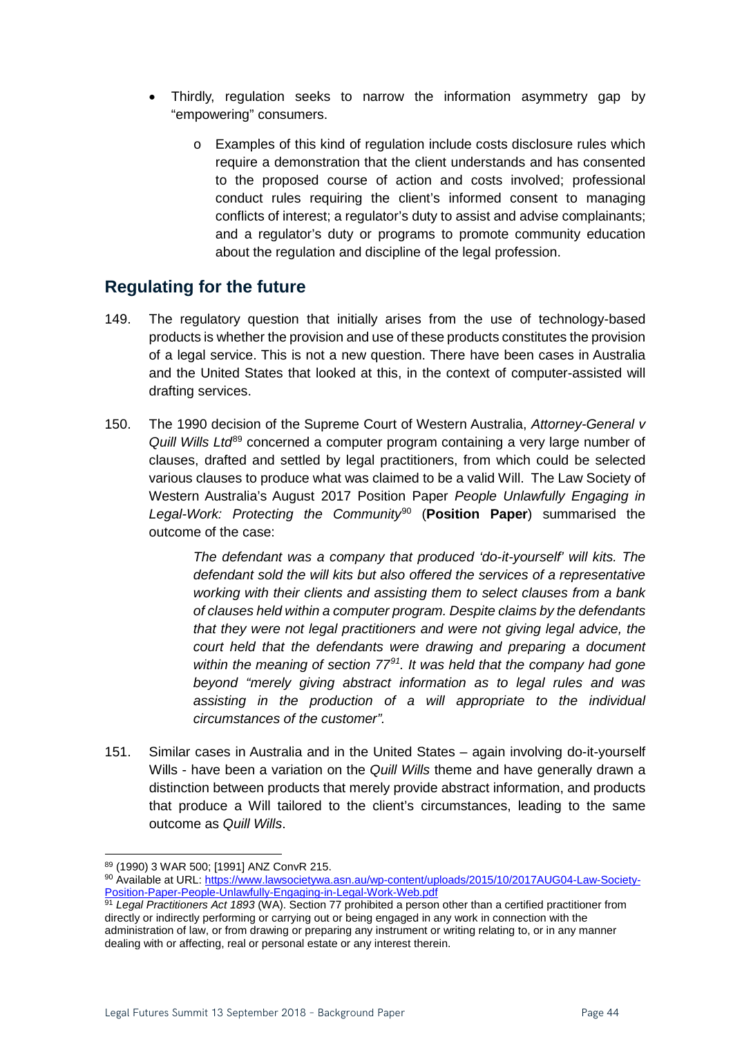- Thirdly, regulation seeks to narrow the information asymmetry gap by "empowering" consumers.
    - Examples of this kind of regulation include costs disclosure rules which require a demonstration that the client understands and has consented to the proposed course of action and costs involved; professional conduct rules requiring the client's informed consent to managing conflicts of interest; a regulator's duty to assist and advise complainants; and a regulator's duty or programs to promote community education about the regulation and discipline of the legal profession.

## Regulating for the future

149. The regulatory question that initially arises from the use of technology-based products is whether the provision and use of these products constitutes the provision of a legal service. This is not a new question. There have been cases in Australia and the United States that looked at this, in the context of computer-assisted will drafting services.

150. The 1990 decision of the Supreme Court of Western Australia, *Attorney-General v Quill Wills Ltd*[89] concerned a computer program containing a very large number of clauses, drafted and settled by legal practitioners, from which could be selected various clauses to produce what was claimed to be a valid Will. The Law Society of Western Australia's August 2017 Position Paper *People Unlawfully Engaging in Legal-Work: Protecting the Community*[90] (**Position Paper**) summarised the outcome of the case:

> *The defendant was a company that produced 'do-it-yourself' will kits. The defendant sold the will kits but also offered the services of a representative working with their clients and assisting them to select clauses from a bank of clauses held within a computer program. Despite claims by the defendants that they were not legal practitioners and were not giving legal advice, the court held that the defendants were drawing and preparing a document within the meaning of section 77[91]. It was held that the company had gone beyond "merely giving abstract information as to legal rules and was assisting in the production of a will appropriate to the individual circumstances of the customer".*

151. Similar cases in Australia and in the United States – again involving do-it-yourself Wills - have been a variation on the *Quill Wills* theme and have generally drawn a distinction between products that merely provide abstract information, and products that produce a Will tailored to the client's circumstances, leading to the same outcome as *Quill Wills*.

---

[89] (1990) 3 WAR 500; [1991] ANZ ConvR 215.

[90] Available at URL: https://www.lawsocietywa.asn.au/wp-content/uploads/2015/10/2017AUG04-Law-Society-Position-Paper-People-Unlawfully-Engaging-in-Legal-Work-Web.pdf

[91] *Legal Practitioners Act 1893* (WA). Section 77 prohibited a person other than a certified practitioner from directly or indirectly performing or carrying out or being engaged in any work in connection with the administration of law, or from drawing or preparing any instrument or writing relating to, or in any manner dealing with or affecting, real or personal estate or any interest therein.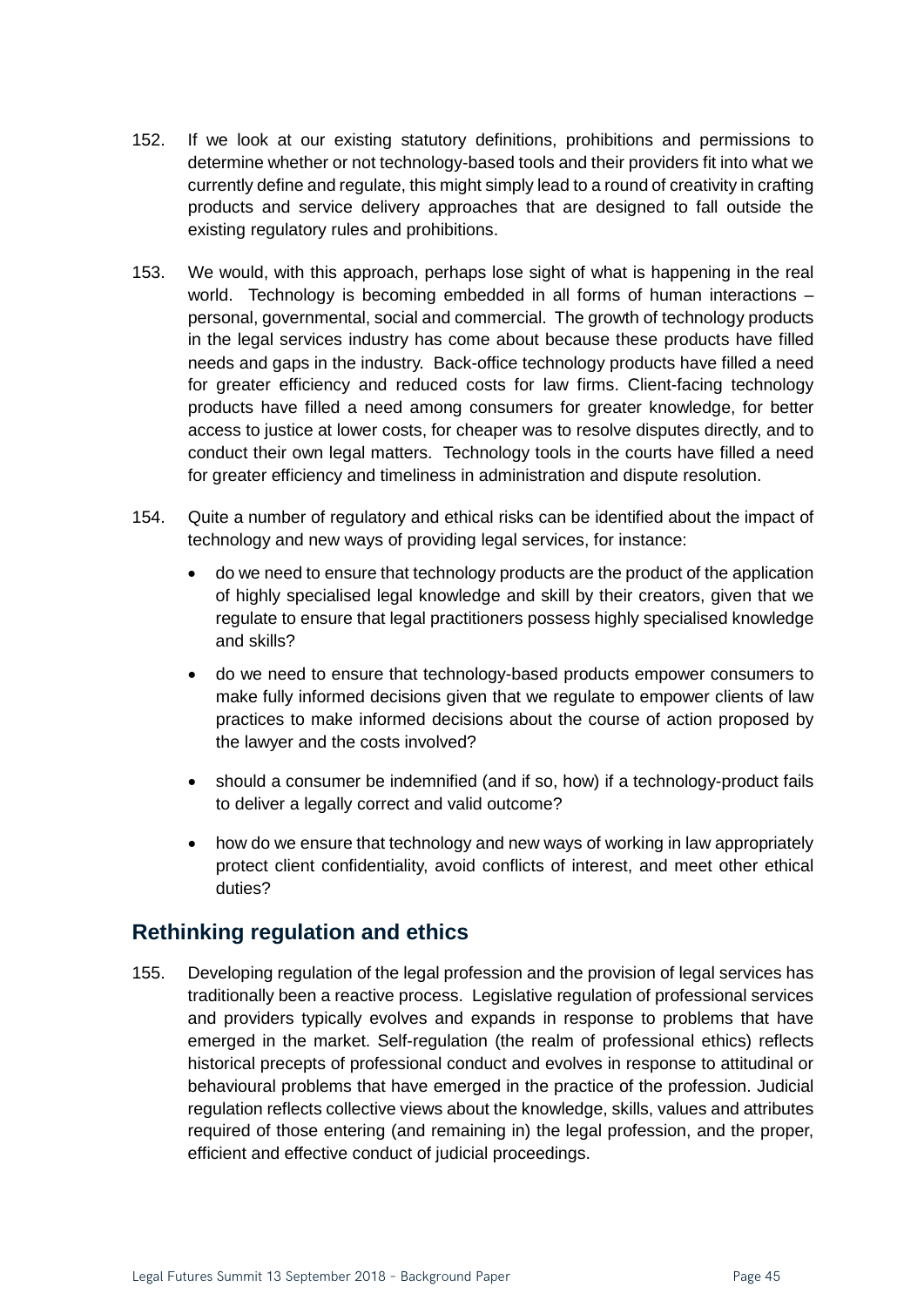152. If we look at our existing statutory definitions, prohibitions and permissions to determine whether or not technology-based tools and their providers fit into what we currently define and regulate, this might simply lead to a round of creativity in crafting products and service delivery approaches that are designed to fall outside the existing regulatory rules and prohibitions.

153. We would, with this approach, perhaps lose sight of what is happening in the real world. Technology is becoming embedded in all forms of human interactions – personal, governmental, social and commercial. The growth of technology products in the legal services industry has come about because these products have filled needs and gaps in the industry. Back-office technology products have filled a need for greater efficiency and reduced costs for law firms. Client-facing technology products have filled a need among consumers for greater knowledge, for better access to justice at lower costs, for cheaper was to resolve disputes directly, and to conduct their own legal matters. Technology tools in the courts have filled a need for greater efficiency and timeliness in administration and dispute resolution.

154. Quite a number of regulatory and ethical risks can be identified about the impact of technology and new ways of providing legal services, for instance:

- do we need to ensure that technology products are the product of the application of highly specialised legal knowledge and skill by their creators, given that we regulate to ensure that legal practitioners possess highly specialised knowledge and skills?
- do we need to ensure that technology-based products empower consumers to make fully informed decisions given that we regulate to empower clients of law practices to make informed decisions about the course of action proposed by the lawyer and the costs involved?
- should a consumer be indemnified (and if so, how) if a technology-product fails to deliver a legally correct and valid outcome?
- how do we ensure that technology and new ways of working in law appropriately protect client confidentiality, avoid conflicts of interest, and meet other ethical duties?

## Rethinking regulation and ethics

155. Developing regulation of the legal profession and the provision of legal services has traditionally been a reactive process. Legislative regulation of professional services and providers typically evolves and expands in response to problems that have emerged in the market. Self-regulation (the realm of professional ethics) reflects historical precepts of professional conduct and evolves in response to attitudinal or behavioural problems that have emerged in the practice of the profession. Judicial regulation reflects collective views about the knowledge, skills, values and attributes required of those entering (and remaining in) the legal profession, and the proper, efficient and effective conduct of judicial proceedings.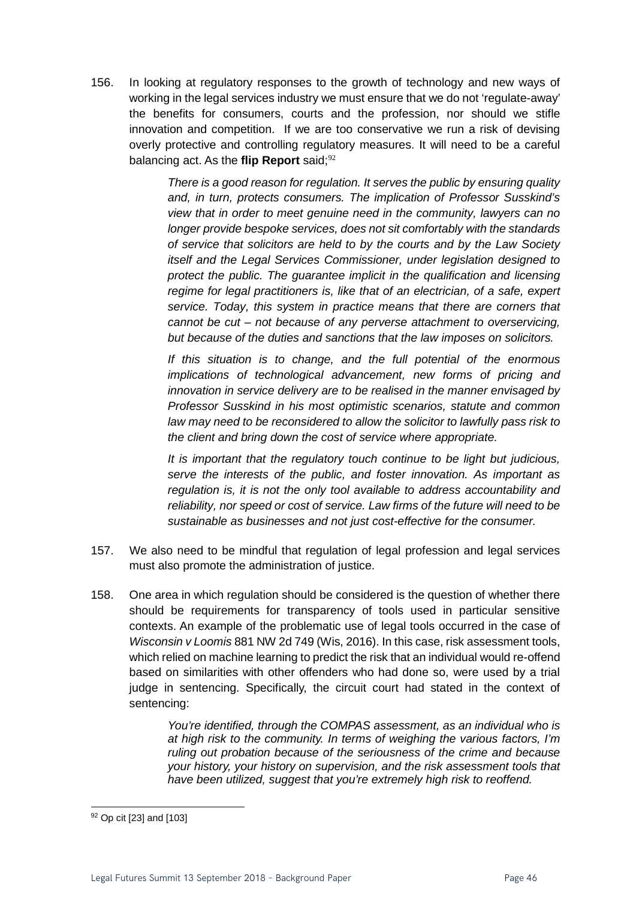156. In looking at regulatory responses to the growth of technology and new ways of working in the legal services industry we must ensure that we do not 'regulate-away' the benefits for consumers, courts and the profession, nor should we stifle innovation and competition. If we are too conservative we run a risk of devising overly protective and controlling regulatory measures. It will need to be a careful balancing act. As the **flip Report** said;[92]

> *There is a good reason for regulation. It serves the public by ensuring quality and, in turn, protects consumers. The implication of Professor Susskind's view that in order to meet genuine need in the community, lawyers can no longer provide bespoke services, does not sit comfortably with the standards of service that solicitors are held to by the courts and by the Law Society itself and the Legal Services Commissioner, under legislation designed to protect the public. The guarantee implicit in the qualification and licensing regime for legal practitioners is, like that of an electrician, of a safe, expert service. Today, this system in practice means that there are corners that cannot be cut – not because of any perverse attachment to overservicing, but because of the duties and sanctions that the law imposes on solicitors.*
>
> *If this situation is to change, and the full potential of the enormous implications of technological advancement, new forms of pricing and innovation in service delivery are to be realised in the manner envisaged by Professor Susskind in his most optimistic scenarios, statute and common law may need to be reconsidered to allow the solicitor to lawfully pass risk to the client and bring down the cost of service where appropriate.*
>
> *It is important that the regulatory touch continue to be light but judicious, serve the interests of the public, and foster innovation. As important as regulation is, it is not the only tool available to address accountability and reliability, nor speed or cost of service. Law firms of the future will need to be sustainable as businesses and not just cost-effective for the consumer.*

157. We also need to be mindful that regulation of legal profession and legal services must also promote the administration of justice.

158. One area in which regulation should be considered is the question of whether there should be requirements for transparency of tools used in particular sensitive contexts. An example of the problematic use of legal tools occurred in the case of *Wisconsin v Loomis* 881 NW 2d 749 (Wis, 2016). In this case, risk assessment tools, which relied on machine learning to predict the risk that an individual would re-offend based on similarities with other offenders who had done so, were used by a trial judge in sentencing. Specifically, the circuit court had stated in the context of sentencing:

> *You're identified, through the COMPAS assessment, as an individual who is at high risk to the community. In terms of weighing the various factors, I'm ruling out probation because of the seriousness of the crime and because your history, your history on supervision, and the risk assessment tools that have been utilized, suggest that you're extremely high risk to reoffend.*

---

[92] Op cit [23] and [103]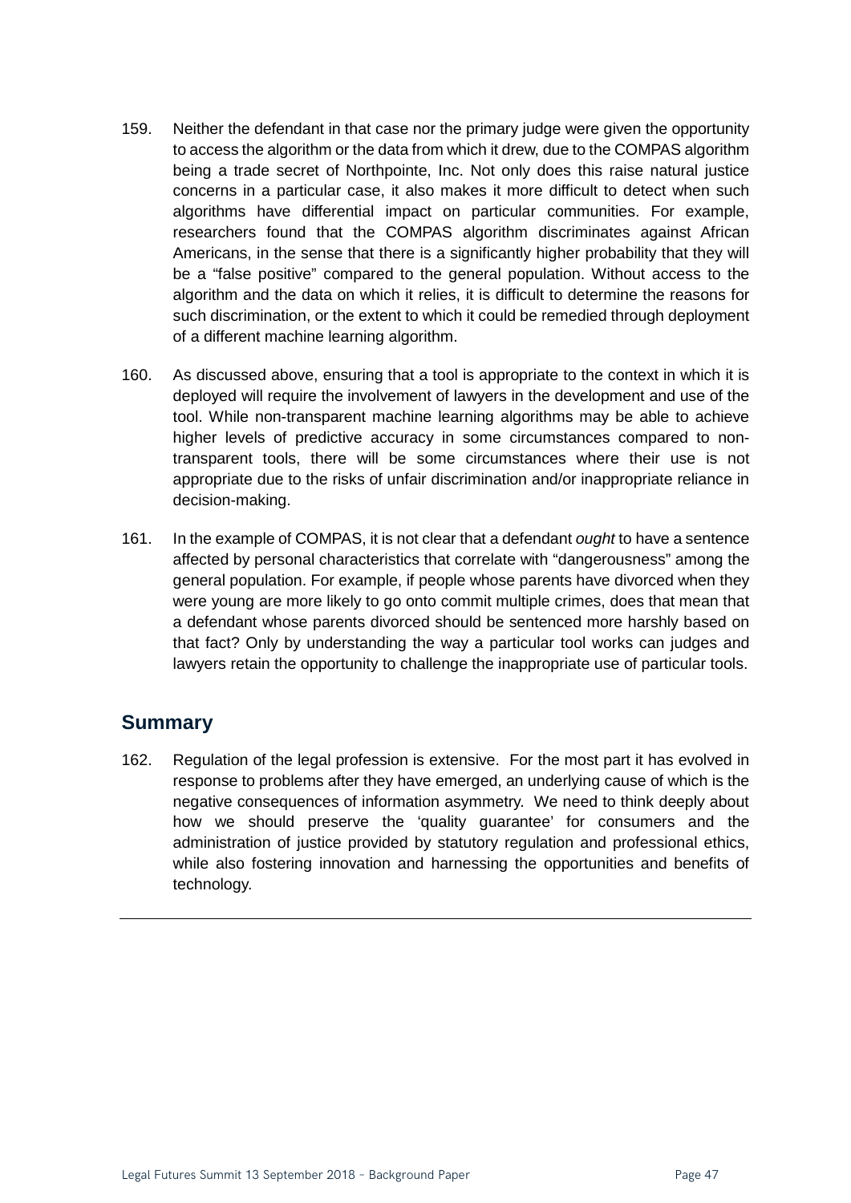159. Neither the defendant in that case nor the primary judge were given the opportunity to access the algorithm or the data from which it drew, due to the COMPAS algorithm being a trade secret of Northpointe, Inc. Not only does this raise natural justice concerns in a particular case, it also makes it more difficult to detect when such algorithms have differential impact on particular communities. For example, researchers found that the COMPAS algorithm discriminates against African Americans, in the sense that there is a significantly higher probability that they will be a "false positive" compared to the general population. Without access to the algorithm and the data on which it relies, it is difficult to determine the reasons for such discrimination, or the extent to which it could be remedied through deployment of a different machine learning algorithm.

160. As discussed above, ensuring that a tool is appropriate to the context in which it is deployed will require the involvement of lawyers in the development and use of the tool. While non-transparent machine learning algorithms may be able to achieve higher levels of predictive accuracy in some circumstances compared to non-transparent tools, there will be some circumstances where their use is not appropriate due to the risks of unfair discrimination and/or inappropriate reliance in decision-making.

161. In the example of COMPAS, it is not clear that a defendant *ought* to have a sentence affected by personal characteristics that correlate with "dangerousness" among the general population. For example, if people whose parents have divorced when they were young are more likely to go onto commit multiple crimes, does that mean that a defendant whose parents divorced should be sentenced more harshly based on that fact? Only by understanding the way a particular tool works can judges and lawyers retain the opportunity to challenge the inappropriate use of particular tools.

## Summary

162. Regulation of the legal profession is extensive. For the most part it has evolved in response to problems after they have emerged, an underlying cause of which is the negative consequences of information asymmetry. We need to think deeply about how we should preserve the 'quality guarantee' for consumers and the administration of justice provided by statutory regulation and professional ethics, while also fostering innovation and harnessing the opportunities and benefits of technology.